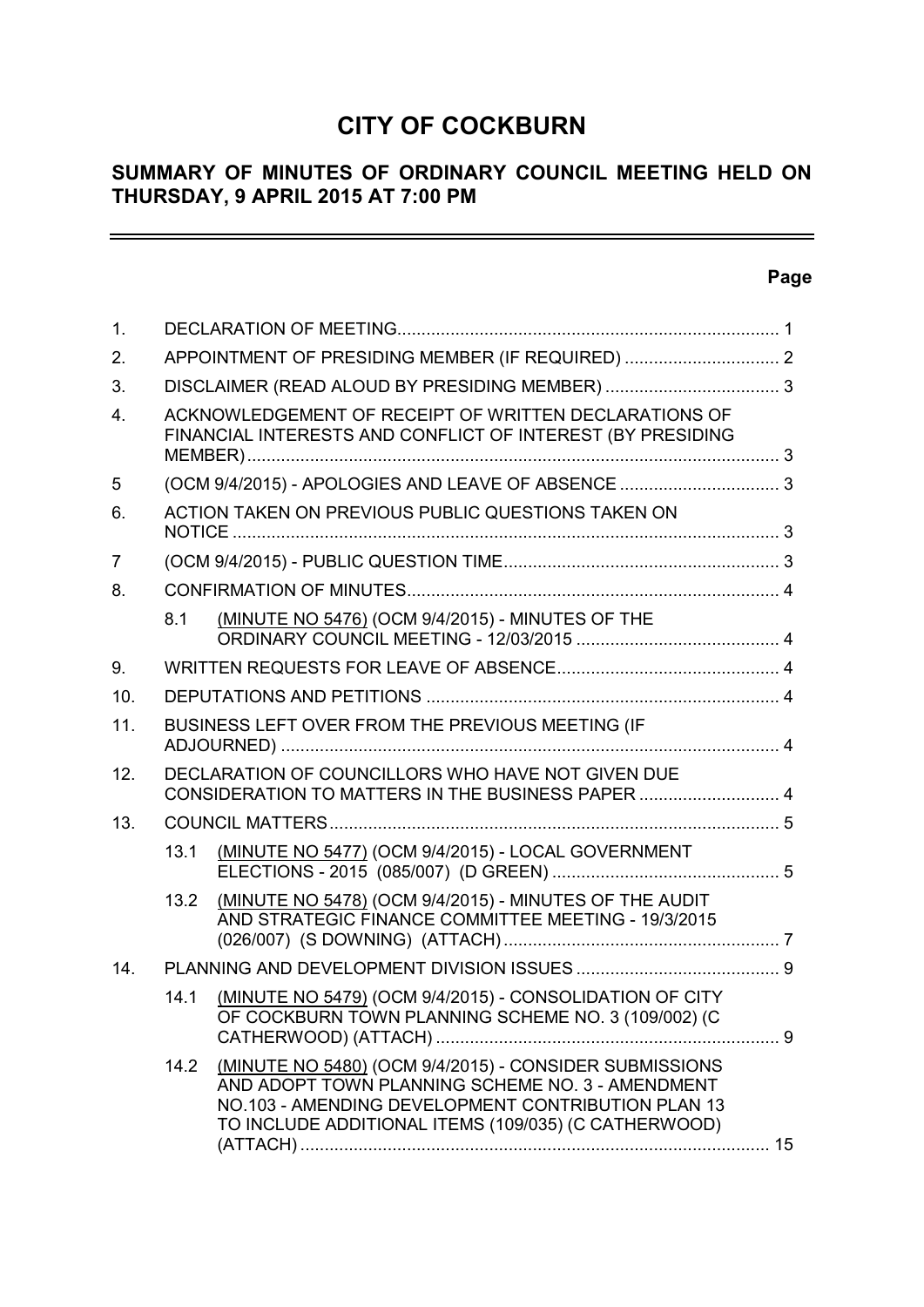# CITY OF COCKBURN

## SUMMARY OF MINUTES OF ORDINARY COUNCIL MEETING HELD ON THURSDAY, 9 APRIL 2015 AT 7:00 PM

**Page**

| | | | |
|---|---|---|---|
| 1. | | DECLARATION OF MEETING | 1 |
| 2. | | APPOINTMENT OF PRESIDING MEMBER (IF REQUIRED) | 2 |
| 3. | | DISCLAIMER (READ ALOUD BY PRESIDING MEMBER) | 3 |
| 4. | | ACKNOWLEDGEMENT OF RECEIPT OF WRITTEN DECLARATIONS OF FINANCIAL INTERESTS AND CONFLICT OF INTEREST (BY PRESIDING MEMBER) | 3 |
| 5 | | (OCM 9/4/2015) - APOLOGIES AND LEAVE OF ABSENCE | 3 |
| 6. | | ACTION TAKEN ON PREVIOUS PUBLIC QUESTIONS TAKEN ON NOTICE | 3 |
| 7 | | (OCM 9/4/2015) - PUBLIC QUESTION TIME | 3 |
| 8. | | CONFIRMATION OF MINUTES | 4 |
| | 8.1 | (MINUTE NO 5476) (OCM 9/4/2015) - MINUTES OF THE ORDINARY COUNCIL MEETING - 12/03/2015 | 4 |
| 9. | | WRITTEN REQUESTS FOR LEAVE OF ABSENCE | 4 |
| 10. | | DEPUTATIONS AND PETITIONS | 4 |
| 11. | | BUSINESS LEFT OVER FROM THE PREVIOUS MEETING (IF ADJOURNED) | 4 |
| 12. | | DECLARATION OF COUNCILLORS WHO HAVE NOT GIVEN DUE CONSIDERATION TO MATTERS IN THE BUSINESS PAPER | 4 |
| 13. | | COUNCIL MATTERS | 5 |
| | 13.1 | (MINUTE NO 5477) (OCM 9/4/2015) - LOCAL GOVERNMENT ELECTIONS - 2015 (085/007) (D GREEN) | 5 |
| | 13.2 | (MINUTE NO 5478) (OCM 9/4/2015) - MINUTES OF THE AUDIT AND STRATEGIC FINANCE COMMITTEE MEETING - 19/3/2015 (026/007) (S DOWNING) (ATTACH) | 7 |
| 14. | | PLANNING AND DEVELOPMENT DIVISION ISSUES | 9 |
| | 14.1 | (MINUTE NO 5479) (OCM 9/4/2015) - CONSOLIDATION OF CITY OF COCKBURN TOWN PLANNING SCHEME NO. 3 (109/002) (C CATHERWOOD) (ATTACH) | 9 |
| | 14.2 | (MINUTE NO 5480) (OCM 9/4/2015) - CONSIDER SUBMISSIONS AND ADOPT TOWN PLANNING SCHEME NO. 3 - AMENDMENT NO.103 - AMENDING DEVELOPMENT CONTRIBUTION PLAN 13 TO INCLUDE ADDITIONAL ITEMS (109/035) (C CATHERWOOD) (ATTACH) | 15 |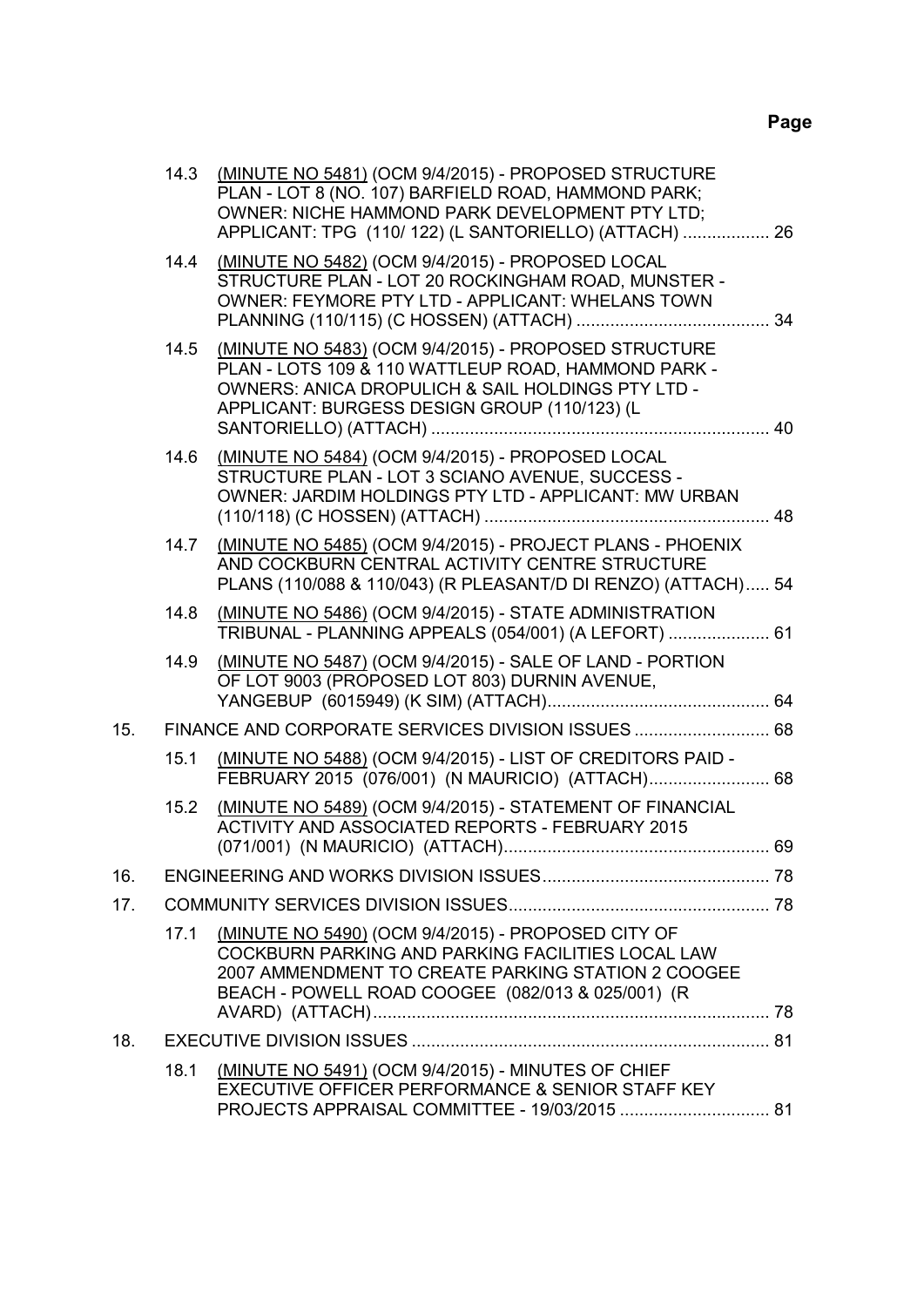| | | | Page |
|---|---|---|---|
| | 14.3 | (MINUTE NO 5481) (OCM 9/4/2015) - PROPOSED STRUCTURE PLAN - LOT 8 (NO. 107) BARFIELD ROAD, HAMMOND PARK; OWNER: NICHE HAMMOND PARK DEVELOPMENT PTY LTD; APPLICANT: TPG (110/ 122) (L SANTORIELLO) (ATTACH) | 26 |
| | 14.4 | (MINUTE NO 5482) (OCM 9/4/2015) - PROPOSED LOCAL STRUCTURE PLAN - LOT 20 ROCKINGHAM ROAD, MUNSTER - OWNER: FEYMORE PTY LTD - APPLICANT: WHELANS TOWN PLANNING (110/115) (C HOSSEN) (ATTACH) | 34 |
| | 14.5 | (MINUTE NO 5483) (OCM 9/4/2015) - PROPOSED STRUCTURE PLAN - LOTS 109 & 110 WATTLEUP ROAD, HAMMOND PARK - OWNERS: ANICA DROPULICH & SAIL HOLDINGS PTY LTD - APPLICANT: BURGESS DESIGN GROUP (110/123) (L SANTORIELLO) (ATTACH) | 40 |
| | 14.6 | (MINUTE NO 5484) (OCM 9/4/2015) - PROPOSED LOCAL STRUCTURE PLAN - LOT 3 SCIANO AVENUE, SUCCESS - OWNER: JARDIM HOLDINGS PTY LTD - APPLICANT: MW URBAN (110/118) (C HOSSEN) (ATTACH) | 48 |
| | 14.7 | (MINUTE NO 5485) (OCM 9/4/2015) - PROJECT PLANS - PHOENIX AND COCKBURN CENTRAL ACTIVITY CENTRE STRUCTURE PLANS (110/088 & 110/043) (R PLEASANT/D DI RENZO) (ATTACH) | 54 |
| | 14.8 | (MINUTE NO 5486) (OCM 9/4/2015) - STATE ADMINISTRATION TRIBUNAL - PLANNING APPEALS (054/001) (A LEFORT) | 61 |
| | 14.9 | (MINUTE NO 5487) (OCM 9/4/2015) - SALE OF LAND - PORTION OF LOT 9003 (PROPOSED LOT 803) DURNIN AVENUE, YANGEBUP (6015949) (K SIM) (ATTACH) | 64 |
| 15. | | FINANCE AND CORPORATE SERVICES DIVISION ISSUES | 68 |
| | 15.1 | (MINUTE NO 5488) (OCM 9/4/2015) - LIST OF CREDITORS PAID - FEBRUARY 2015 (076/001) (N MAURICIO) (ATTACH) | 68 |
| | 15.2 | (MINUTE NO 5489) (OCM 9/4/2015) - STATEMENT OF FINANCIAL ACTIVITY AND ASSOCIATED REPORTS - FEBRUARY 2015 (071/001) (N MAURICIO) (ATTACH) | 69 |
| 16. | | ENGINEERING AND WORKS DIVISION ISSUES | 78 |
| 17. | | COMMUNITY SERVICES DIVISION ISSUES | 78 |
| | 17.1 | (MINUTE NO 5490) (OCM 9/4/2015) - PROPOSED CITY OF COCKBURN PARKING AND PARKING FACILITIES LOCAL LAW 2007 AMMENDMENT TO CREATE PARKING STATION 2 COOGEE BEACH - POWELL ROAD COOGEE (082/013 & 025/001) (R AVARD) (ATTACH) | 78 |
| 18. | | EXECUTIVE DIVISION ISSUES | 81 |
| | 18.1 | (MINUTE NO 5491) (OCM 9/4/2015) - MINUTES OF CHIEF EXECUTIVE OFFICER PERFORMANCE & SENIOR STAFF KEY PROJECTS APPRAISAL COMMITTEE - 19/03/2015 | 81 |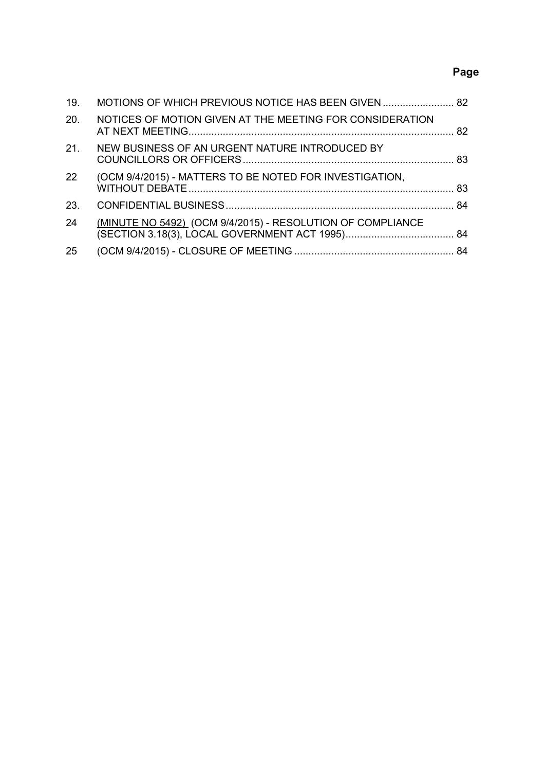| | | Page |
| --- | --- | --- |
| 19. | MOTIONS OF WHICH PREVIOUS NOTICE HAS BEEN GIVEN | 82 |
| 20. | NOTICES OF MOTION GIVEN AT THE MEETING FOR CONSIDERATION AT NEXT MEETING | 82 |
| 21. | NEW BUSINESS OF AN URGENT NATURE INTRODUCED BY COUNCILLORS OR OFFICERS | 83 |
| 22 | (OCM 9/4/2015) - MATTERS TO BE NOTED FOR INVESTIGATION, WITHOUT DEBATE | 83 |
| 23. | CONFIDENTIAL BUSINESS | 84 |
| 24 | (MINUTE NO 5492) (OCM 9/4/2015) - RESOLUTION OF COMPLIANCE (SECTION 3.18(3), LOCAL GOVERNMENT ACT 1995) | 84 |
| 25 | (OCM 9/4/2015) - CLOSURE OF MEETING | 84 |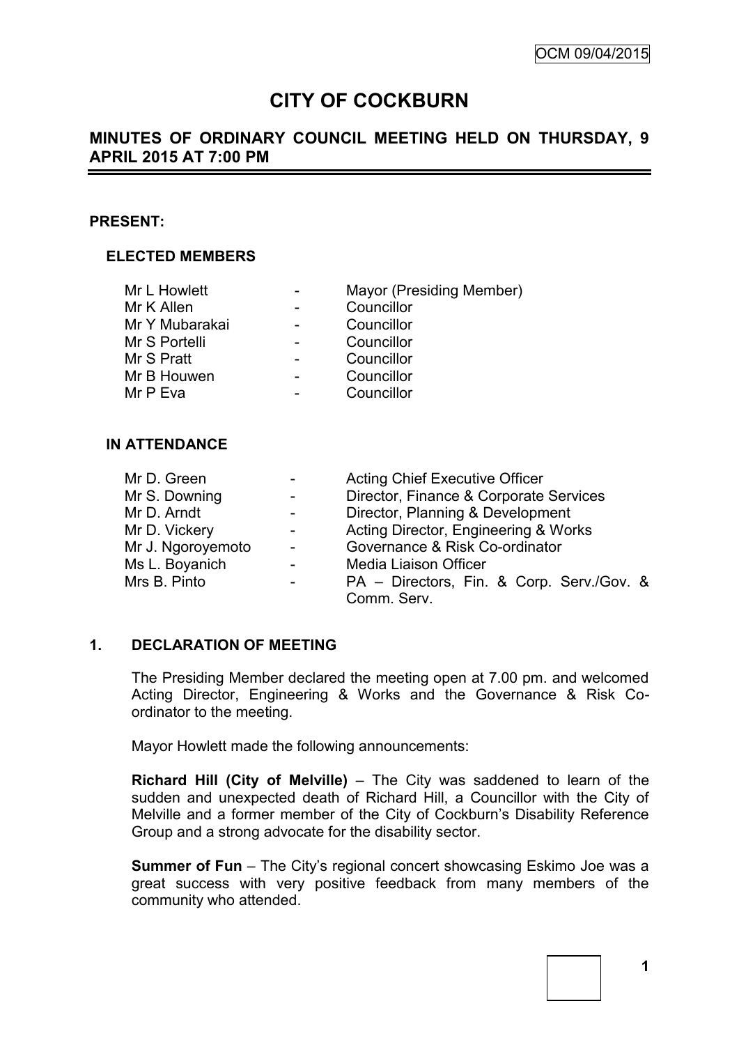# CITY OF COCKBURN

## MINUTES OF ORDINARY COUNCIL MEETING HELD ON THURSDAY, 9 APRIL 2015 AT 7:00 PM

### PRESENT:

#### ELECTED MEMBERS

| | | |
|---|---|---|
| Mr L Howlett | - | Mayor (Presiding Member) |
| Mr K Allen | - | Councillor |
| Mr Y Mubarakai | - | Councillor |
| Mr S Portelli | - | Councillor |
| Mr S Pratt | - | Councillor |
| Mr B Houwen | - | Councillor |
| Mr P Eva | - | Councillor |

#### IN ATTENDANCE

| | | |
|---|---|---|
| Mr D. Green | - | Acting Chief Executive Officer |
| Mr S. Downing | - | Director, Finance & Corporate Services |
| Mr D. Arndt | - | Director, Planning & Development |
| Mr D. Vickery | - | Acting Director, Engineering & Works |
| Mr J. Ngoroyemoto | - | Governance & Risk Co-ordinator |
| Ms L. Boyanich | - | Media Liaison Officer |
| Mrs B. Pinto | - | PA – Directors, Fin. & Corp. Serv./Gov. & Comm. Serv. |

### 1. DECLARATION OF MEETING

The Presiding Member declared the meeting open at 7.00 pm. and welcomed Acting Director, Engineering & Works and the Governance & Risk Co-ordinator to the meeting.

Mayor Howlett made the following announcements:

**Richard Hill (City of Melville)** – The City was saddened to learn of the sudden and unexpected death of Richard Hill, a Councillor with the City of Melville and a former member of the City of Cockburn's Disability Reference Group and a strong advocate for the disability sector.

**Summer of Fun** – The City's regional concert showcasing Eskimo Joe was a great success with very positive feedback from many members of the community who attended.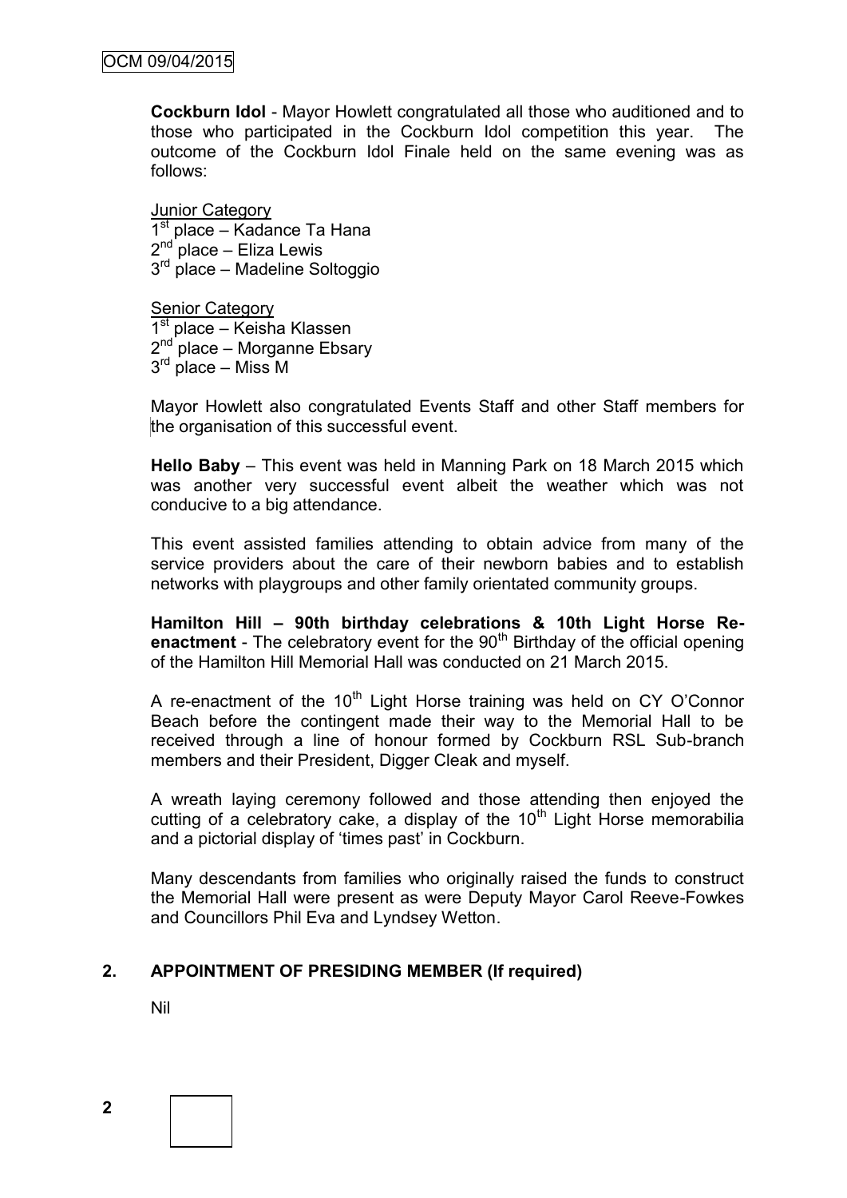**Cockburn Idol** - Mayor Howlett congratulated all those who auditioned and to those who participated in the Cockburn Idol competition this year. The outcome of the Cockburn Idol Finale held on the same evening was as follows:

<u>Junior Category</u>
1st place – Kadance Ta Hana
2nd place – Eliza Lewis
3rd place – Madeline Soltoggio

<u>Senior Category</u>
1st place – Keisha Klassen
2nd place – Morganne Ebsary
3rd place – Miss M

Mayor Howlett also congratulated Events Staff and other Staff members for the organisation of this successful event.

**Hello Baby** – This event was held in Manning Park on 18 March 2015 which was another very successful event albeit the weather which was not conducive to a big attendance.

This event assisted families attending to obtain advice from many of the service providers about the care of their newborn babies and to establish networks with playgroups and other family orientated community groups.

**Hamilton Hill – 90th birthday celebrations & 10th Light Horse Re-enactment** - The celebratory event for the 90th Birthday of the official opening of the Hamilton Hill Memorial Hall was conducted on 21 March 2015.

A re-enactment of the 10th Light Horse training was held on CY O'Connor Beach before the contingent made their way to the Memorial Hall to be received through a line of honour formed by Cockburn RSL Sub-branch members and their President, Digger Cleak and myself.

A wreath laying ceremony followed and those attending then enjoyed the cutting of a celebratory cake, a display of the 10th Light Horse memorabilia and a pictorial display of 'times past' in Cockburn.

Many descendants from families who originally raised the funds to construct the Memorial Hall were present as were Deputy Mayor Carol Reeve-Fowkes and Councillors Phil Eva and Lyndsey Wetton.

## 2. APPOINTMENT OF PRESIDING MEMBER (If required)

Nil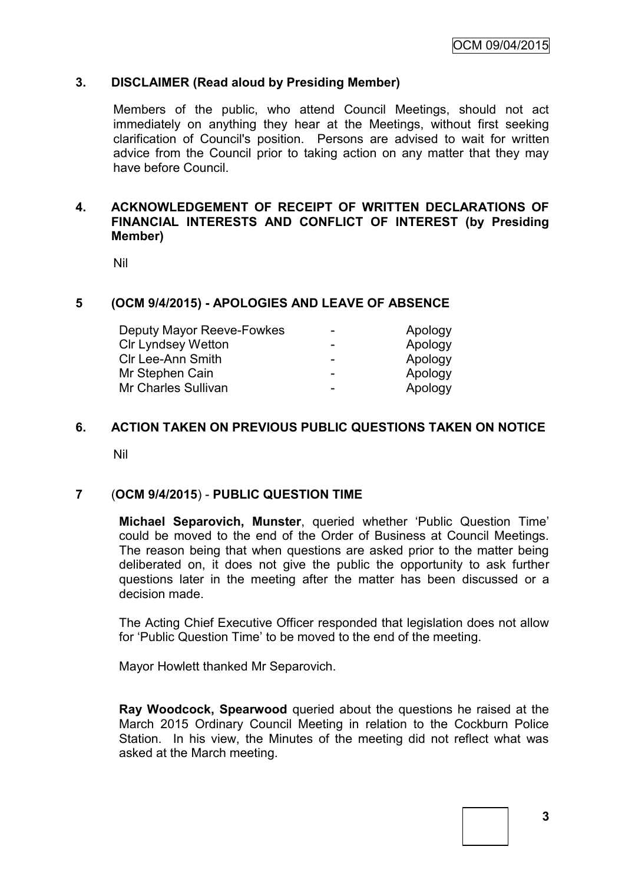## 3. DISCLAIMER (Read aloud by Presiding Member)

Members of the public, who attend Council Meetings, should not act immediately on anything they hear at the Meetings, without first seeking clarification of Council's position. Persons are advised to wait for written advice from the Council prior to taking action on any matter that they may have before Council.

## 4. ACKNOWLEDGEMENT OF RECEIPT OF WRITTEN DECLARATIONS OF FINANCIAL INTERESTS AND CONFLICT OF INTEREST (by Presiding Member)

Nil

## 5 (OCM 9/4/2015) - APOLOGIES AND LEAVE OF ABSENCE

| | | |
|---|---|---|
| Deputy Mayor Reeve-Fowkes | - | Apology |
| Clr Lyndsey Wetton | - | Apology |
| Clr Lee-Ann Smith | - | Apology |
| Mr Stephen Cain | - | Apology |
| Mr Charles Sullivan | - | Apology |

## 6. ACTION TAKEN ON PREVIOUS PUBLIC QUESTIONS TAKEN ON NOTICE

Nil

## 7 (OCM 9/4/2015) - PUBLIC QUESTION TIME

**Michael Separovich, Munster**, queried whether 'Public Question Time' could be moved to the end of the Order of Business at Council Meetings. The reason being that when questions are asked prior to the matter being deliberated on, it does not give the public the opportunity to ask further questions later in the meeting after the matter has been discussed or a decision made.

The Acting Chief Executive Officer responded that legislation does not allow for 'Public Question Time' to be moved to the end of the meeting.

Mayor Howlett thanked Mr Separovich.

**Ray Woodcock, Spearwood** queried about the questions he raised at the March 2015 Ordinary Council Meeting in relation to the Cockburn Police Station. In his view, the Minutes of the meeting did not reflect what was asked at the March meeting.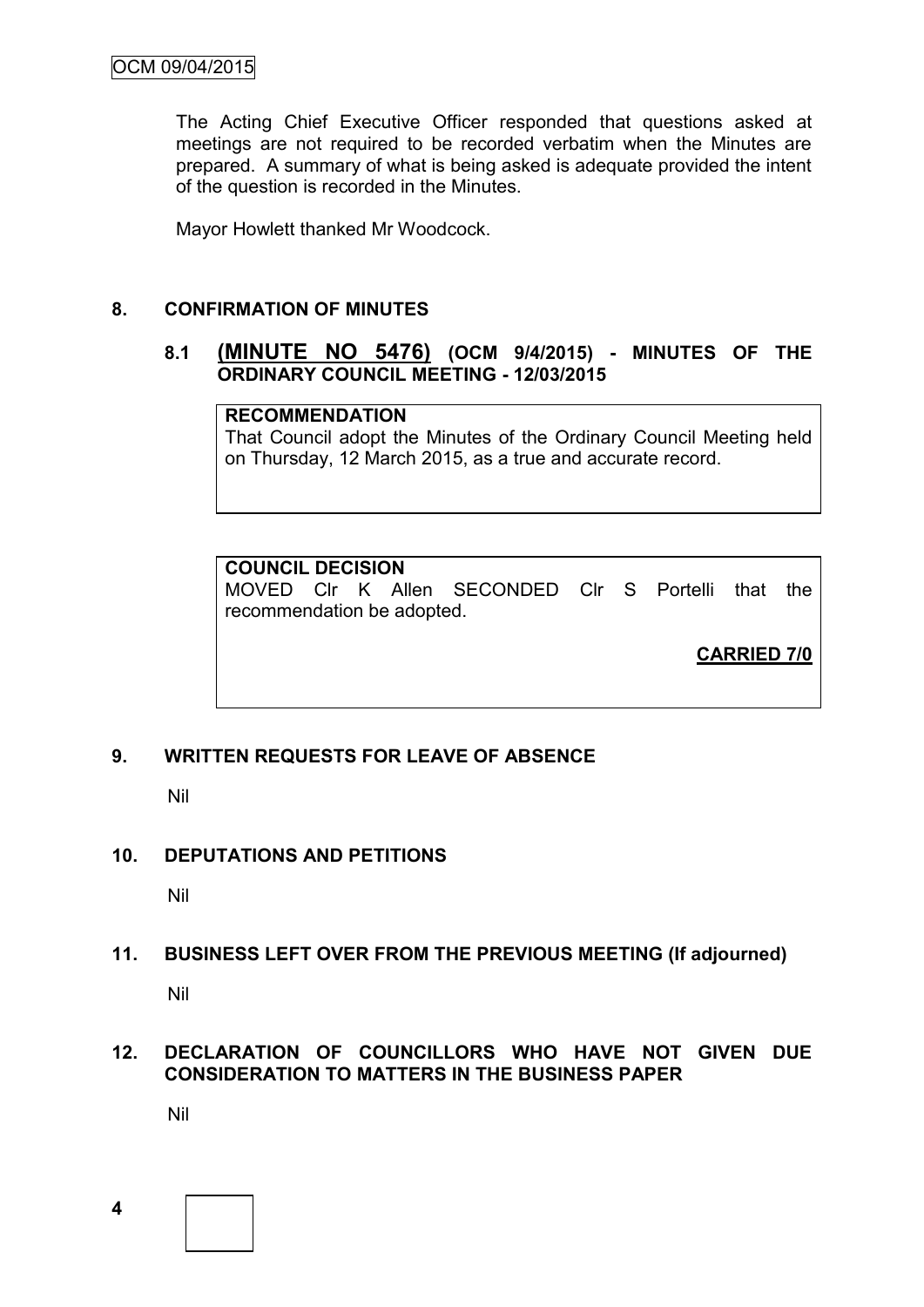The Acting Chief Executive Officer responded that questions asked at meetings are not required to be recorded verbatim when the Minutes are prepared. A summary of what is being asked is adequate provided the intent of the question is recorded in the Minutes.

Mayor Howlett thanked Mr Woodcock.

## 8. CONFIRMATION OF MINUTES

### 8.1 (MINUTE NO 5476) (OCM 9/4/2015) - MINUTES OF THE ORDINARY COUNCIL MEETING - 12/03/2015

**RECOMMENDATION**

That Council adopt the Minutes of the Ordinary Council Meeting held on Thursday, 12 March 2015, as a true and accurate record.

**COUNCIL DECISION**

MOVED Clr K Allen SECONDED Clr S Portelli that the recommendation be adopted.

**CARRIED 7/0**

## 9. WRITTEN REQUESTS FOR LEAVE OF ABSENCE

Nil

## 10. DEPUTATIONS AND PETITIONS

Nil

## 11. BUSINESS LEFT OVER FROM THE PREVIOUS MEETING (If adjourned)

Nil

## 12. DECLARATION OF COUNCILLORS WHO HAVE NOT GIVEN DUE CONSIDERATION TO MATTERS IN THE BUSINESS PAPER

Nil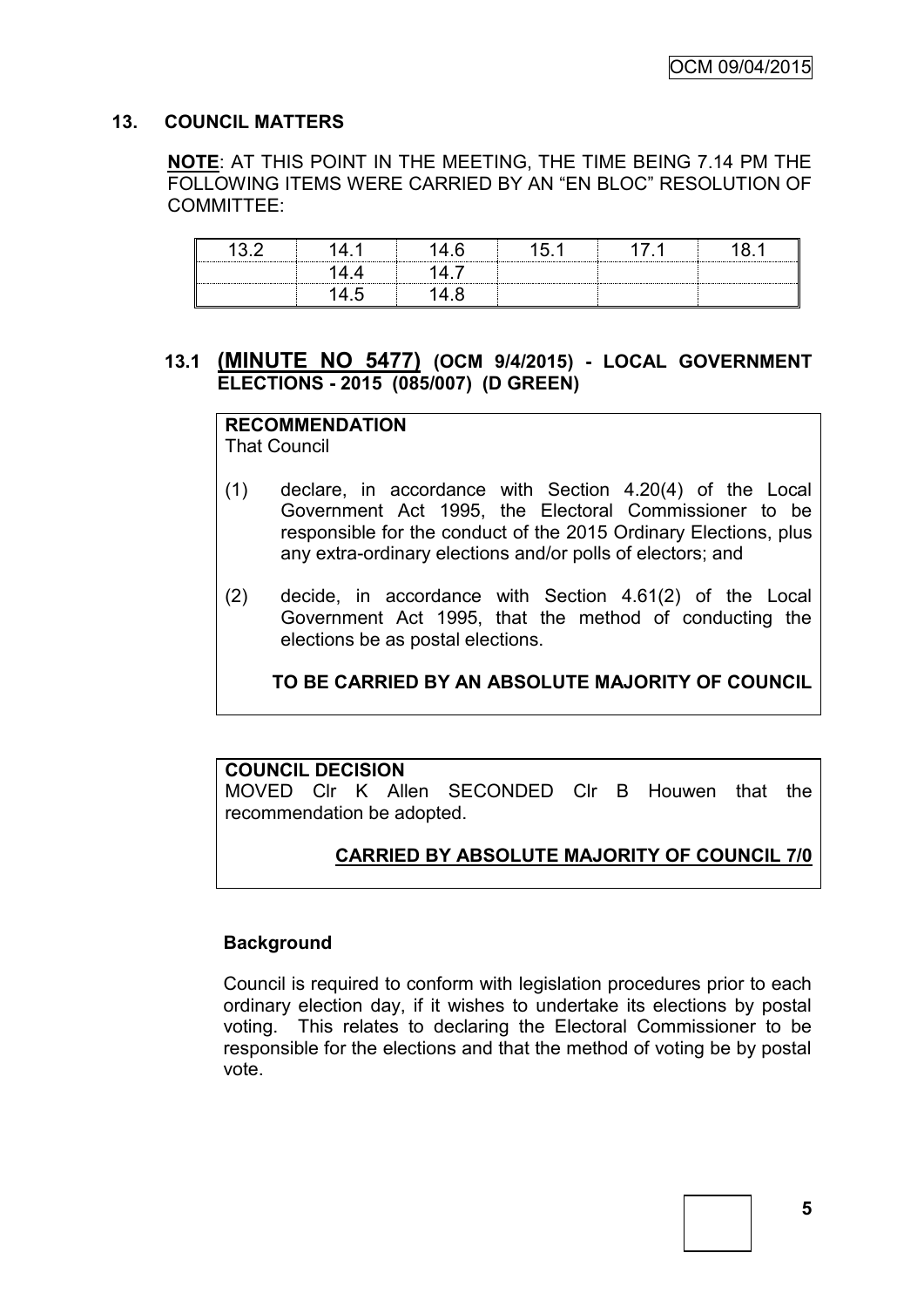## 13. COUNCIL MATTERS

**NOTE**: AT THIS POINT IN THE MEETING, THE TIME BEING 7.14 PM THE FOLLOWING ITEMS WERE CARRIED BY AN "EN BLOC" RESOLUTION OF COMMITTEE:

| 13.2 | 14.1 | 14.6 | 15.1 | 17.1 | 18.1 |
|---|---|---|---|---|---|
| | 14.4 | 14.7 | | | |
| | 14.5 | 14.8 | | | |

### 13.1 (MINUTE NO 5477) (OCM 9/4/2015) - LOCAL GOVERNMENT ELECTIONS - 2015 (085/007) (D GREEN)

**RECOMMENDATION**
That Council

(1) declare, in accordance with Section 4.20(4) of the Local Government Act 1995, the Electoral Commissioner to be responsible for the conduct of the 2015 Ordinary Elections, plus any extra-ordinary elections and/or polls of electors; and

(2) decide, in accordance with Section 4.61(2) of the Local Government Act 1995, that the method of conducting the elections be as postal elections.

**TO BE CARRIED BY AN ABSOLUTE MAJORITY OF COUNCIL**

**COUNCIL DECISION**
MOVED Clr K Allen SECONDED Clr B Houwen that the recommendation be adopted.

**CARRIED BY ABSOLUTE MAJORITY OF COUNCIL 7/0**

**Background**

Council is required to conform with legislation procedures prior to each ordinary election day, if it wishes to undertake its elections by postal voting. This relates to declaring the Electoral Commissioner to be responsible for the elections and that the method of voting be by postal vote.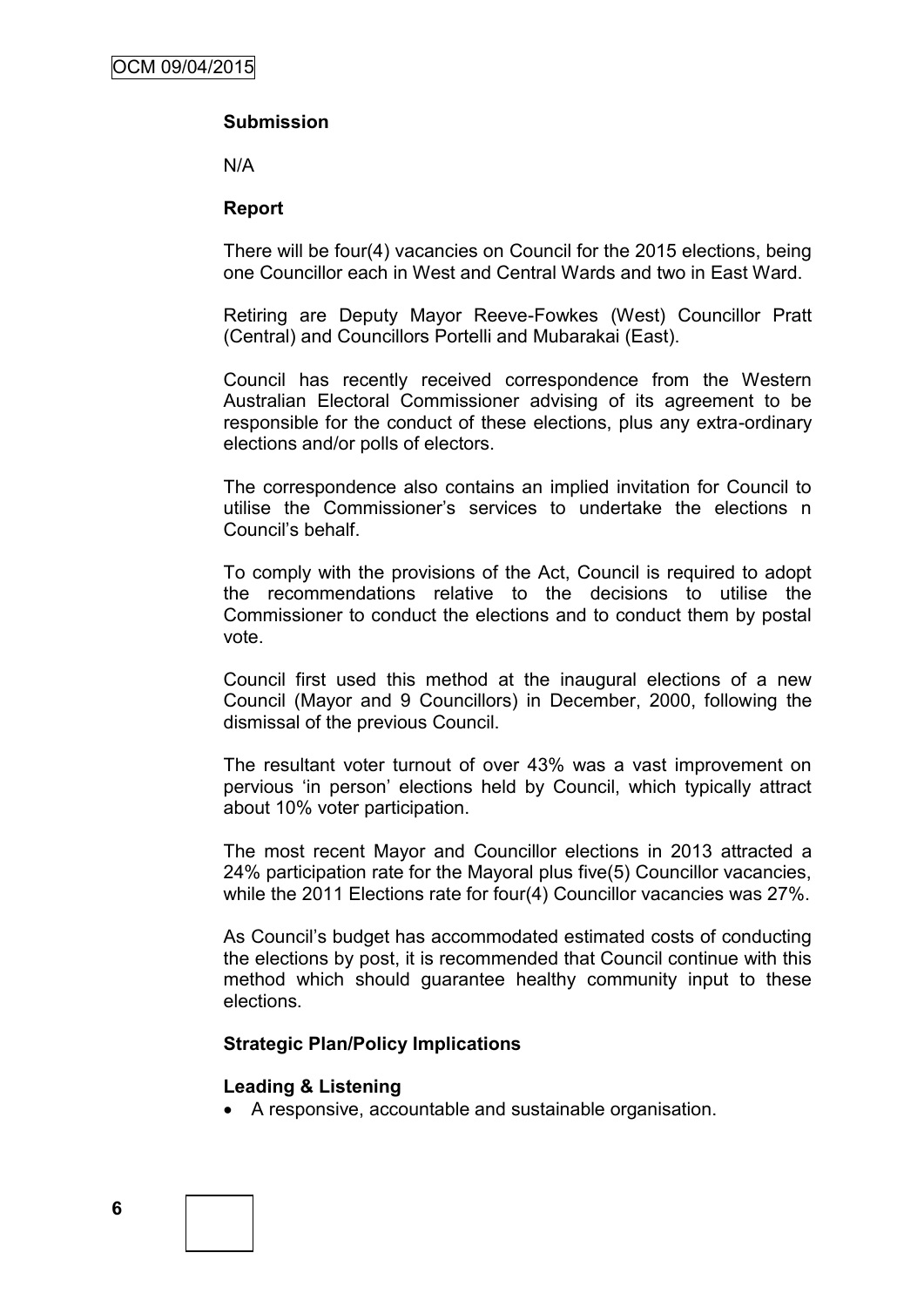**Submission**

N/A

**Report**

There will be four(4) vacancies on Council for the 2015 elections, being one Councillor each in West and Central Wards and two in East Ward.

Retiring are Deputy Mayor Reeve-Fowkes (West) Councillor Pratt (Central) and Councillors Portelli and Mubarakai (East).

Council has recently received correspondence from the Western Australian Electoral Commissioner advising of its agreement to be responsible for the conduct of these elections, plus any extra-ordinary elections and/or polls of electors.

The correspondence also contains an implied invitation for Council to utilise the Commissioner's services to undertake the elections n Council's behalf.

To comply with the provisions of the Act, Council is required to adopt the recommendations relative to the decisions to utilise the Commissioner to conduct the elections and to conduct them by postal vote.

Council first used this method at the inaugural elections of a new Council (Mayor and 9 Councillors) in December, 2000, following the dismissal of the previous Council.

The resultant voter turnout of over 43% was a vast improvement on pervious 'in person' elections held by Council, which typically attract about 10% voter participation.

The most recent Mayor and Councillor elections in 2013 attracted a 24% participation rate for the Mayoral plus five(5) Councillor vacancies, while the 2011 Elections rate for four(4) Councillor vacancies was 27%.

As Council's budget has accommodated estimated costs of conducting the elections by post, it is recommended that Council continue with this method which should guarantee healthy community input to these elections.

**Strategic Plan/Policy Implications**

**Leading & Listening**

- A responsive, accountable and sustainable organisation.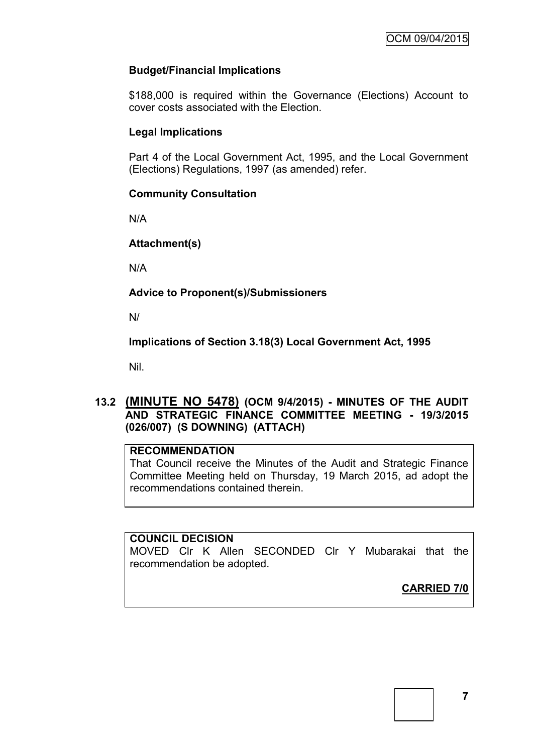**Budget/Financial Implications**

$188,000 is required within the Governance (Elections) Account to cover costs associated with the Election.

**Legal Implications**

Part 4 of the Local Government Act, 1995, and the Local Government (Elections) Regulations, 1997 (as amended) refer.

**Community Consultation**

N/A

**Attachment(s)**

N/A

**Advice to Proponent(s)/Submissioners**

N/

**Implications of Section 3.18(3) Local Government Act, 1995**

Nil.

## 13.2 (MINUTE NO 5478) (OCM 9/4/2015) - MINUTES OF THE AUDIT AND STRATEGIC FINANCE COMMITTEE MEETING - 19/3/2015 (026/007) (S DOWNING) (ATTACH)

**RECOMMENDATION**

That Council receive the Minutes of the Audit and Strategic Finance Committee Meeting held on Thursday, 19 March 2015, ad adopt the recommendations contained therein.

**COUNCIL DECISION**

MOVED Clr K Allen SECONDED Clr Y Mubarakai that the recommendation be adopted.

**CARRIED 7/0**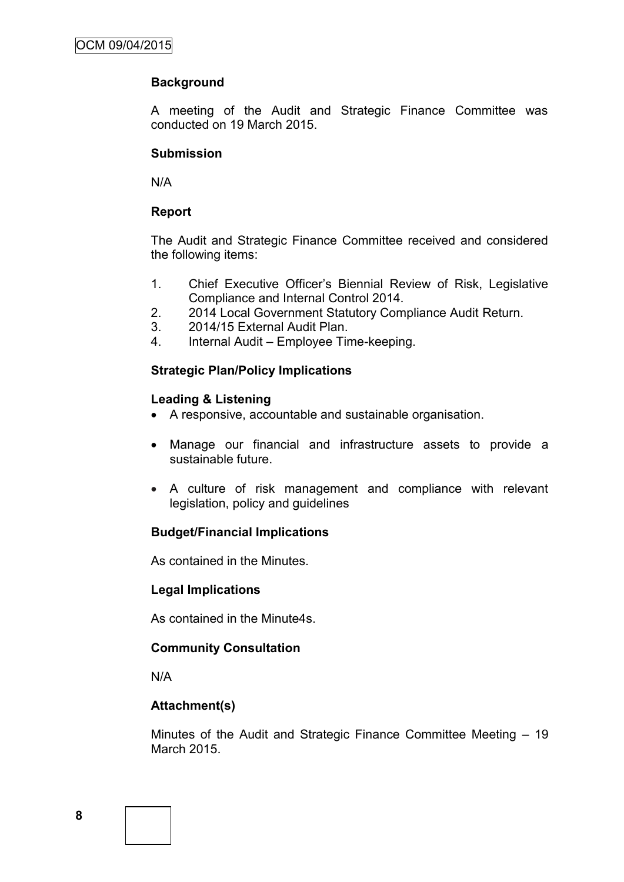## Background

A meeting of the Audit and Strategic Finance Committee was conducted on 19 March 2015.

## Submission

N/A

## Report

The Audit and Strategic Finance Committee received and considered the following items:

1. Chief Executive Officer's Biennial Review of Risk, Legislative Compliance and Internal Control 2014.
2. 2014 Local Government Statutory Compliance Audit Return.
3. 2014/15 External Audit Plan.
4. Internal Audit – Employee Time-keeping.

## Strategic Plan/Policy Implications

### Leading & Listening

- A responsive, accountable and sustainable organisation.
- Manage our financial and infrastructure assets to provide a sustainable future.
- A culture of risk management and compliance with relevant legislation, policy and guidelines

## Budget/Financial Implications

As contained in the Minutes.

## Legal Implications

As contained in the Minute4s.

## Community Consultation

N/A

## Attachment(s)

Minutes of the Audit and Strategic Finance Committee Meeting – 19 March 2015.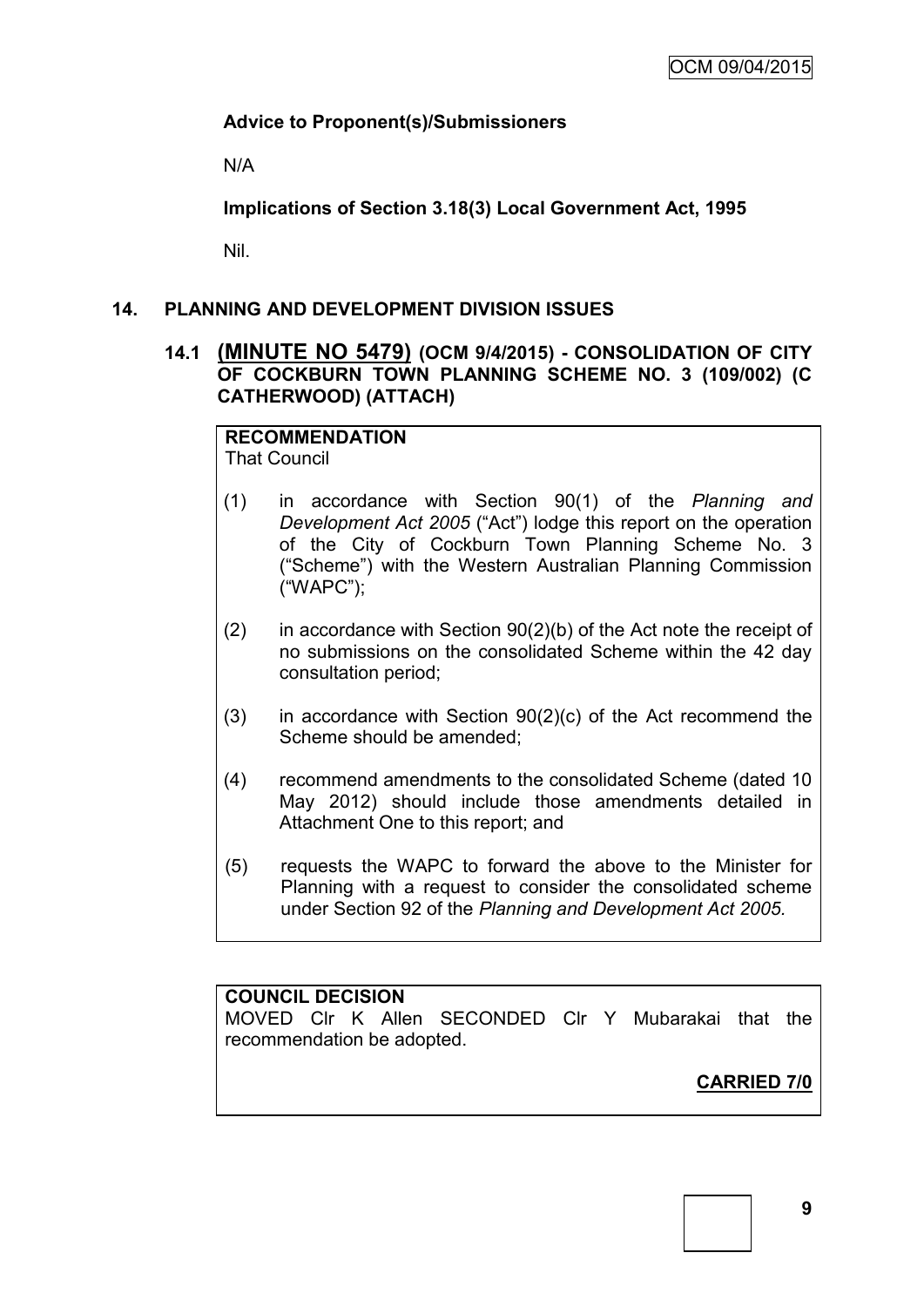**Advice to Proponent(s)/Submissioners**

N/A

**Implications of Section 3.18(3) Local Government Act, 1995**

Nil.

## 14. PLANNING AND DEVELOPMENT DIVISION ISSUES

### 14.1 (MINUTE NO 5479) (OCM 9/4/2015) - CONSOLIDATION OF CITY OF COCKBURN TOWN PLANNING SCHEME NO. 3 (109/002) (C CATHERWOOD) (ATTACH)

**RECOMMENDATION**
That Council

(1) in accordance with Section 90(1) of the *Planning and Development Act 2005* ("Act") lodge this report on the operation of the City of Cockburn Town Planning Scheme No. 3 ("Scheme") with the Western Australian Planning Commission ("WAPC");

(2) in accordance with Section 90(2)(b) of the Act note the receipt of no submissions on the consolidated Scheme within the 42 day consultation period;

(3) in accordance with Section 90(2)(c) of the Act recommend the Scheme should be amended;

(4) recommend amendments to the consolidated Scheme (dated 10 May 2012) should include those amendments detailed in Attachment One to this report; and

(5) requests the WAPC to forward the above to the Minister for Planning with a request to consider the consolidated scheme under Section 92 of the *Planning and Development Act 2005.*

**COUNCIL DECISION**
MOVED Clr K Allen SECONDED Clr Y Mubarakai that the recommendation be adopted.

**CARRIED 7/0**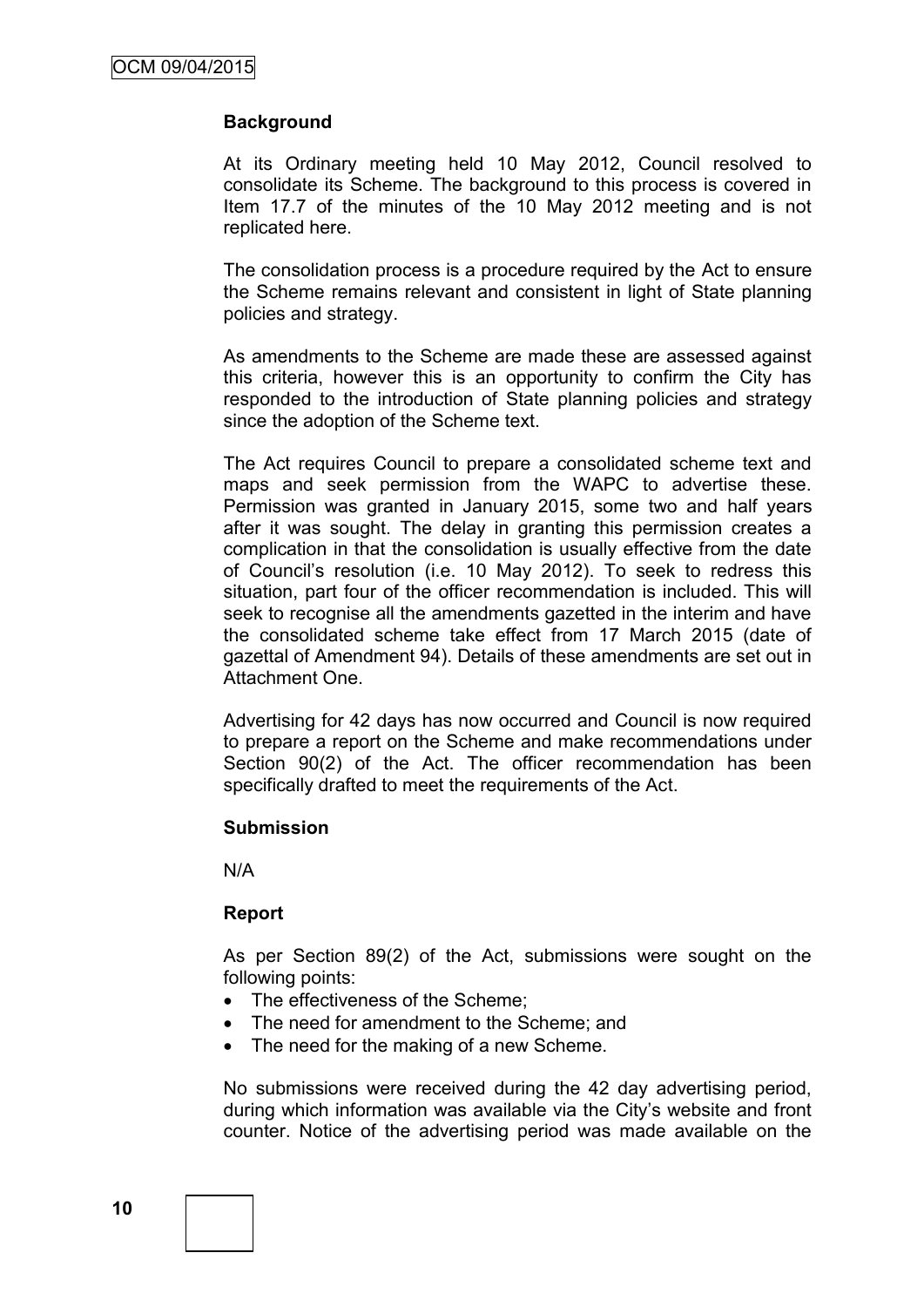### Background

At its Ordinary meeting held 10 May 2012, Council resolved to consolidate its Scheme. The background to this process is covered in Item 17.7 of the minutes of the 10 May 2012 meeting and is not replicated here.

The consolidation process is a procedure required by the Act to ensure the Scheme remains relevant and consistent in light of State planning policies and strategy.

As amendments to the Scheme are made these are assessed against this criteria, however this is an opportunity to confirm the City has responded to the introduction of State planning policies and strategy since the adoption of the Scheme text.

The Act requires Council to prepare a consolidated scheme text and maps and seek permission from the WAPC to advertise these. Permission was granted in January 2015, some two and half years after it was sought. The delay in granting this permission creates a complication in that the consolidation is usually effective from the date of Council's resolution (i.e. 10 May 2012). To seek to redress this situation, part four of the officer recommendation is included. This will seek to recognise all the amendments gazetted in the interim and have the consolidated scheme take effect from 17 March 2015 (date of gazettal of Amendment 94). Details of these amendments are set out in Attachment One.

Advertising for 42 days has now occurred and Council is now required to prepare a report on the Scheme and make recommendations under Section 90(2) of the Act. The officer recommendation has been specifically drafted to meet the requirements of the Act.

### Submission

N/A

### Report

As per Section 89(2) of the Act, submissions were sought on the following points:

- The effectiveness of the Scheme;
- The need for amendment to the Scheme; and
- The need for the making of a new Scheme.

No submissions were received during the 42 day advertising period, during which information was available via the City's website and front counter. Notice of the advertising period was made available on the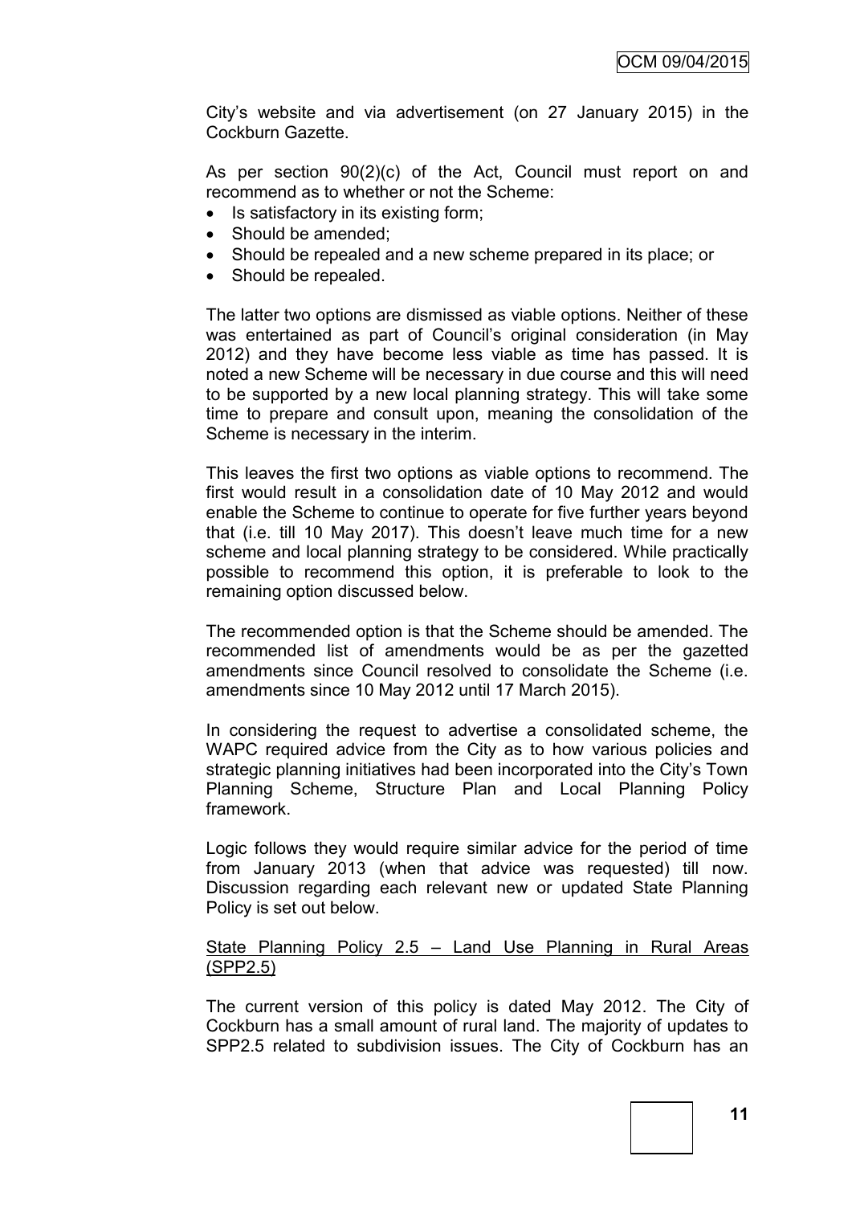City's website and via advertisement (on 27 January 2015) in the Cockburn Gazette.

As per section 90(2)(c) of the Act, Council must report on and recommend as to whether or not the Scheme:

- Is satisfactory in its existing form;
- Should be amended;
- Should be repealed and a new scheme prepared in its place; or
- Should be repealed.

The latter two options are dismissed as viable options. Neither of these was entertained as part of Council's original consideration (in May 2012) and they have become less viable as time has passed. It is noted a new Scheme will be necessary in due course and this will need to be supported by a new local planning strategy. This will take some time to prepare and consult upon, meaning the consolidation of the Scheme is necessary in the interim.

This leaves the first two options as viable options to recommend. The first would result in a consolidation date of 10 May 2012 and would enable the Scheme to continue to operate for five further years beyond that (i.e. till 10 May 2017). This doesn't leave much time for a new scheme and local planning strategy to be considered. While practically possible to recommend this option, it is preferable to look to the remaining option discussed below.

The recommended option is that the Scheme should be amended. The recommended list of amendments would be as per the gazetted amendments since Council resolved to consolidate the Scheme (i.e. amendments since 10 May 2012 until 17 March 2015).

In considering the request to advertise a consolidated scheme, the WAPC required advice from the City as to how various policies and strategic planning initiatives had been incorporated into the City's Town Planning Scheme, Structure Plan and Local Planning Policy framework.

Logic follows they would require similar advice for the period of time from January 2013 (when that advice was requested) till now. Discussion regarding each relevant new or updated State Planning Policy is set out below.

<u>State Planning Policy 2.5 – Land Use Planning in Rural Areas (SPP2.5)</u>

The current version of this policy is dated May 2012. The City of Cockburn has a small amount of rural land. The majority of updates to SPP2.5 related to subdivision issues. The City of Cockburn has an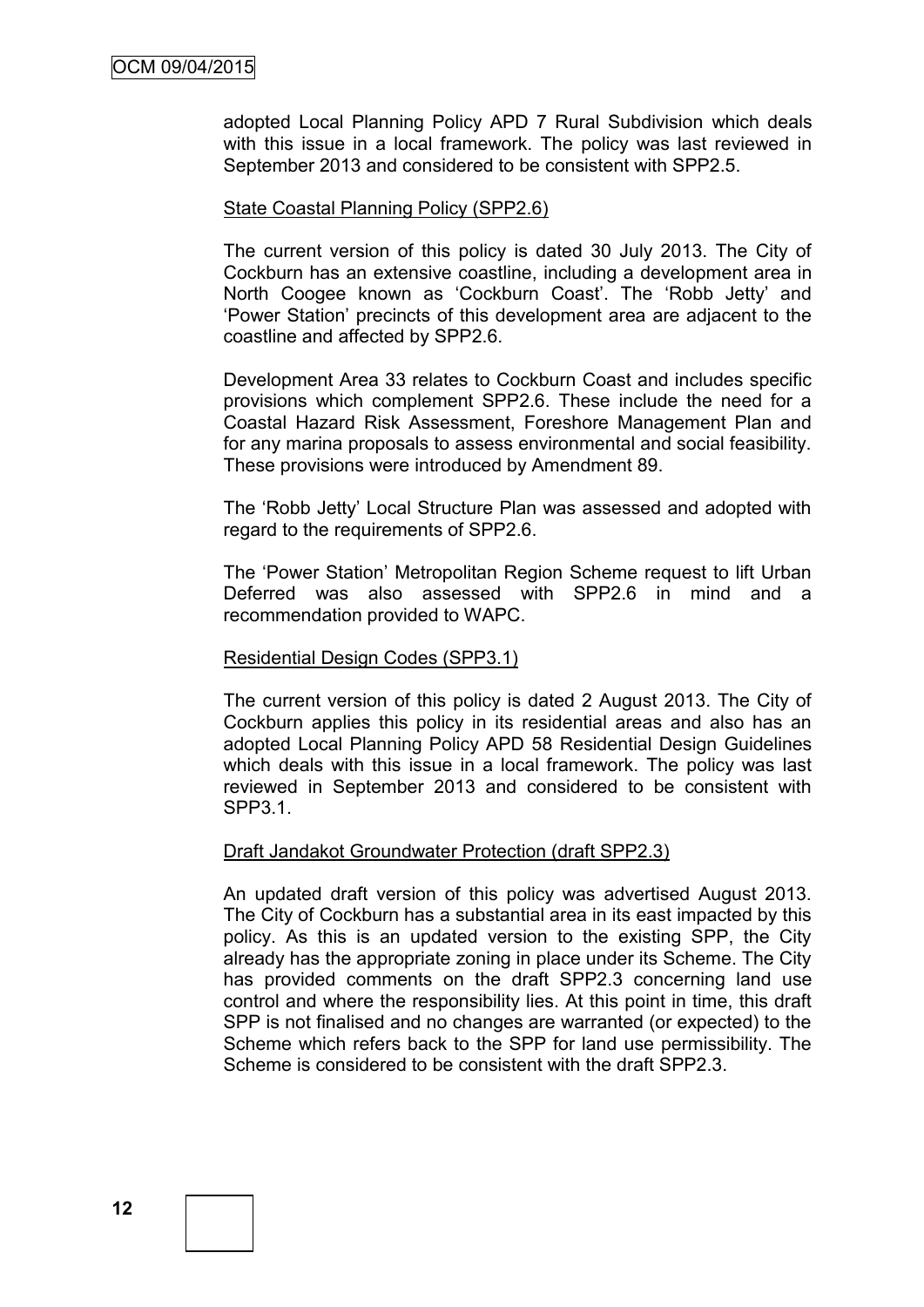adopted Local Planning Policy APD 7 Rural Subdivision which deals with this issue in a local framework. The policy was last reviewed in September 2013 and considered to be consistent with SPP2.5.

<u>State Coastal Planning Policy (SPP2.6)</u>

The current version of this policy is dated 30 July 2013. The City of Cockburn has an extensive coastline, including a development area in North Coogee known as 'Cockburn Coast'. The 'Robb Jetty' and 'Power Station' precincts of this development area are adjacent to the coastline and affected by SPP2.6.

Development Area 33 relates to Cockburn Coast and includes specific provisions which complement SPP2.6. These include the need for a Coastal Hazard Risk Assessment, Foreshore Management Plan and for any marina proposals to assess environmental and social feasibility. These provisions were introduced by Amendment 89.

The 'Robb Jetty' Local Structure Plan was assessed and adopted with regard to the requirements of SPP2.6.

The 'Power Station' Metropolitan Region Scheme request to lift Urban Deferred was also assessed with SPP2.6 in mind and a recommendation provided to WAPC.

<u>Residential Design Codes (SPP3.1)</u>

The current version of this policy is dated 2 August 2013. The City of Cockburn applies this policy in its residential areas and also has an adopted Local Planning Policy APD 58 Residential Design Guidelines which deals with this issue in a local framework. The policy was last reviewed in September 2013 and considered to be consistent with SPP3.1.

<u>Draft Jandakot Groundwater Protection (draft SPP2.3)</u>

An updated draft version of this policy was advertised August 2013. The City of Cockburn has a substantial area in its east impacted by this policy. As this is an updated version to the existing SPP, the City already has the appropriate zoning in place under its Scheme. The City has provided comments on the draft SPP2.3 concerning land use control and where the responsibility lies. At this point in time, this draft SPP is not finalised and no changes are warranted (or expected) to the Scheme which refers back to the SPP for land use permissibility. The Scheme is considered to be consistent with the draft SPP2.3.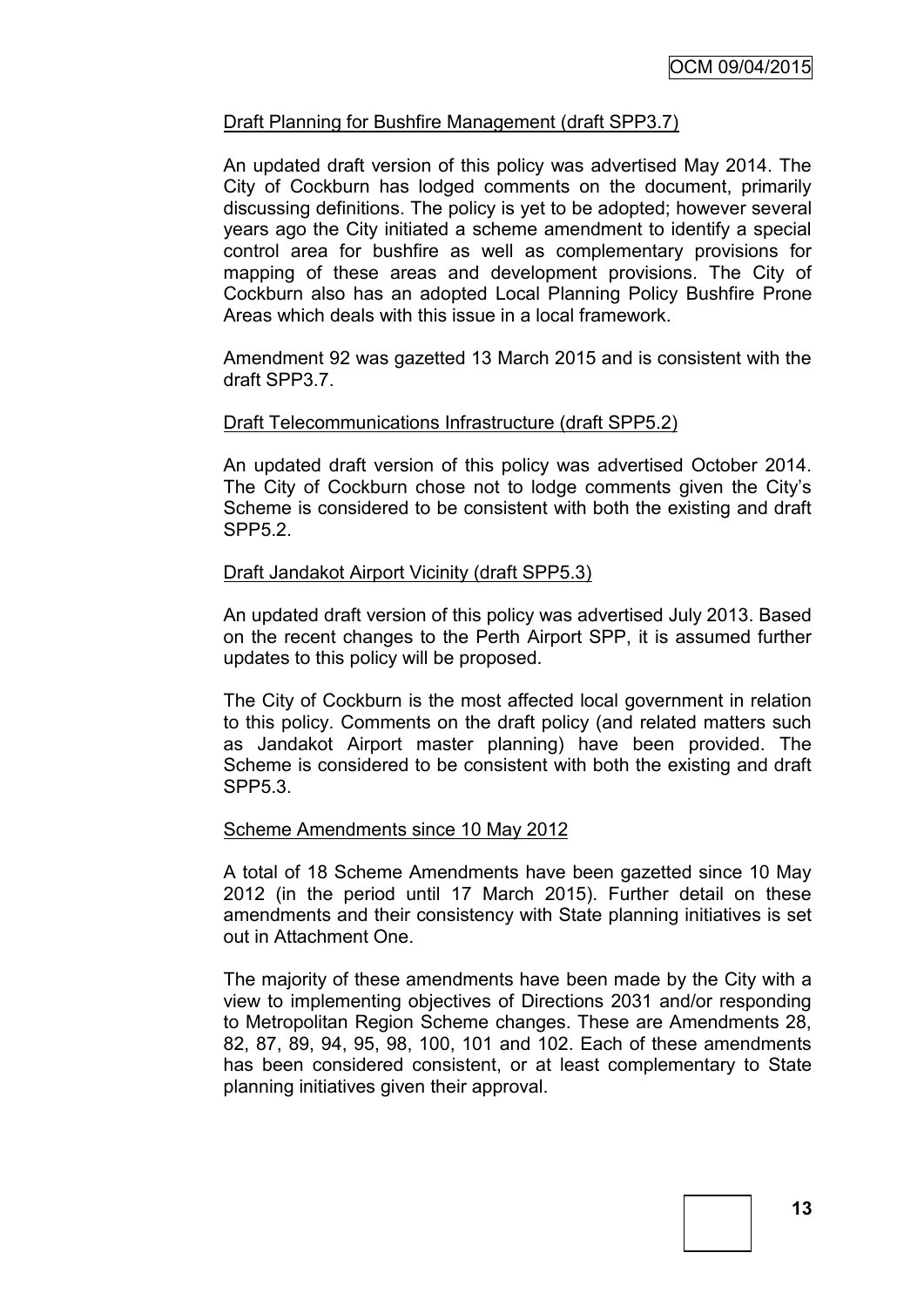Draft Planning for Bushfire Management (draft SPP3.7)

An updated draft version of this policy was advertised May 2014. The City of Cockburn has lodged comments on the document, primarily discussing definitions. The policy is yet to be adopted; however several years ago the City initiated a scheme amendment to identify a special control area for bushfire as well as complementary provisions for mapping of these areas and development provisions. The City of Cockburn also has an adopted Local Planning Policy Bushfire Prone Areas which deals with this issue in a local framework.

Amendment 92 was gazetted 13 March 2015 and is consistent with the draft SPP3.7.

Draft Telecommunications Infrastructure (draft SPP5.2)

An updated draft version of this policy was advertised October 2014. The City of Cockburn chose not to lodge comments given the City's Scheme is considered to be consistent with both the existing and draft SPP5.2.

Draft Jandakot Airport Vicinity (draft SPP5.3)

An updated draft version of this policy was advertised July 2013. Based on the recent changes to the Perth Airport SPP, it is assumed further updates to this policy will be proposed.

The City of Cockburn is the most affected local government in relation to this policy. Comments on the draft policy (and related matters such as Jandakot Airport master planning) have been provided. The Scheme is considered to be consistent with both the existing and draft SPP5.3.

Scheme Amendments since 10 May 2012

A total of 18 Scheme Amendments have been gazetted since 10 May 2012 (in the period until 17 March 2015). Further detail on these amendments and their consistency with State planning initiatives is set out in Attachment One.

The majority of these amendments have been made by the City with a view to implementing objectives of Directions 2031 and/or responding to Metropolitan Region Scheme changes. These are Amendments 28, 82, 87, 89, 94, 95, 98, 100, 101 and 102. Each of these amendments has been considered consistent, or at least complementary to State planning initiatives given their approval.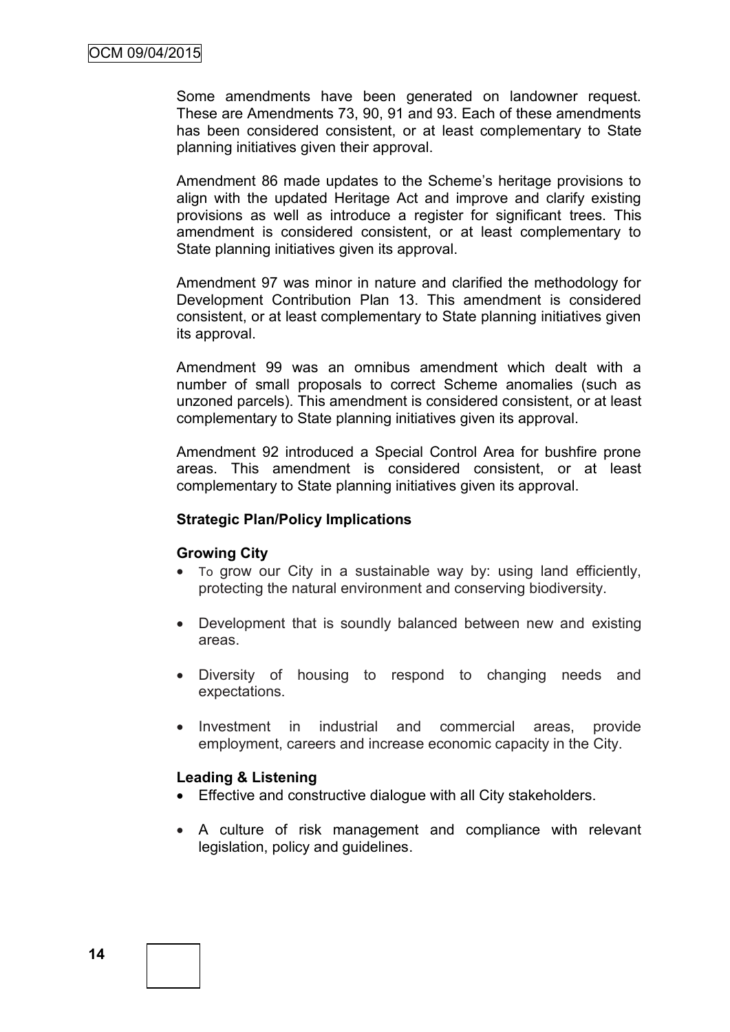Some amendments have been generated on landowner request. These are Amendments 73, 90, 91 and 93. Each of these amendments has been considered consistent, or at least complementary to State planning initiatives given their approval.

Amendment 86 made updates to the Scheme's heritage provisions to align with the updated Heritage Act and improve and clarify existing provisions as well as introduce a register for significant trees. This amendment is considered consistent, or at least complementary to State planning initiatives given its approval.

Amendment 97 was minor in nature and clarified the methodology for Development Contribution Plan 13. This amendment is considered consistent, or at least complementary to State planning initiatives given its approval.

Amendment 99 was an omnibus amendment which dealt with a number of small proposals to correct Scheme anomalies (such as unzoned parcels). This amendment is considered consistent, or at least complementary to State planning initiatives given its approval.

Amendment 92 introduced a Special Control Area for bushfire prone areas. This amendment is considered consistent, or at least complementary to State planning initiatives given its approval.

**Strategic Plan/Policy Implications**

**Growing City**

- To grow our City in a sustainable way by: using land efficiently, protecting the natural environment and conserving biodiversity.
- Development that is soundly balanced between new and existing areas.
- Diversity of housing to respond to changing needs and expectations.
- Investment in industrial and commercial areas, provide employment, careers and increase economic capacity in the City.

**Leading & Listening**

- Effective and constructive dialogue with all City stakeholders.
- A culture of risk management and compliance with relevant legislation, policy and guidelines.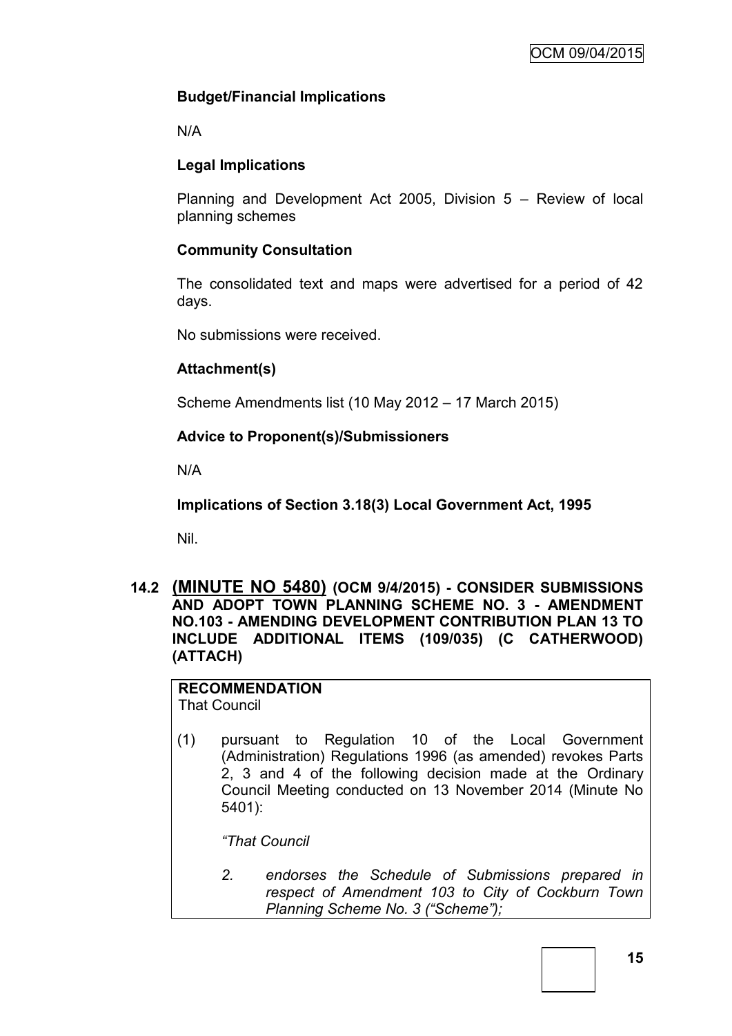**Budget/Financial Implications**

N/A

**Legal Implications**

Planning and Development Act 2005, Division 5 – Review of local planning schemes

**Community Consultation**

The consolidated text and maps were advertised for a period of 42 days.

No submissions were received.

**Attachment(s)**

Scheme Amendments list (10 May 2012 – 17 March 2015)

**Advice to Proponent(s)/Submissioners**

N/A

**Implications of Section 3.18(3) Local Government Act, 1995**

Nil.

## 14.2 (MINUTE NO 5480) (OCM 9/4/2015) - CONSIDER SUBMISSIONS AND ADOPT TOWN PLANNING SCHEME NO. 3 - AMENDMENT NO.103 - AMENDING DEVELOPMENT CONTRIBUTION PLAN 13 TO INCLUDE ADDITIONAL ITEMS (109/035) (C CATHERWOOD) (ATTACH)

**RECOMMENDATION**
That Council

(1) pursuant to Regulation 10 of the Local Government (Administration) Regulations 1996 (as amended) revokes Parts 2, 3 and 4 of the following decision made at the Ordinary Council Meeting conducted on 13 November 2014 (Minute No 5401):

*"That Council*

*2. endorses the Schedule of Submissions prepared in respect of Amendment 103 to City of Cockburn Town Planning Scheme No. 3 ("Scheme");*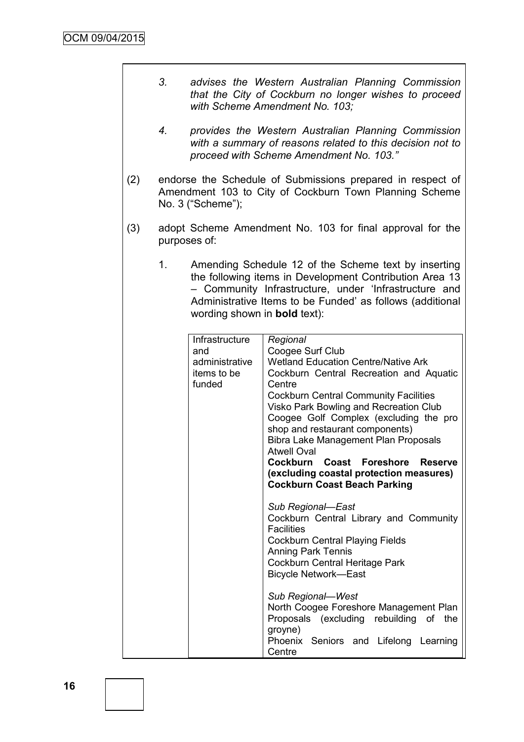*3. advises the Western Australian Planning Commission that the City of Cockburn no longer wishes to proceed with Scheme Amendment No. 103;*

*4. provides the Western Australian Planning Commission with a summary of reasons related to this decision not to proceed with Scheme Amendment No. 103."*

(2) endorse the Schedule of Submissions prepared in respect of Amendment 103 to City of Cockburn Town Planning Scheme No. 3 ("Scheme");

(3) adopt Scheme Amendment No. 103 for final approval for the purposes of:

1. Amending Schedule 12 of the Scheme text by inserting the following items in Development Contribution Area 13 – Community Infrastructure, under 'Infrastructure and Administrative Items to be Funded' as follows (additional wording shown in **bold** text):

| | |
|---|---|
| Infrastructure and administrative items to be funded | *Regional*<br>Coogee Surf Club<br>Wetland Education Centre/Native Ark<br>Cockburn Central Recreation and Aquatic Centre<br>Cockburn Central Community Facilities<br>Visko Park Bowling and Recreation Club<br>Coogee Golf Complex (excluding the pro shop and restaurant components)<br>Bibra Lake Management Plan Proposals<br>Atwell Oval<br>**Cockburn Coast Foreshore Reserve (excluding coastal protection measures)**<br>**Cockburn Coast Beach Parking**<br><br>*Sub Regional—East*<br>Cockburn Central Library and Community Facilities<br>Cockburn Central Playing Fields<br>Anning Park Tennis<br>Cockburn Central Heritage Park<br>Bicycle Network—East<br><br>*Sub Regional—West*<br>North Coogee Foreshore Management Plan Proposals (excluding rebuilding of the groyne)<br>Phoenix Seniors and Lifelong Learning Centre |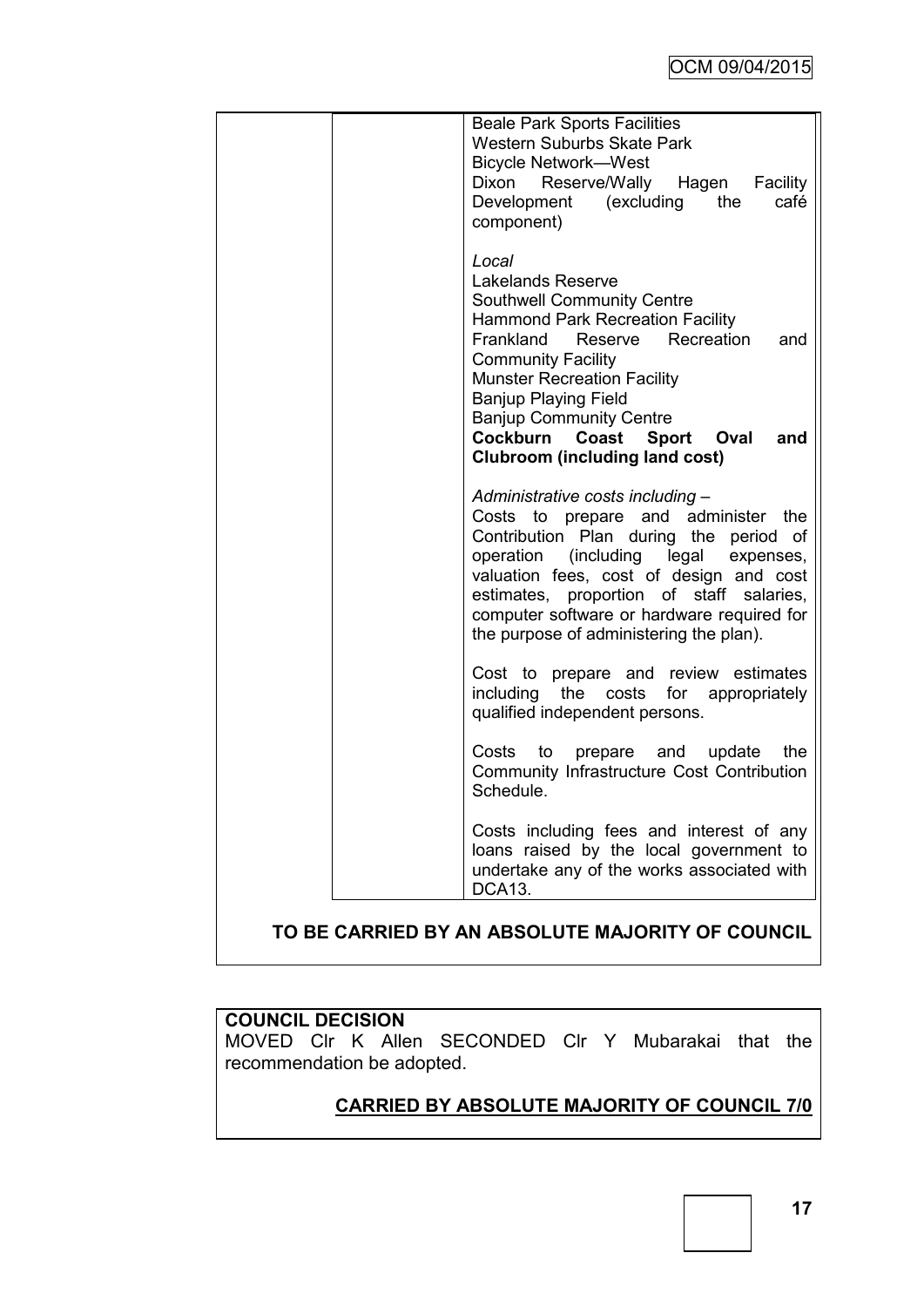| | | Beale Park Sports Facilities<br>Western Suburbs Skate Park<br>Bicycle Network—West<br>Dixon Reserve/Wally Hagen Facility Development (excluding the café component)<br><br>*Local*<br>Lakelands Reserve<br>Southwell Community Centre<br>Hammond Park Recreation Facility<br>Frankland Reserve Recreation and Community Facility<br>Munster Recreation Facility<br>Banjup Playing Field<br>Banjup Community Centre<br>**Cockburn Coast Sport Oval and Clubroom (including land cost)**<br><br>*Administrative costs including –*<br>Costs to prepare and administer the Contribution Plan during the period of operation (including legal expenses, valuation fees, cost of design and cost estimates, proportion of staff salaries, computer software or hardware required for the purpose of administering the plan).<br><br>Cost to prepare and review estimates including the costs for appropriately qualified independent persons.<br><br>Costs to prepare and update the Community Infrastructure Cost Contribution Schedule.<br><br>Costs including fees and interest of any loans raised by the local government to undertake any of the works associated with DCA13. |
|---|---|---|

**TO BE CARRIED BY AN ABSOLUTE MAJORITY OF COUNCIL**

**COUNCIL DECISION**

MOVED Clr K Allen SECONDED Clr Y Mubarakai that the recommendation be adopted.

**CARRIED BY ABSOLUTE MAJORITY OF COUNCIL 7/0**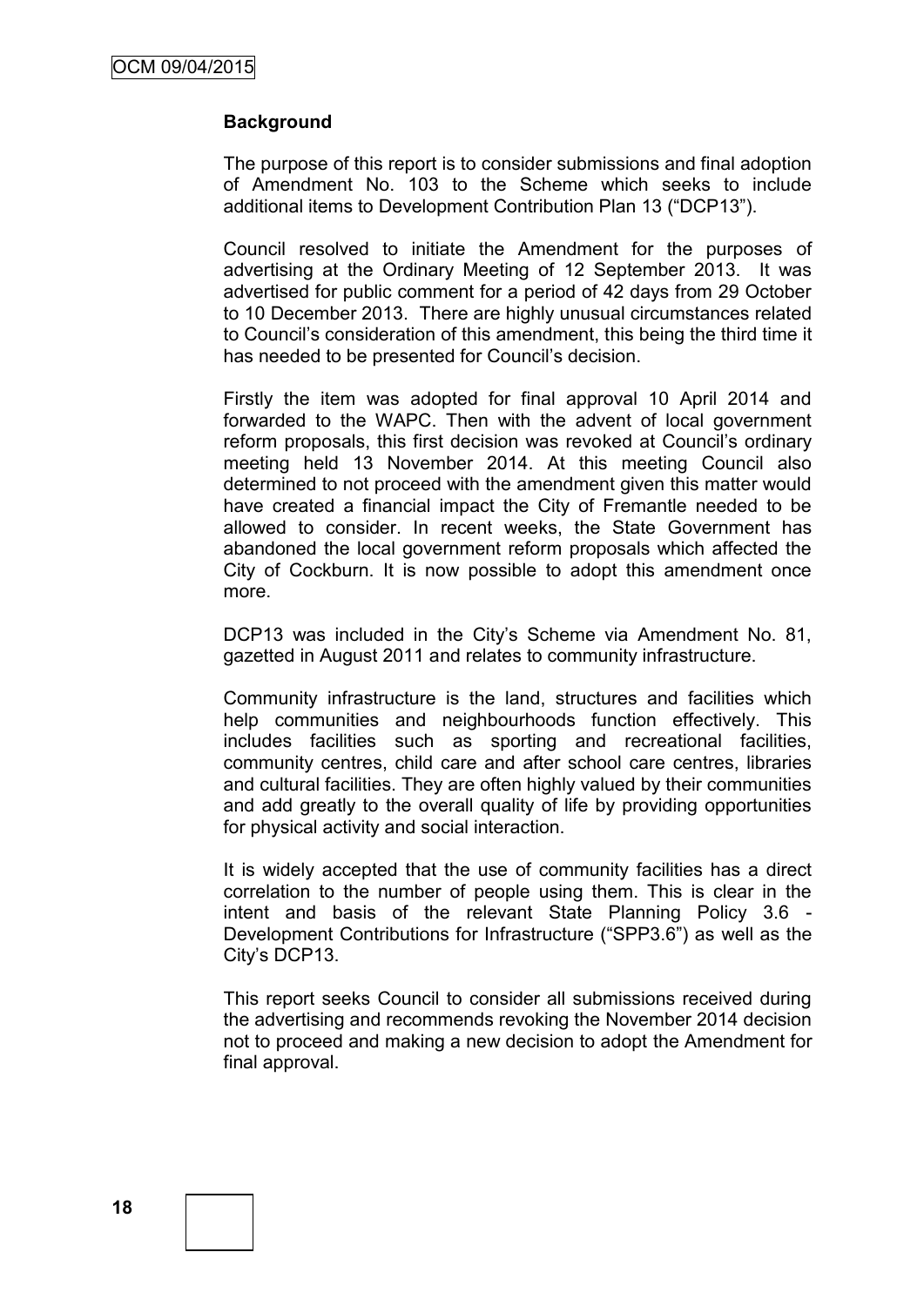**Background**

The purpose of this report is to consider submissions and final adoption of Amendment No. 103 to the Scheme which seeks to include additional items to Development Contribution Plan 13 ("DCP13").

Council resolved to initiate the Amendment for the purposes of advertising at the Ordinary Meeting of 12 September 2013. It was advertised for public comment for a period of 42 days from 29 October to 10 December 2013. There are highly unusual circumstances related to Council's consideration of this amendment, this being the third time it has needed to be presented for Council's decision.

Firstly the item was adopted for final approval 10 April 2014 and forwarded to the WAPC. Then with the advent of local government reform proposals, this first decision was revoked at Council's ordinary meeting held 13 November 2014. At this meeting Council also determined to not proceed with the amendment given this matter would have created a financial impact the City of Fremantle needed to be allowed to consider. In recent weeks, the State Government has abandoned the local government reform proposals which affected the City of Cockburn. It is now possible to adopt this amendment once more.

DCP13 was included in the City's Scheme via Amendment No. 81, gazetted in August 2011 and relates to community infrastructure.

Community infrastructure is the land, structures and facilities which help communities and neighbourhoods function effectively. This includes facilities such as sporting and recreational facilities, community centres, child care and after school care centres, libraries and cultural facilities. They are often highly valued by their communities and add greatly to the overall quality of life by providing opportunities for physical activity and social interaction.

It is widely accepted that the use of community facilities has a direct correlation to the number of people using them. This is clear in the intent and basis of the relevant State Planning Policy 3.6 - Development Contributions for Infrastructure ("SPP3.6") as well as the City's DCP13.

This report seeks Council to consider all submissions received during the advertising and recommends revoking the November 2014 decision not to proceed and making a new decision to adopt the Amendment for final approval.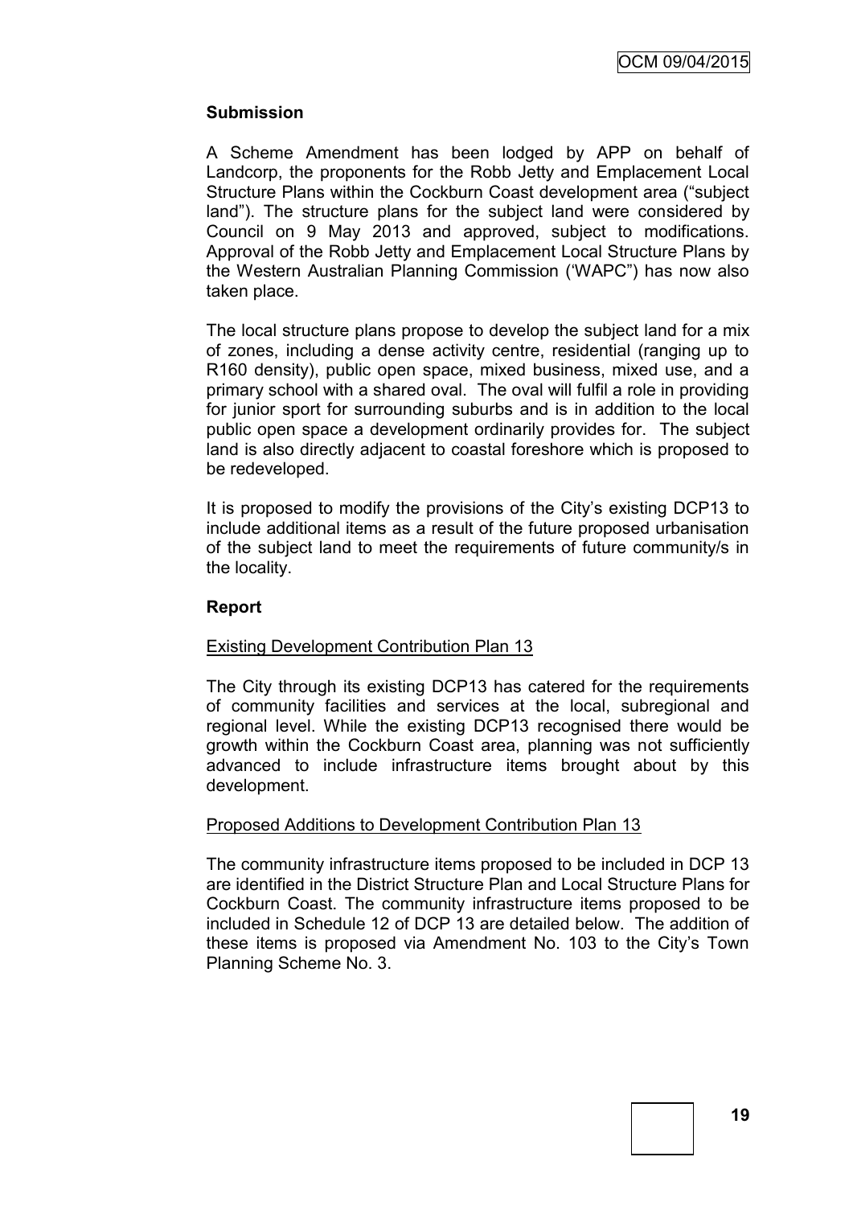**Submission**

A Scheme Amendment has been lodged by APP on behalf of Landcorp, the proponents for the Robb Jetty and Emplacement Local Structure Plans within the Cockburn Coast development area ("subject land"). The structure plans for the subject land were considered by Council on 9 May 2013 and approved, subject to modifications. Approval of the Robb Jetty and Emplacement Local Structure Plans by the Western Australian Planning Commission ('WAPC") has now also taken place.

The local structure plans propose to develop the subject land for a mix of zones, including a dense activity centre, residential (ranging up to R160 density), public open space, mixed business, mixed use, and a primary school with a shared oval. The oval will fulfil a role in providing for junior sport for surrounding suburbs and is in addition to the local public open space a development ordinarily provides for. The subject land is also directly adjacent to coastal foreshore which is proposed to be redeveloped.

It is proposed to modify the provisions of the City's existing DCP13 to include additional items as a result of the future proposed urbanisation of the subject land to meet the requirements of future community/s in the locality.

**Report**

Existing Development Contribution Plan 13

The City through its existing DCP13 has catered for the requirements of community facilities and services at the local, subregional and regional level. While the existing DCP13 recognised there would be growth within the Cockburn Coast area, planning was not sufficiently advanced to include infrastructure items brought about by this development.

Proposed Additions to Development Contribution Plan 13

The community infrastructure items proposed to be included in DCP 13 are identified in the District Structure Plan and Local Structure Plans for Cockburn Coast. The community infrastructure items proposed to be included in Schedule 12 of DCP 13 are detailed below. The addition of these items is proposed via Amendment No. 103 to the City's Town Planning Scheme No. 3.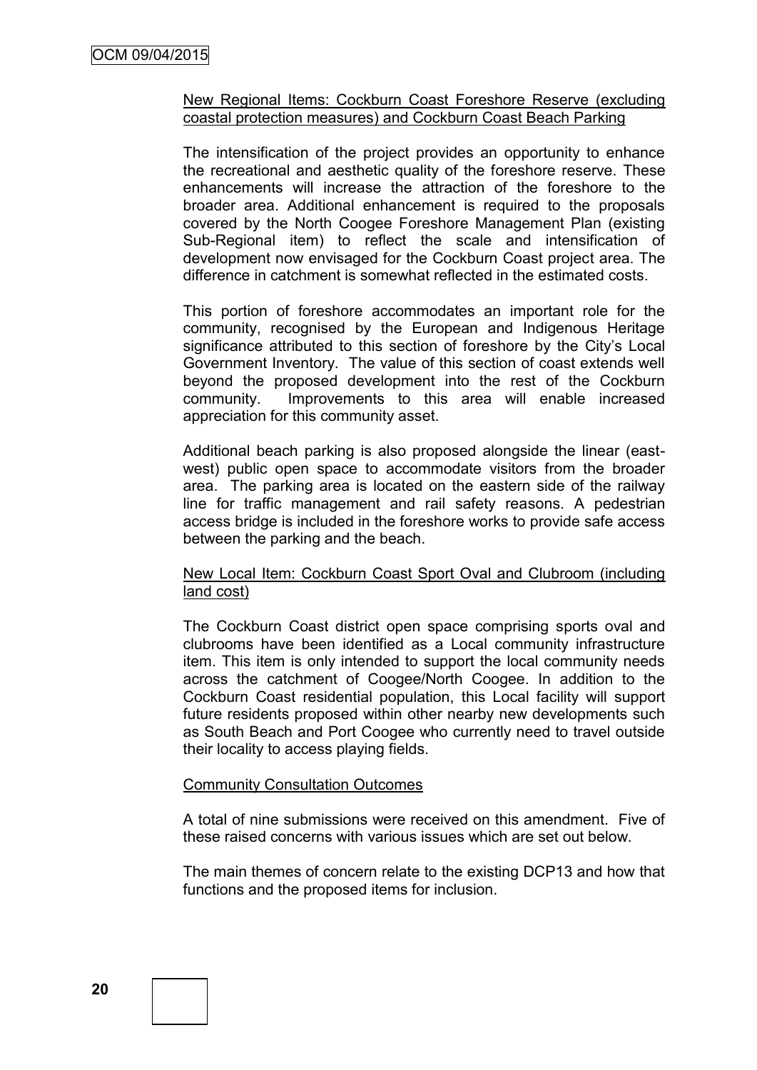New Regional Items: Cockburn Coast Foreshore Reserve (excluding coastal protection measures) and Cockburn Coast Beach Parking

The intensification of the project provides an opportunity to enhance the recreational and aesthetic quality of the foreshore reserve. These enhancements will increase the attraction of the foreshore to the broader area. Additional enhancement is required to the proposals covered by the North Coogee Foreshore Management Plan (existing Sub-Regional item) to reflect the scale and intensification of development now envisaged for the Cockburn Coast project area. The difference in catchment is somewhat reflected in the estimated costs.

This portion of foreshore accommodates an important role for the community, recognised by the European and Indigenous Heritage significance attributed to this section of foreshore by the City's Local Government Inventory. The value of this section of coast extends well beyond the proposed development into the rest of the Cockburn community. Improvements to this area will enable increased appreciation for this community asset.

Additional beach parking is also proposed alongside the linear (east-west) public open space to accommodate visitors from the broader area. The parking area is located on the eastern side of the railway line for traffic management and rail safety reasons. A pedestrian access bridge is included in the foreshore works to provide safe access between the parking and the beach.

New Local Item: Cockburn Coast Sport Oval and Clubroom (including land cost)

The Cockburn Coast district open space comprising sports oval and clubrooms have been identified as a Local community infrastructure item. This item is only intended to support the local community needs across the catchment of Coogee/North Coogee. In addition to the Cockburn Coast residential population, this Local facility will support future residents proposed within other nearby new developments such as South Beach and Port Coogee who currently need to travel outside their locality to access playing fields.

Community Consultation Outcomes

A total of nine submissions were received on this amendment. Five of these raised concerns with various issues which are set out below.

The main themes of concern relate to the existing DCP13 and how that functions and the proposed items for inclusion.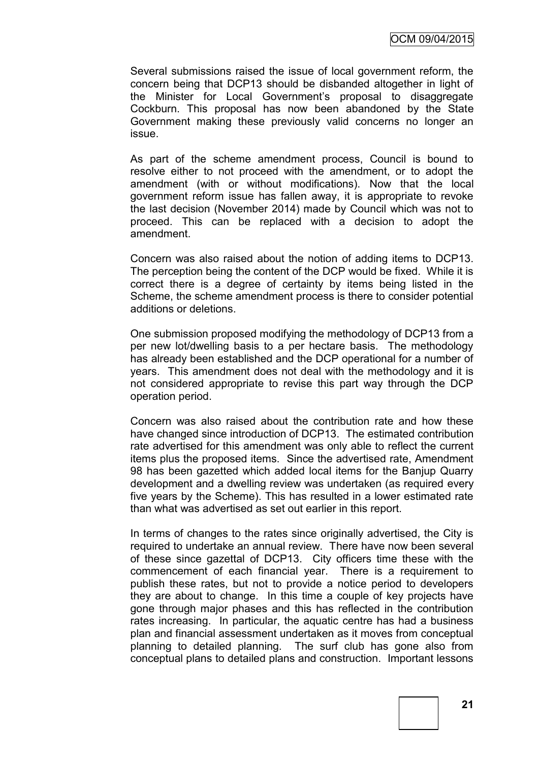Several submissions raised the issue of local government reform, the concern being that DCP13 should be disbanded altogether in light of the Minister for Local Government's proposal to disaggregate Cockburn. This proposal has now been abandoned by the State Government making these previously valid concerns no longer an issue.

As part of the scheme amendment process, Council is bound to resolve either to not proceed with the amendment, or to adopt the amendment (with or without modifications). Now that the local government reform issue has fallen away, it is appropriate to revoke the last decision (November 2014) made by Council which was not to proceed. This can be replaced with a decision to adopt the amendment.

Concern was also raised about the notion of adding items to DCP13. The perception being the content of the DCP would be fixed. While it is correct there is a degree of certainty by items being listed in the Scheme, the scheme amendment process is there to consider potential additions or deletions.

One submission proposed modifying the methodology of DCP13 from a per new lot/dwelling basis to a per hectare basis. The methodology has already been established and the DCP operational for a number of years. This amendment does not deal with the methodology and it is not considered appropriate to revise this part way through the DCP operation period.

Concern was also raised about the contribution rate and how these have changed since introduction of DCP13. The estimated contribution rate advertised for this amendment was only able to reflect the current items plus the proposed items. Since the advertised rate, Amendment 98 has been gazetted which added local items for the Banjup Quarry development and a dwelling review was undertaken (as required every five years by the Scheme). This has resulted in a lower estimated rate than what was advertised as set out earlier in this report.

In terms of changes to the rates since originally advertised, the City is required to undertake an annual review. There have now been several of these since gazettal of DCP13. City officers time these with the commencement of each financial year. There is a requirement to publish these rates, but not to provide a notice period to developers they are about to change. In this time a couple of key projects have gone through major phases and this has reflected in the contribution rates increasing. In particular, the aquatic centre has had a business plan and financial assessment undertaken as it moves from conceptual planning to detailed planning. The surf club has gone also from conceptual plans to detailed plans and construction. Important lessons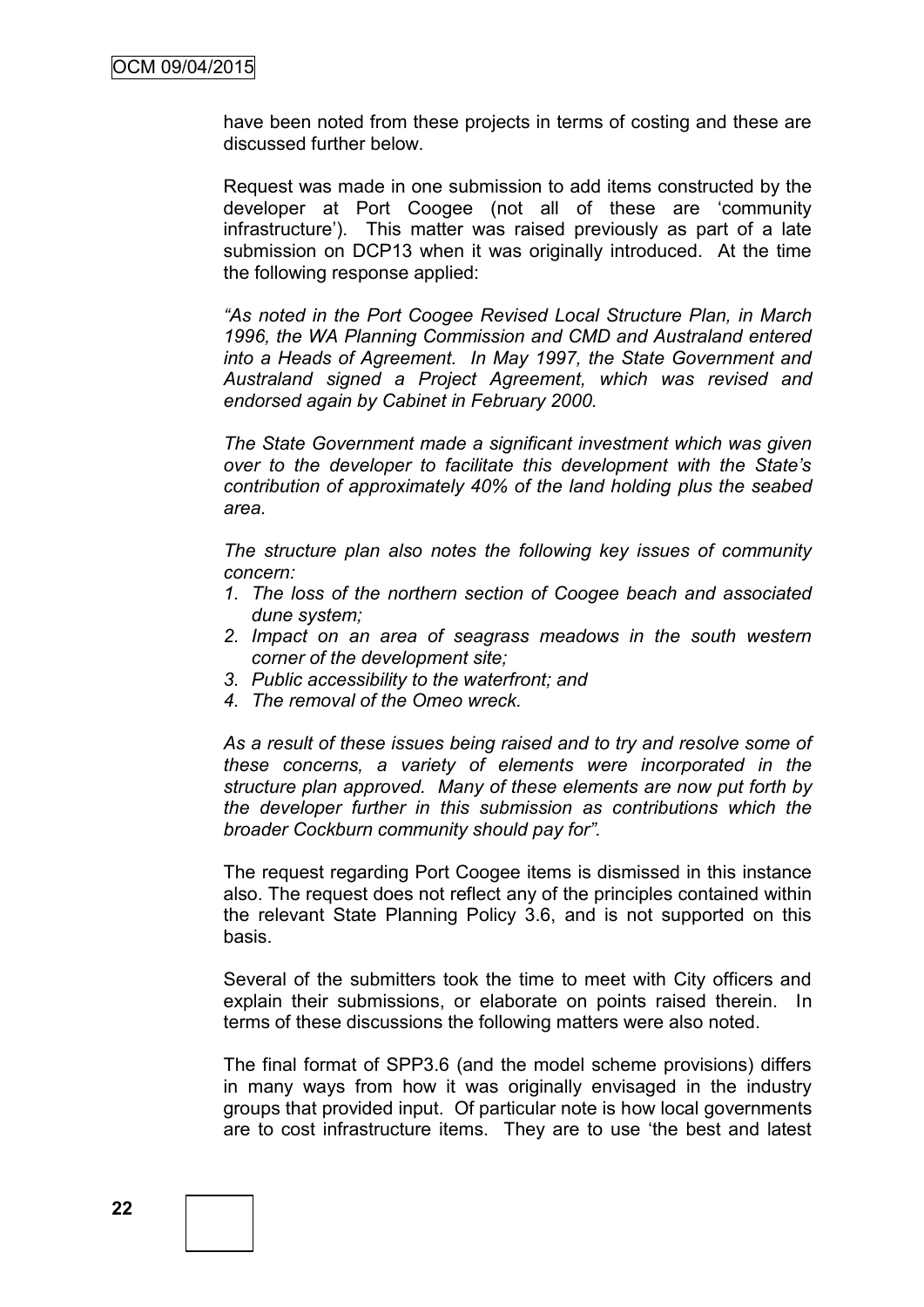have been noted from these projects in terms of costing and these are discussed further below.

Request was made in one submission to add items constructed by the developer at Port Coogee (not all of these are 'community infrastructure'). This matter was raised previously as part of a late submission on DCP13 when it was originally introduced. At the time the following response applied:

*"As noted in the Port Coogee Revised Local Structure Plan, in March 1996, the WA Planning Commission and CMD and Australand entered into a Heads of Agreement. In May 1997, the State Government and Australand signed a Project Agreement, which was revised and endorsed again by Cabinet in February 2000.*

*The State Government made a significant investment which was given over to the developer to facilitate this development with the State's contribution of approximately 40% of the land holding plus the seabed area.*

*The structure plan also notes the following key issues of community concern:*

1. *The loss of the northern section of Coogee beach and associated dune system;*
2. *Impact on an area of seagrass meadows in the south western corner of the development site;*
3. *Public accessibility to the waterfront; and*
4. *The removal of the Omeo wreck.*

*As a result of these issues being raised and to try and resolve some of these concerns, a variety of elements were incorporated in the structure plan approved. Many of these elements are now put forth by the developer further in this submission as contributions which the broader Cockburn community should pay for".*

The request regarding Port Coogee items is dismissed in this instance also. The request does not reflect any of the principles contained within the relevant State Planning Policy 3.6, and is not supported on this basis.

Several of the submitters took the time to meet with City officers and explain their submissions, or elaborate on points raised therein. In terms of these discussions the following matters were also noted.

The final format of SPP3.6 (and the model scheme provisions) differs in many ways from how it was originally envisaged in the industry groups that provided input. Of particular note is how local governments are to cost infrastructure items. They are to use 'the best and latest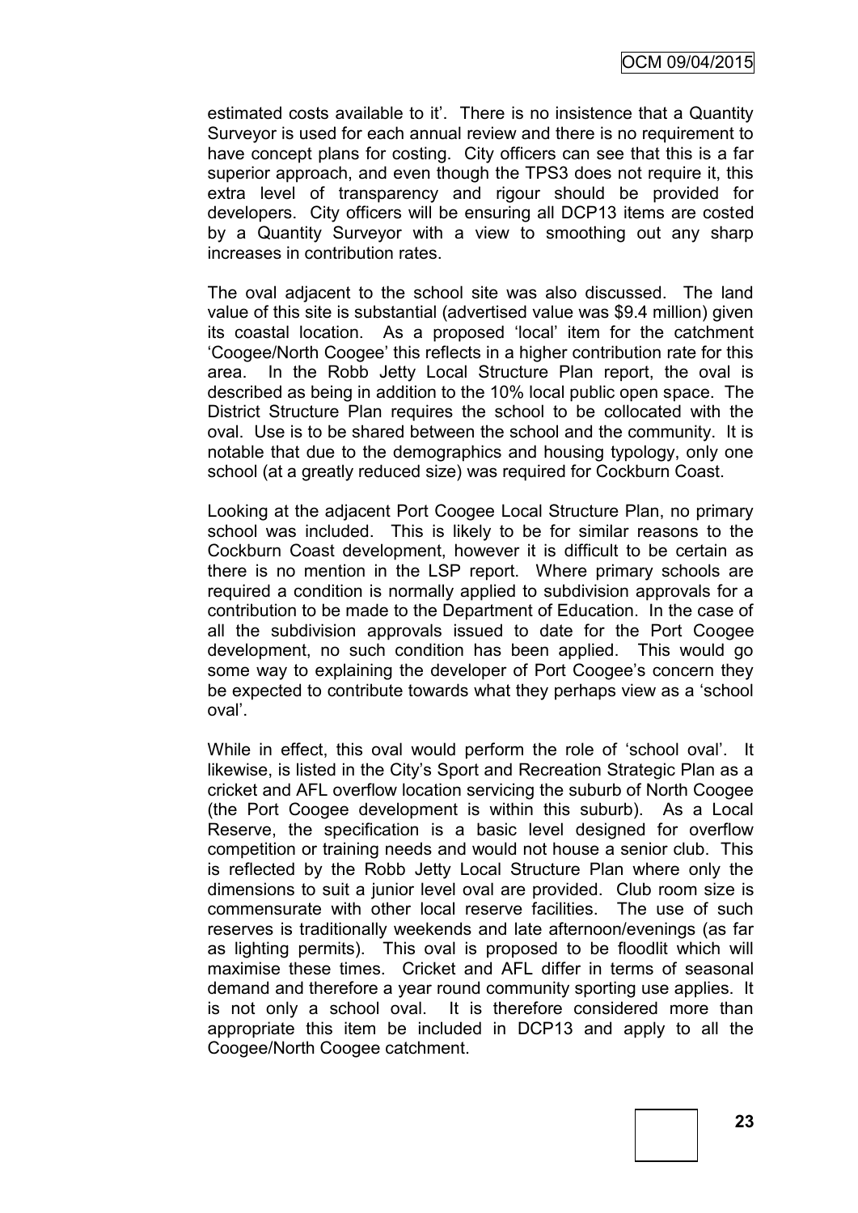estimated costs available to it'. There is no insistence that a Quantity Surveyor is used for each annual review and there is no requirement to have concept plans for costing. City officers can see that this is a far superior approach, and even though the TPS3 does not require it, this extra level of transparency and rigour should be provided for developers. City officers will be ensuring all DCP13 items are costed by a Quantity Surveyor with a view to smoothing out any sharp increases in contribution rates.

The oval adjacent to the school site was also discussed. The land value of this site is substantial (advertised value was $9.4 million) given its coastal location. As a proposed 'local' item for the catchment 'Coogee/North Coogee' this reflects in a higher contribution rate for this area. In the Robb Jetty Local Structure Plan report, the oval is described as being in addition to the 10% local public open space. The District Structure Plan requires the school to be collocated with the oval. Use is to be shared between the school and the community. It is notable that due to the demographics and housing typology, only one school (at a greatly reduced size) was required for Cockburn Coast.

Looking at the adjacent Port Coogee Local Structure Plan, no primary school was included. This is likely to be for similar reasons to the Cockburn Coast development, however it is difficult to be certain as there is no mention in the LSP report. Where primary schools are required a condition is normally applied to subdivision approvals for a contribution to be made to the Department of Education. In the case of all the subdivision approvals issued to date for the Port Coogee development, no such condition has been applied. This would go some way to explaining the developer of Port Coogee's concern they be expected to contribute towards what they perhaps view as a 'school oval'.

While in effect, this oval would perform the role of 'school oval'. It likewise, is listed in the City's Sport and Recreation Strategic Plan as a cricket and AFL overflow location servicing the suburb of North Coogee (the Port Coogee development is within this suburb). As a Local Reserve, the specification is a basic level designed for overflow competition or training needs and would not house a senior club. This is reflected by the Robb Jetty Local Structure Plan where only the dimensions to suit a junior level oval are provided. Club room size is commensurate with other local reserve facilities. The use of such reserves is traditionally weekends and late afternoon/evenings (as far as lighting permits). This oval is proposed to be floodlit which will maximise these times. Cricket and AFL differ in terms of seasonal demand and therefore a year round community sporting use applies. It is not only a school oval. It is therefore considered more than appropriate this item be included in DCP13 and apply to all the Coogee/North Coogee catchment.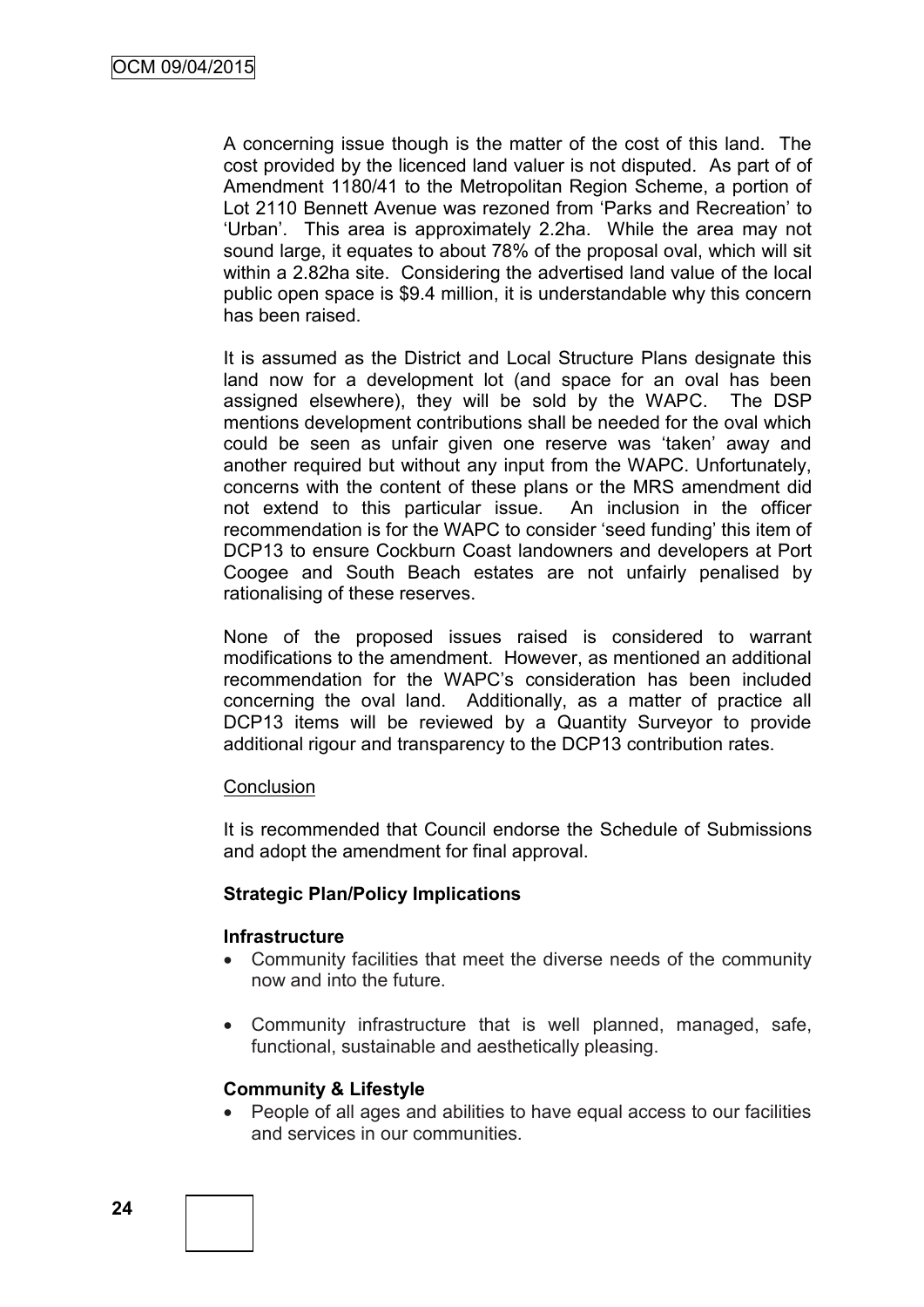A concerning issue though is the matter of the cost of this land. The cost provided by the licenced land valuer is not disputed. As part of of Amendment 1180/41 to the Metropolitan Region Scheme, a portion of Lot 2110 Bennett Avenue was rezoned from 'Parks and Recreation' to 'Urban'. This area is approximately 2.2ha. While the area may not sound large, it equates to about 78% of the proposal oval, which will sit within a 2.82ha site. Considering the advertised land value of the local public open space is $9.4 million, it is understandable why this concern has been raised.

It is assumed as the District and Local Structure Plans designate this land now for a development lot (and space for an oval has been assigned elsewhere), they will be sold by the WAPC. The DSP mentions development contributions shall be needed for the oval which could be seen as unfair given one reserve was 'taken' away and another required but without any input from the WAPC. Unfortunately, concerns with the content of these plans or the MRS amendment did not extend to this particular issue. An inclusion in the officer recommendation is for the WAPC to consider 'seed funding' this item of DCP13 to ensure Cockburn Coast landowners and developers at Port Coogee and South Beach estates are not unfairly penalised by rationalising of these reserves.

None of the proposed issues raised is considered to warrant modifications to the amendment. However, as mentioned an additional recommendation for the WAPC's consideration has been included concerning the oval land. Additionally, as a matter of practice all DCP13 items will be reviewed by a Quantity Surveyor to provide additional rigour and transparency to the DCP13 contribution rates.

Conclusion

It is recommended that Council endorse the Schedule of Submissions and adopt the amendment for final approval.

**Strategic Plan/Policy Implications**

**Infrastructure**

- Community facilities that meet the diverse needs of the community now and into the future.
- Community infrastructure that is well planned, managed, safe, functional, sustainable and aesthetically pleasing.

**Community & Lifestyle**

- People of all ages and abilities to have equal access to our facilities and services in our communities.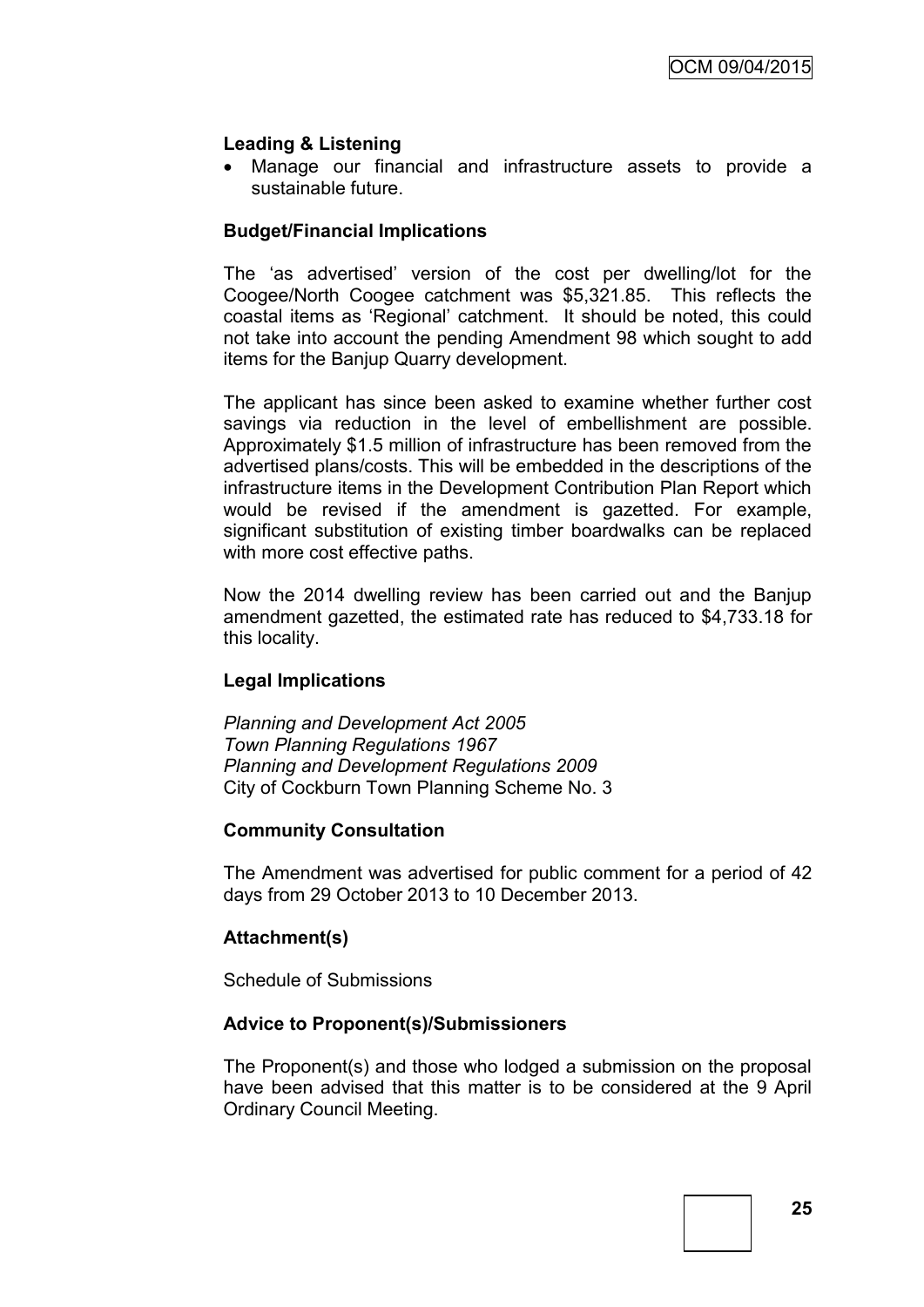**Leading & Listening**

- Manage our financial and infrastructure assets to provide a sustainable future.

**Budget/Financial Implications**

The 'as advertised' version of the cost per dwelling/lot for the Coogee/North Coogee catchment was $5,321.85. This reflects the coastal items as 'Regional' catchment. It should be noted, this could not take into account the pending Amendment 98 which sought to add items for the Banjup Quarry development.

The applicant has since been asked to examine whether further cost savings via reduction in the level of embellishment are possible. Approximately $1.5 million of infrastructure has been removed from the advertised plans/costs. This will be embedded in the descriptions of the infrastructure items in the Development Contribution Plan Report which would be revised if the amendment is gazetted. For example, significant substitution of existing timber boardwalks can be replaced with more cost effective paths.

Now the 2014 dwelling review has been carried out and the Banjup amendment gazetted, the estimated rate has reduced to $4,733.18 for this locality.

**Legal Implications**

*Planning and Development Act 2005*
*Town Planning Regulations 1967*
*Planning and Development Regulations 2009*
City of Cockburn Town Planning Scheme No. 3

**Community Consultation**

The Amendment was advertised for public comment for a period of 42 days from 29 October 2013 to 10 December 2013.

**Attachment(s)**

Schedule of Submissions

**Advice to Proponent(s)/Submissioners**

The Proponent(s) and those who lodged a submission on the proposal have been advised that this matter is to be considered at the 9 April Ordinary Council Meeting.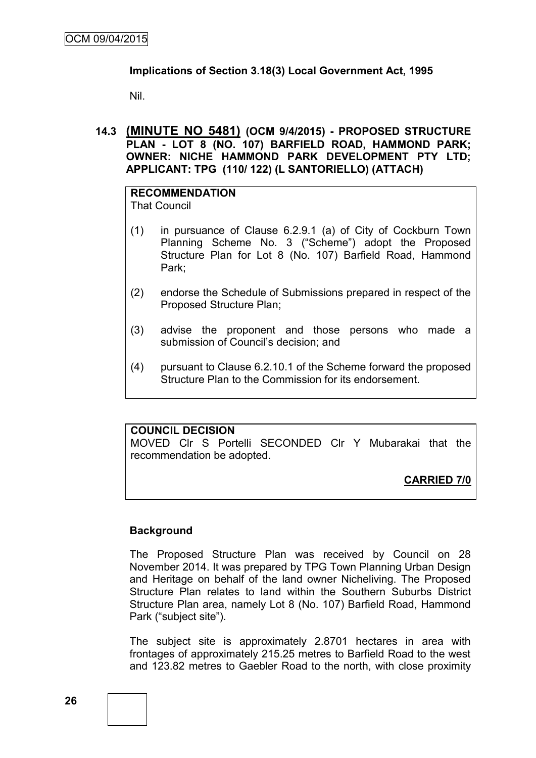**Implications of Section 3.18(3) Local Government Act, 1995**

Nil.

## 14.3 (MINUTE NO 5481) (OCM 9/4/2015) - PROPOSED STRUCTURE PLAN - LOT 8 (NO. 107) BARFIELD ROAD, HAMMOND PARK; OWNER: NICHE HAMMOND PARK DEVELOPMENT PTY LTD; APPLICANT: TPG (110/ 122) (L SANTORIELLO) (ATTACH)

**RECOMMENDATION**

That Council

(1) in pursuance of Clause 6.2.9.1 (a) of City of Cockburn Town Planning Scheme No. 3 ("Scheme") adopt the Proposed Structure Plan for Lot 8 (No. 107) Barfield Road, Hammond Park;

(2) endorse the Schedule of Submissions prepared in respect of the Proposed Structure Plan;

(3) advise the proponent and those persons who made a submission of Council's decision; and

(4) pursuant to Clause 6.2.10.1 of the Scheme forward the proposed Structure Plan to the Commission for its endorsement.

**COUNCIL DECISION**

MOVED Clr S Portelli SECONDED Clr Y Mubarakai that the recommendation be adopted.

**CARRIED 7/0**

**Background**

The Proposed Structure Plan was received by Council on 28 November 2014. It was prepared by TPG Town Planning Urban Design and Heritage on behalf of the land owner Nicheliving. The Proposed Structure Plan relates to land within the Southern Suburbs District Structure Plan area, namely Lot 8 (No. 107) Barfield Road, Hammond Park ("subject site").

The subject site is approximately 2.8701 hectares in area with frontages of approximately 215.25 metres to Barfield Road to the west and 123.82 metres to Gaebler Road to the north, with close proximity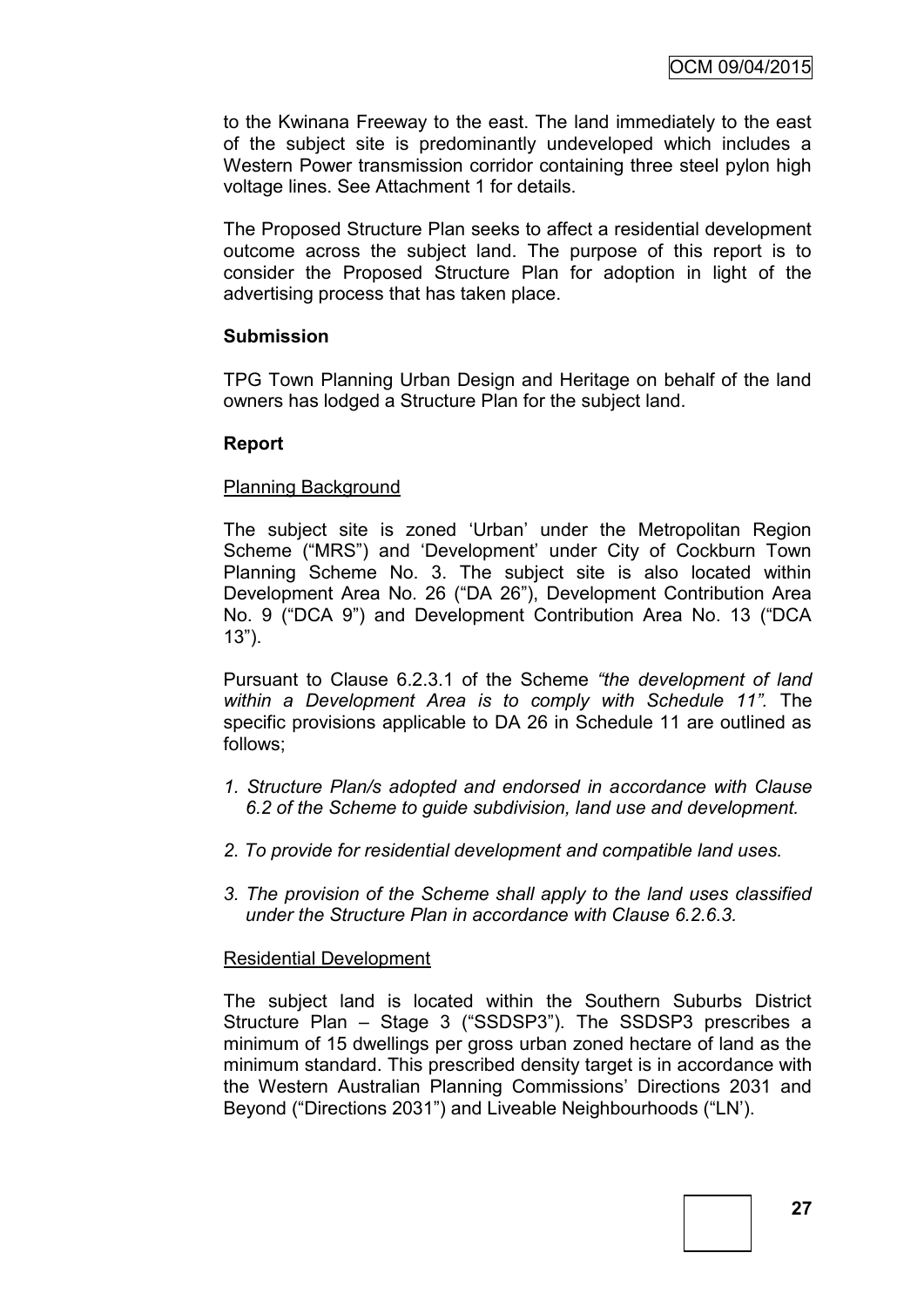to the Kwinana Freeway to the east. The land immediately to the east of the subject site is predominantly undeveloped which includes a Western Power transmission corridor containing three steel pylon high voltage lines. See Attachment 1 for details.

The Proposed Structure Plan seeks to affect a residential development outcome across the subject land. The purpose of this report is to consider the Proposed Structure Plan for adoption in light of the advertising process that has taken place.

**Submission**

TPG Town Planning Urban Design and Heritage on behalf of the land owners has lodged a Structure Plan for the subject land.

**Report**

Planning Background

The subject site is zoned 'Urban' under the Metropolitan Region Scheme ("MRS") and 'Development' under City of Cockburn Town Planning Scheme No. 3. The subject site is also located within Development Area No. 26 ("DA 26"), Development Contribution Area No. 9 ("DCA 9") and Development Contribution Area No. 13 ("DCA 13").

Pursuant to Clause 6.2.3.1 of the Scheme *"the development of land within a Development Area is to comply with Schedule 11".* The specific provisions applicable to DA 26 in Schedule 11 are outlined as follows;

1. *Structure Plan/s adopted and endorsed in accordance with Clause 6.2 of the Scheme to guide subdivision, land use and development.*
2. *To provide for residential development and compatible land uses.*
3. *The provision of the Scheme shall apply to the land uses classified under the Structure Plan in accordance with Clause 6.2.6.3.*

Residential Development

The subject land is located within the Southern Suburbs District Structure Plan – Stage 3 ("SSDSP3"). The SSDSP3 prescribes a minimum of 15 dwellings per gross urban zoned hectare of land as the minimum standard. This prescribed density target is in accordance with the Western Australian Planning Commissions' Directions 2031 and Beyond ("Directions 2031") and Liveable Neighbourhoods ("LN').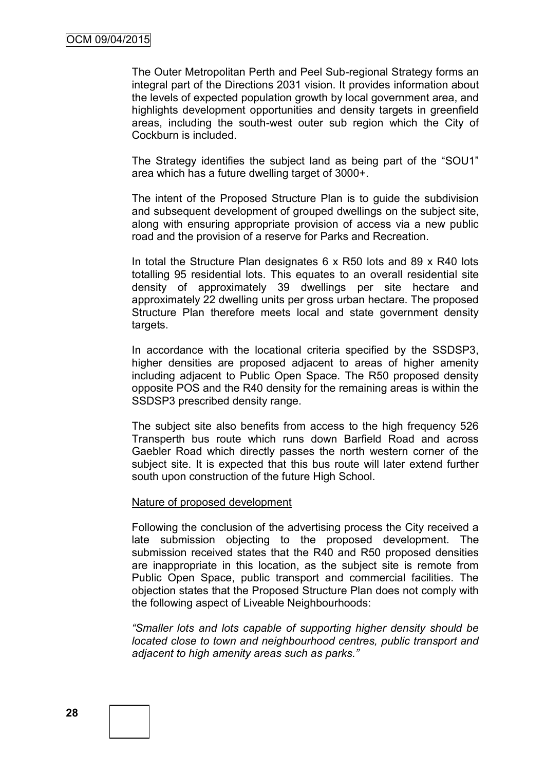The Outer Metropolitan Perth and Peel Sub-regional Strategy forms an integral part of the Directions 2031 vision. It provides information about the levels of expected population growth by local government area, and highlights development opportunities and density targets in greenfield areas, including the south-west outer sub region which the City of Cockburn is included.

The Strategy identifies the subject land as being part of the "SOU1" area which has a future dwelling target of 3000+.

The intent of the Proposed Structure Plan is to guide the subdivision and subsequent development of grouped dwellings on the subject site, along with ensuring appropriate provision of access via a new public road and the provision of a reserve for Parks and Recreation.

In total the Structure Plan designates 6 x R50 lots and 89 x R40 lots totalling 95 residential lots. This equates to an overall residential site density of approximately 39 dwellings per site hectare and approximately 22 dwelling units per gross urban hectare. The proposed Structure Plan therefore meets local and state government density targets.

In accordance with the locational criteria specified by the SSDSP3, higher densities are proposed adjacent to areas of higher amenity including adjacent to Public Open Space. The R50 proposed density opposite POS and the R40 density for the remaining areas is within the SSDSP3 prescribed density range.

The subject site also benefits from access to the high frequency 526 Transperth bus route which runs down Barfield Road and across Gaebler Road which directly passes the north western corner of the subject site. It is expected that this bus route will later extend further south upon construction of the future High School.

Nature of proposed development

Following the conclusion of the advertising process the City received a late submission objecting to the proposed development. The submission received states that the R40 and R50 proposed densities are inappropriate in this location, as the subject site is remote from Public Open Space, public transport and commercial facilities. The objection states that the Proposed Structure Plan does not comply with the following aspect of Liveable Neighbourhoods:

*"Smaller lots and lots capable of supporting higher density should be located close to town and neighbourhood centres, public transport and adjacent to high amenity areas such as parks."*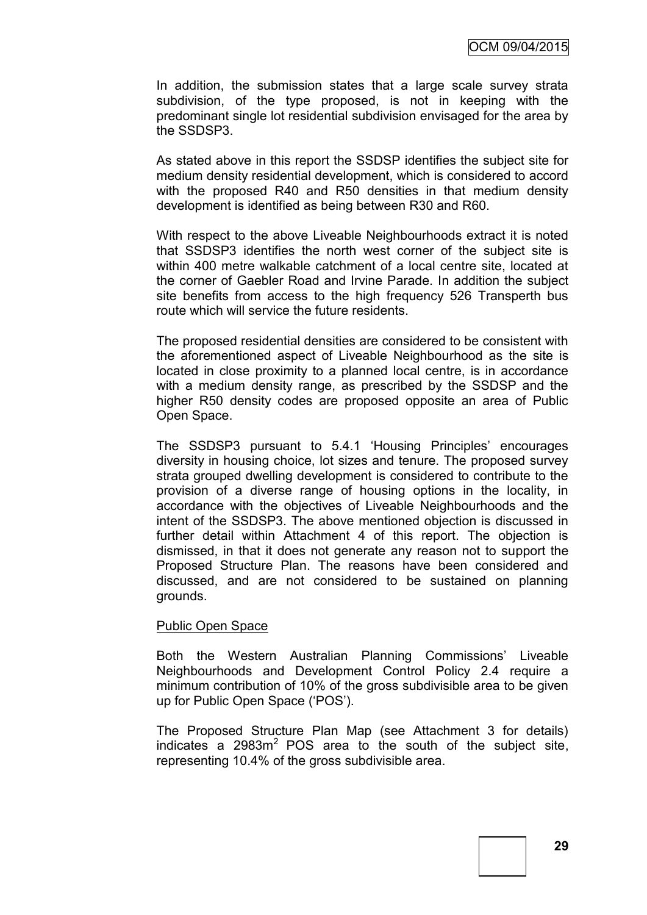In addition, the submission states that a large scale survey strata subdivision, of the type proposed, is not in keeping with the predominant single lot residential subdivision envisaged for the area by the SSDSP3.

As stated above in this report the SSDSP identifies the subject site for medium density residential development, which is considered to accord with the proposed R40 and R50 densities in that medium density development is identified as being between R30 and R60.

With respect to the above Liveable Neighbourhoods extract it is noted that SSDSP3 identifies the north west corner of the subject site is within 400 metre walkable catchment of a local centre site, located at the corner of Gaebler Road and Irvine Parade. In addition the subject site benefits from access to the high frequency 526 Transperth bus route which will service the future residents.

The proposed residential densities are considered to be consistent with the aforementioned aspect of Liveable Neighbourhood as the site is located in close proximity to a planned local centre, is in accordance with a medium density range, as prescribed by the SSDSP and the higher R50 density codes are proposed opposite an area of Public Open Space.

The SSDSP3 pursuant to 5.4.1 'Housing Principles' encourages diversity in housing choice, lot sizes and tenure. The proposed survey strata grouped dwelling development is considered to contribute to the provision of a diverse range of housing options in the locality, in accordance with the objectives of Liveable Neighbourhoods and the intent of the SSDSP3. The above mentioned objection is discussed in further detail within Attachment 4 of this report. The objection is dismissed, in that it does not generate any reason not to support the Proposed Structure Plan. The reasons have been considered and discussed, and are not considered to be sustained on planning grounds.

Public Open Space

Both the Western Australian Planning Commissions' Liveable Neighbourhoods and Development Control Policy 2.4 require a minimum contribution of 10% of the gross subdivisible area to be given up for Public Open Space ('POS').

The Proposed Structure Plan Map (see Attachment 3 for details) indicates a 2983m$^2$ POS area to the south of the subject site, representing 10.4% of the gross subdivisible area.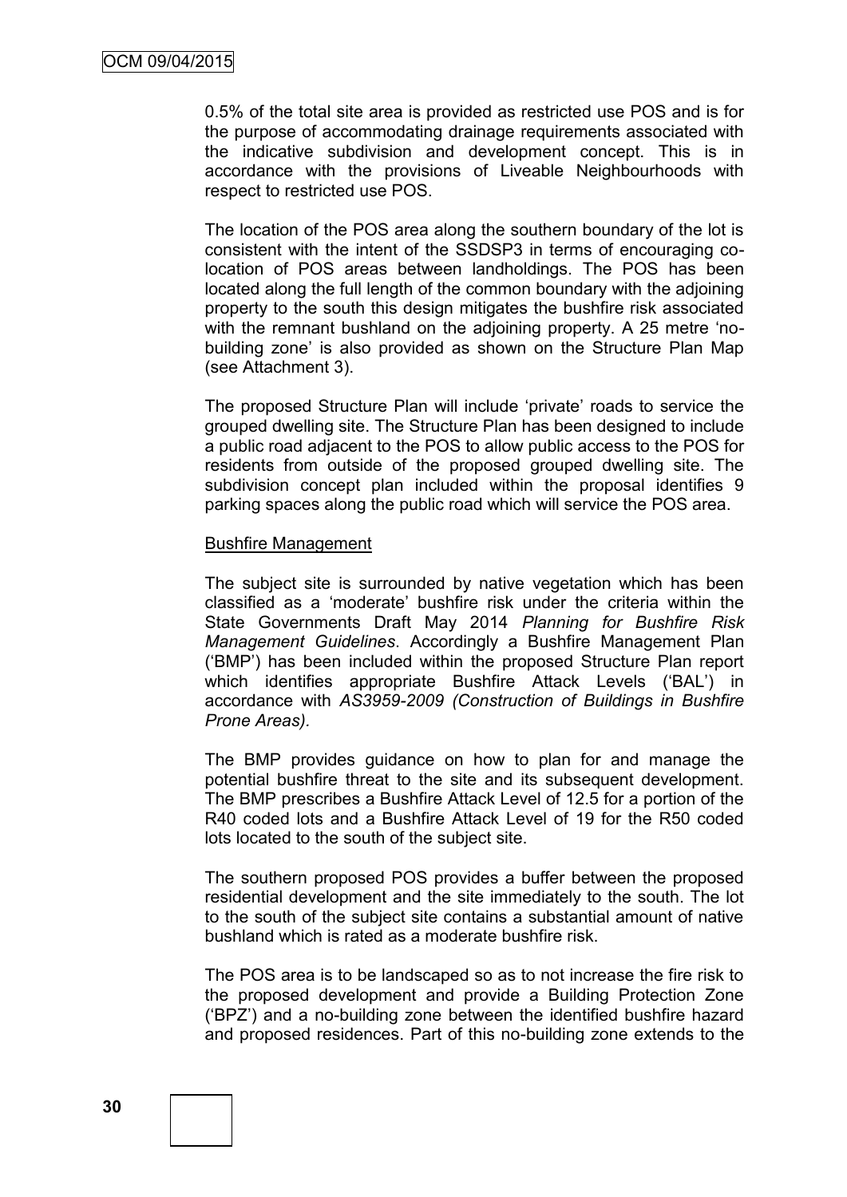0.5% of the total site area is provided as restricted use POS and is for the purpose of accommodating drainage requirements associated with the indicative subdivision and development concept. This is in accordance with the provisions of Liveable Neighbourhoods with respect to restricted use POS.

The location of the POS area along the southern boundary of the lot is consistent with the intent of the SSDSP3 in terms of encouraging co-location of POS areas between landholdings. The POS has been located along the full length of the common boundary with the adjoining property to the south this design mitigates the bushfire risk associated with the remnant bushland on the adjoining property. A 25 metre 'no-building zone' is also provided as shown on the Structure Plan Map (see Attachment 3).

The proposed Structure Plan will include 'private' roads to service the grouped dwelling site. The Structure Plan has been designed to include a public road adjacent to the POS to allow public access to the POS for residents from outside of the proposed grouped dwelling site. The subdivision concept plan included within the proposal identifies 9 parking spaces along the public road which will service the POS area.

<u>Bushfire Management</u>

The subject site is surrounded by native vegetation which has been classified as a 'moderate' bushfire risk under the criteria within the State Governments Draft May 2014 *Planning for Bushfire Risk Management Guidelines*. Accordingly a Bushfire Management Plan ('BMP') has been included within the proposed Structure Plan report which identifies appropriate Bushfire Attack Levels ('BAL') in accordance with *AS3959-2009 (Construction of Buildings in Bushfire Prone Areas).*

The BMP provides guidance on how to plan for and manage the potential bushfire threat to the site and its subsequent development. The BMP prescribes a Bushfire Attack Level of 12.5 for a portion of the R40 coded lots and a Bushfire Attack Level of 19 for the R50 coded lots located to the south of the subject site.

The southern proposed POS provides a buffer between the proposed residential development and the site immediately to the south. The lot to the south of the subject site contains a substantial amount of native bushland which is rated as a moderate bushfire risk.

The POS area is to be landscaped so as to not increase the fire risk to the proposed development and provide a Building Protection Zone ('BPZ') and a no-building zone between the identified bushfire hazard and proposed residences. Part of this no-building zone extends to the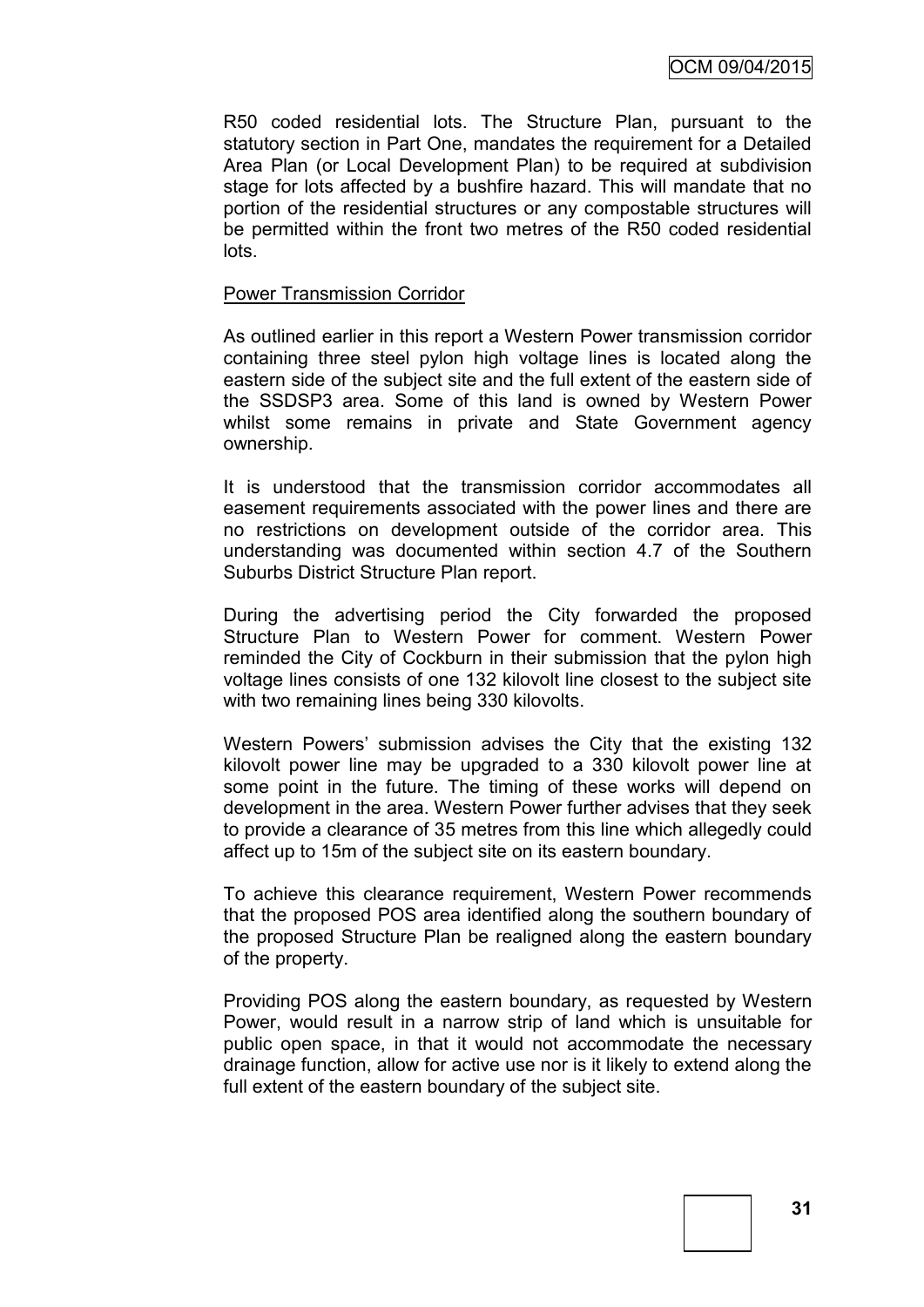R50 coded residential lots. The Structure Plan, pursuant to the statutory section in Part One, mandates the requirement for a Detailed Area Plan (or Local Development Plan) to be required at subdivision stage for lots affected by a bushfire hazard. This will mandate that no portion of the residential structures or any compostable structures will be permitted within the front two metres of the R50 coded residential lots.

Power Transmission Corridor

As outlined earlier in this report a Western Power transmission corridor containing three steel pylon high voltage lines is located along the eastern side of the subject site and the full extent of the eastern side of the SSDSP3 area. Some of this land is owned by Western Power whilst some remains in private and State Government agency ownership.

It is understood that the transmission corridor accommodates all easement requirements associated with the power lines and there are no restrictions on development outside of the corridor area. This understanding was documented within section 4.7 of the Southern Suburbs District Structure Plan report.

During the advertising period the City forwarded the proposed Structure Plan to Western Power for comment. Western Power reminded the City of Cockburn in their submission that the pylon high voltage lines consists of one 132 kilovolt line closest to the subject site with two remaining lines being 330 kilovolts.

Western Powers' submission advises the City that the existing 132 kilovolt power line may be upgraded to a 330 kilovolt power line at some point in the future. The timing of these works will depend on development in the area. Western Power further advises that they seek to provide a clearance of 35 metres from this line which allegedly could affect up to 15m of the subject site on its eastern boundary.

To achieve this clearance requirement, Western Power recommends that the proposed POS area identified along the southern boundary of the proposed Structure Plan be realigned along the eastern boundary of the property.

Providing POS along the eastern boundary, as requested by Western Power, would result in a narrow strip of land which is unsuitable for public open space, in that it would not accommodate the necessary drainage function, allow for active use nor is it likely to extend along the full extent of the eastern boundary of the subject site.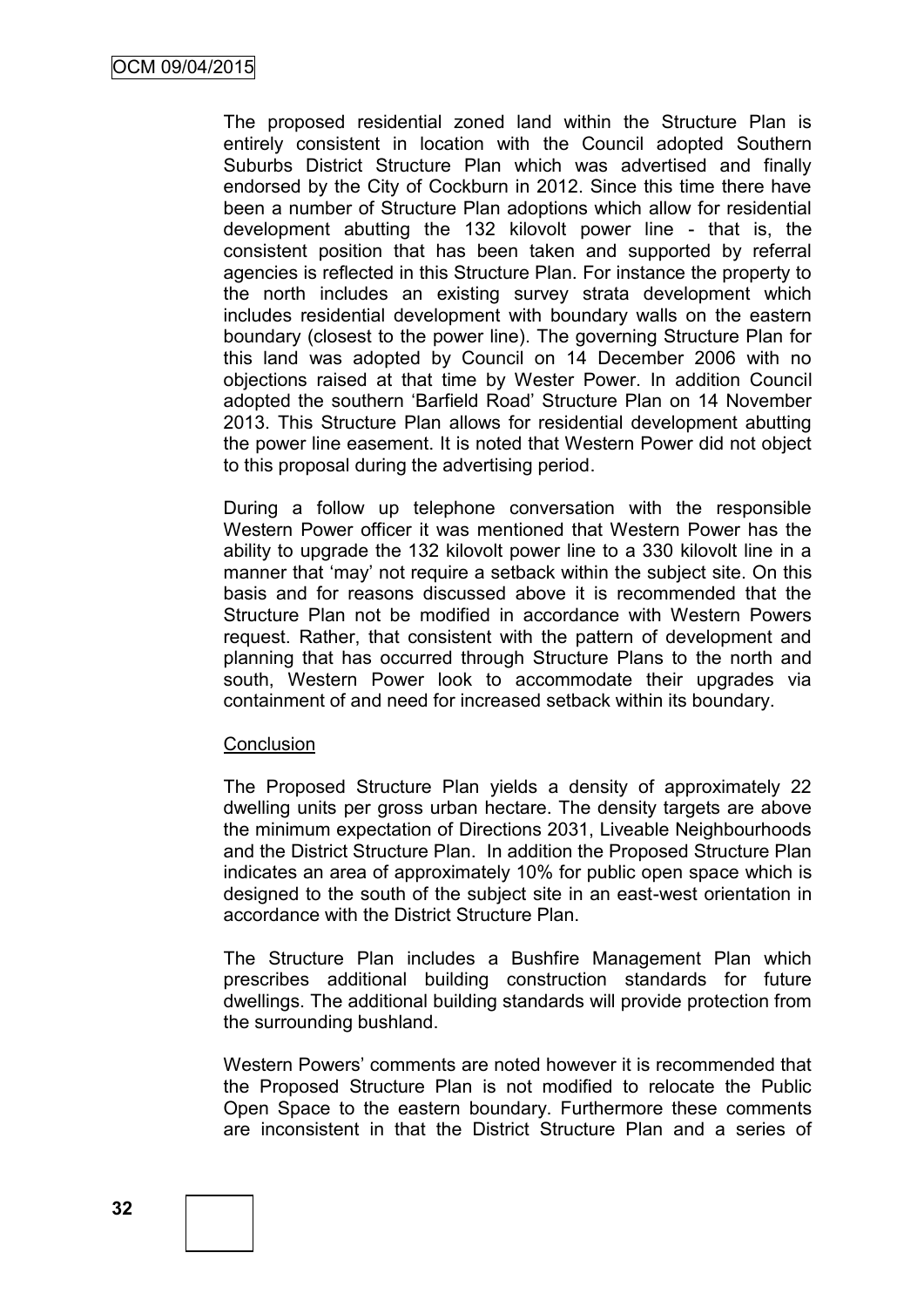The proposed residential zoned land within the Structure Plan is entirely consistent in location with the Council adopted Southern Suburbs District Structure Plan which was advertised and finally endorsed by the City of Cockburn in 2012. Since this time there have been a number of Structure Plan adoptions which allow for residential development abutting the 132 kilovolt power line - that is, the consistent position that has been taken and supported by referral agencies is reflected in this Structure Plan. For instance the property to the north includes an existing survey strata development which includes residential development with boundary walls on the eastern boundary (closest to the power line). The governing Structure Plan for this land was adopted by Council on 14 December 2006 with no objections raised at that time by Wester Power. In addition Council adopted the southern 'Barfield Road' Structure Plan on 14 November 2013. This Structure Plan allows for residential development abutting the power line easement. It is noted that Western Power did not object to this proposal during the advertising period.

During a follow up telephone conversation with the responsible Western Power officer it was mentioned that Western Power has the ability to upgrade the 132 kilovolt power line to a 330 kilovolt line in a manner that 'may' not require a setback within the subject site. On this basis and for reasons discussed above it is recommended that the Structure Plan not be modified in accordance with Western Powers request. Rather, that consistent with the pattern of development and planning that has occurred through Structure Plans to the north and south, Western Power look to accommodate their upgrades via containment of and need for increased setback within its boundary.

Conclusion

The Proposed Structure Plan yields a density of approximately 22 dwelling units per gross urban hectare. The density targets are above the minimum expectation of Directions 2031, Liveable Neighbourhoods and the District Structure Plan. In addition the Proposed Structure Plan indicates an area of approximately 10% for public open space which is designed to the south of the subject site in an east-west orientation in accordance with the District Structure Plan.

The Structure Plan includes a Bushfire Management Plan which prescribes additional building construction standards for future dwellings. The additional building standards will provide protection from the surrounding bushland.

Western Powers' comments are noted however it is recommended that the Proposed Structure Plan is not modified to relocate the Public Open Space to the eastern boundary. Furthermore these comments are inconsistent in that the District Structure Plan and a series of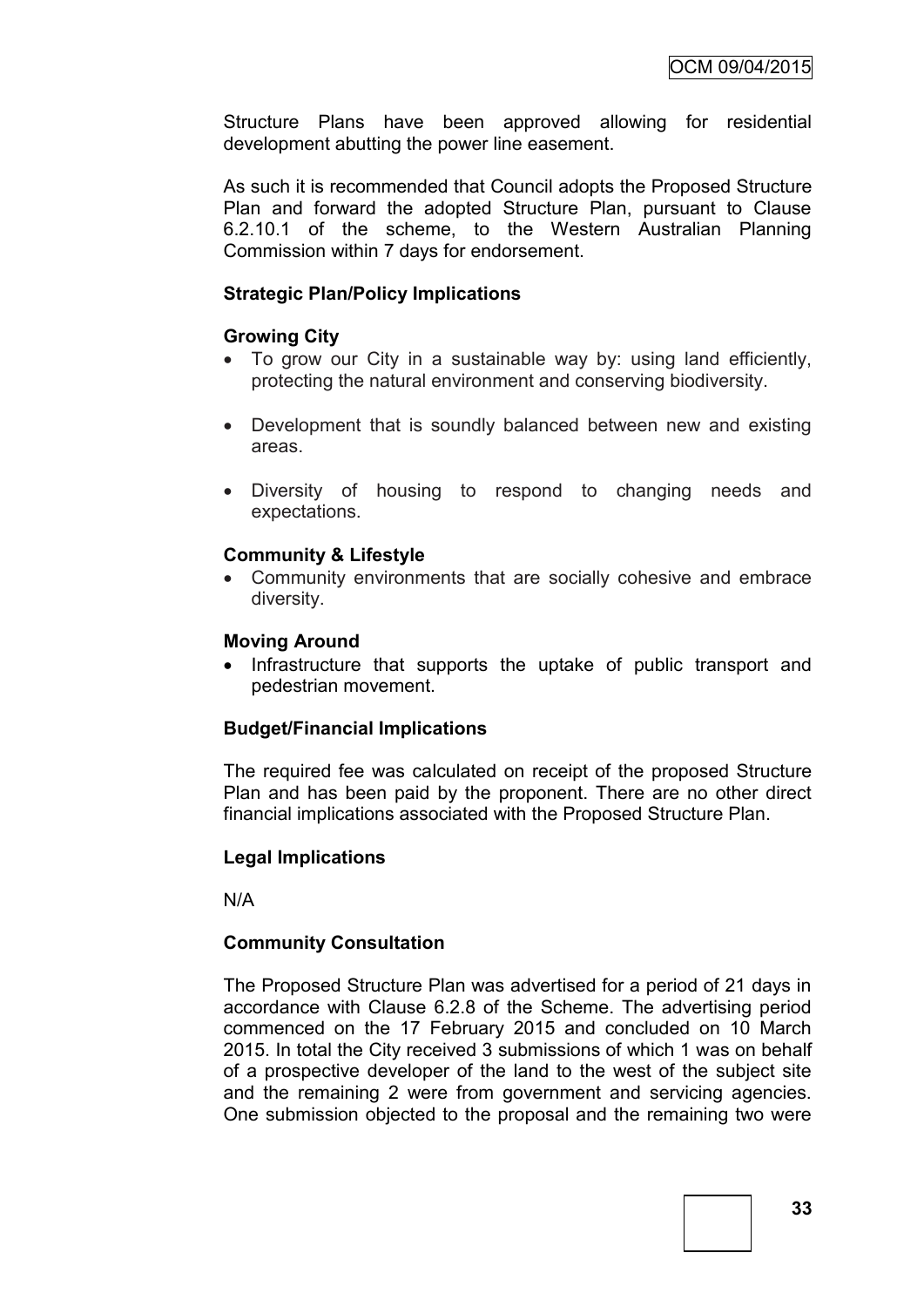Structure Plans have been approved allowing for residential development abutting the power line easement.

As such it is recommended that Council adopts the Proposed Structure Plan and forward the adopted Structure Plan, pursuant to Clause 6.2.10.1 of the scheme, to the Western Australian Planning Commission within 7 days for endorsement.

**Strategic Plan/Policy Implications**

**Growing City**

- To grow our City in a sustainable way by: using land efficiently, protecting the natural environment and conserving biodiversity.
- Development that is soundly balanced between new and existing areas.
- Diversity of housing to respond to changing needs and expectations.

**Community & Lifestyle**

- Community environments that are socially cohesive and embrace diversity.

**Moving Around**

- Infrastructure that supports the uptake of public transport and pedestrian movement.

**Budget/Financial Implications**

The required fee was calculated on receipt of the proposed Structure Plan and has been paid by the proponent. There are no other direct financial implications associated with the Proposed Structure Plan.

**Legal Implications**

N/A

**Community Consultation**

The Proposed Structure Plan was advertised for a period of 21 days in accordance with Clause 6.2.8 of the Scheme. The advertising period commenced on the 17 February 2015 and concluded on 10 March 2015. In total the City received 3 submissions of which 1 was on behalf of a prospective developer of the land to the west of the subject site and the remaining 2 were from government and servicing agencies. One submission objected to the proposal and the remaining two were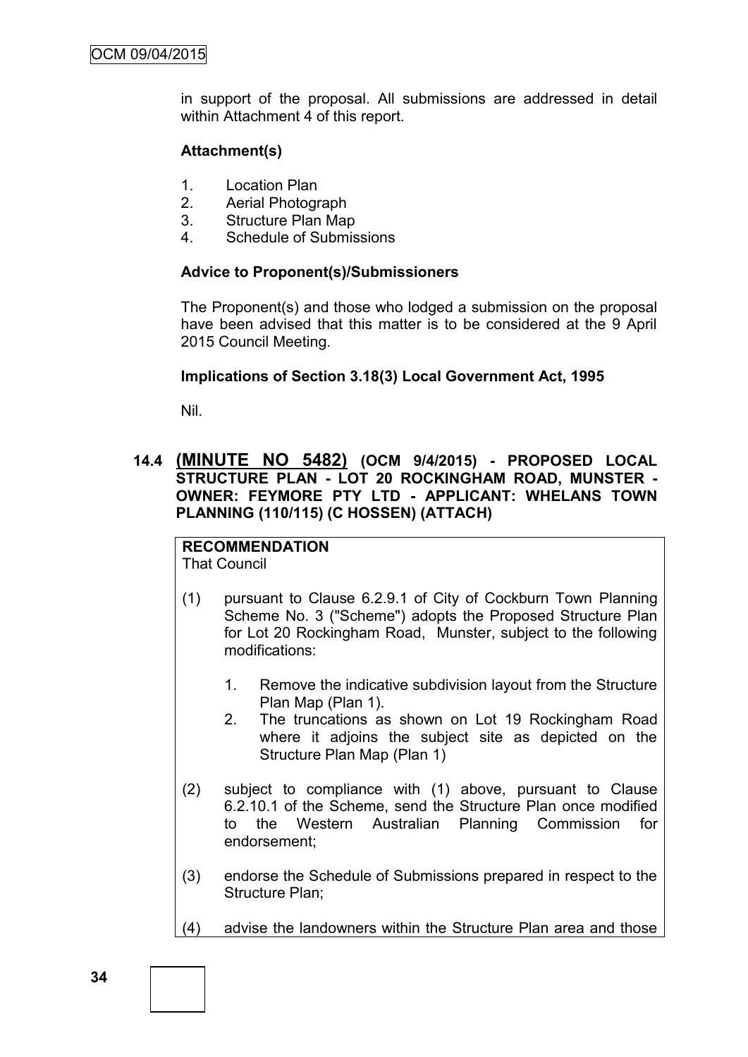in support of the proposal. All submissions are addressed in detail within Attachment 4 of this report.

**Attachment(s)**

1. Location Plan
2. Aerial Photograph
3. Structure Plan Map
4. Schedule of Submissions

**Advice to Proponent(s)/Submissioners**

The Proponent(s) and those who lodged a submission on the proposal have been advised that this matter is to be considered at the 9 April 2015 Council Meeting.

**Implications of Section 3.18(3) Local Government Act, 1995**

Nil.

## 14.4 (MINUTE NO 5482) (OCM 9/4/2015) - PROPOSED LOCAL STRUCTURE PLAN - LOT 20 ROCKINGHAM ROAD, MUNSTER - OWNER: FEYMORE PTY LTD - APPLICANT: WHELANS TOWN PLANNING (110/115) (C HOSSEN) (ATTACH)

**RECOMMENDATION**
That Council

(1) pursuant to Clause 6.2.9.1 of City of Cockburn Town Planning Scheme No. 3 ("Scheme") adopts the Proposed Structure Plan for Lot 20 Rockingham Road, Munster, subject to the following modifications:

   1. Remove the indicative subdivision layout from the Structure Plan Map (Plan 1).
   2. The truncations as shown on Lot 19 Rockingham Road where it adjoins the subject site as depicted on the Structure Plan Map (Plan 1)

(2) subject to compliance with (1) above, pursuant to Clause 6.2.10.1 of the Scheme, send the Structure Plan once modified to the Western Australian Planning Commission for endorsement;

(3) endorse the Schedule of Submissions prepared in respect to the Structure Plan;

(4) advise the landowners within the Structure Plan area and those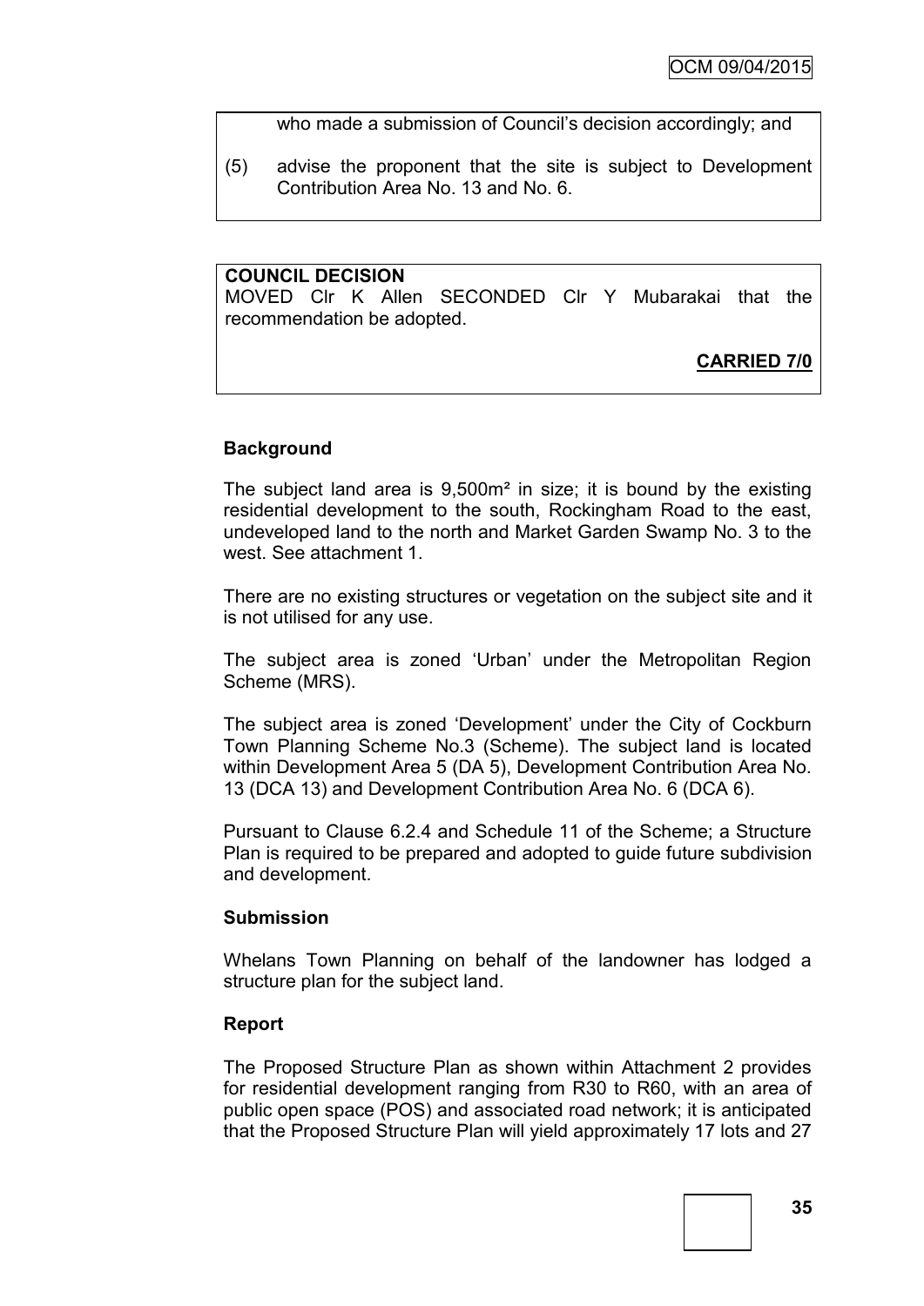who made a submission of Council's decision accordingly; and

(5) advise the proponent that the site is subject to Development Contribution Area No. 13 and No. 6.

**COUNCIL DECISION**
MOVED Clr K Allen SECONDED Clr Y Mubarakai that the recommendation be adopted.

**CARRIED 7/0**

**Background**

The subject land area is 9,500m² in size; it is bound by the existing residential development to the south, Rockingham Road to the east, undeveloped land to the north and Market Garden Swamp No. 3 to the west. See attachment 1.

There are no existing structures or vegetation on the subject site and it is not utilised for any use.

The subject area is zoned 'Urban' under the Metropolitan Region Scheme (MRS).

The subject area is zoned 'Development' under the City of Cockburn Town Planning Scheme No.3 (Scheme). The subject land is located within Development Area 5 (DA 5), Development Contribution Area No. 13 (DCA 13) and Development Contribution Area No. 6 (DCA 6).

Pursuant to Clause 6.2.4 and Schedule 11 of the Scheme; a Structure Plan is required to be prepared and adopted to guide future subdivision and development.

**Submission**

Whelans Town Planning on behalf of the landowner has lodged a structure plan for the subject land.

**Report**

The Proposed Structure Plan as shown within Attachment 2 provides for residential development ranging from R30 to R60, with an area of public open space (POS) and associated road network; it is anticipated that the Proposed Structure Plan will yield approximately 17 lots and 27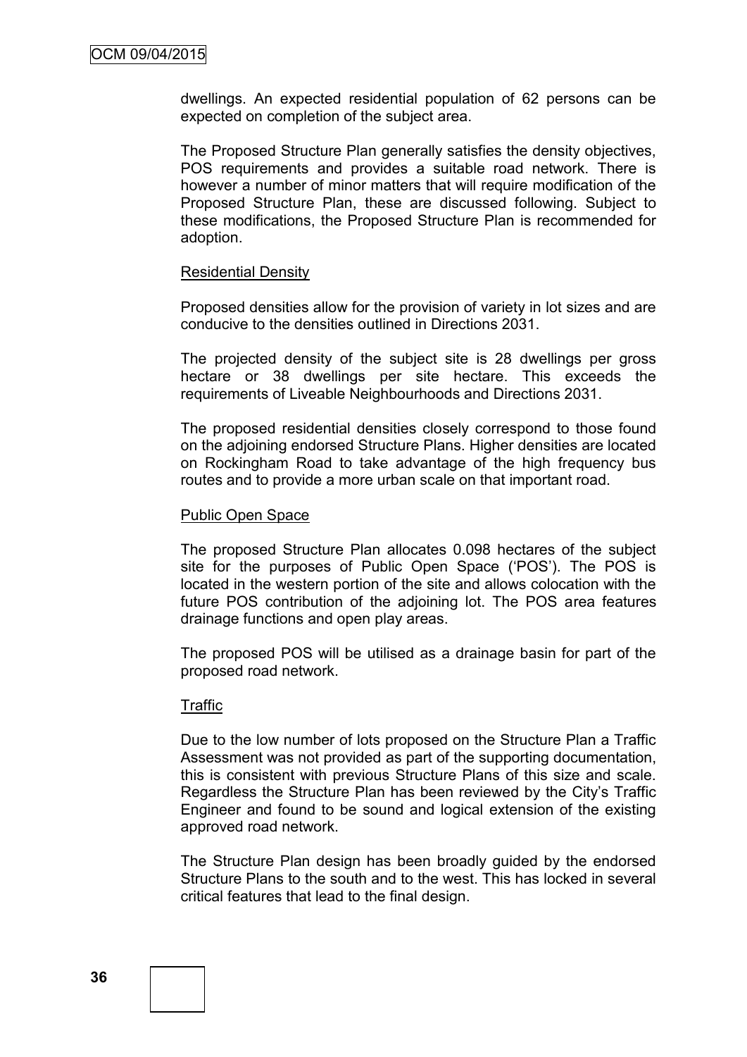dwellings. An expected residential population of 62 persons can be expected on completion of the subject area.

The Proposed Structure Plan generally satisfies the density objectives, POS requirements and provides a suitable road network. There is however a number of minor matters that will require modification of the Proposed Structure Plan, these are discussed following. Subject to these modifications, the Proposed Structure Plan is recommended for adoption.

Residential Density

Proposed densities allow for the provision of variety in lot sizes and are conducive to the densities outlined in Directions 2031.

The projected density of the subject site is 28 dwellings per gross hectare or 38 dwellings per site hectare. This exceeds the requirements of Liveable Neighbourhoods and Directions 2031.

The proposed residential densities closely correspond to those found on the adjoining endorsed Structure Plans. Higher densities are located on Rockingham Road to take advantage of the high frequency bus routes and to provide a more urban scale on that important road.

Public Open Space

The proposed Structure Plan allocates 0.098 hectares of the subject site for the purposes of Public Open Space ('POS'). The POS is located in the western portion of the site and allows colocation with the future POS contribution of the adjoining lot. The POS area features drainage functions and open play areas.

The proposed POS will be utilised as a drainage basin for part of the proposed road network.

Traffic

Due to the low number of lots proposed on the Structure Plan a Traffic Assessment was not provided as part of the supporting documentation, this is consistent with previous Structure Plans of this size and scale. Regardless the Structure Plan has been reviewed by the City's Traffic Engineer and found to be sound and logical extension of the existing approved road network.

The Structure Plan design has been broadly guided by the endorsed Structure Plans to the south and to the west. This has locked in several critical features that lead to the final design.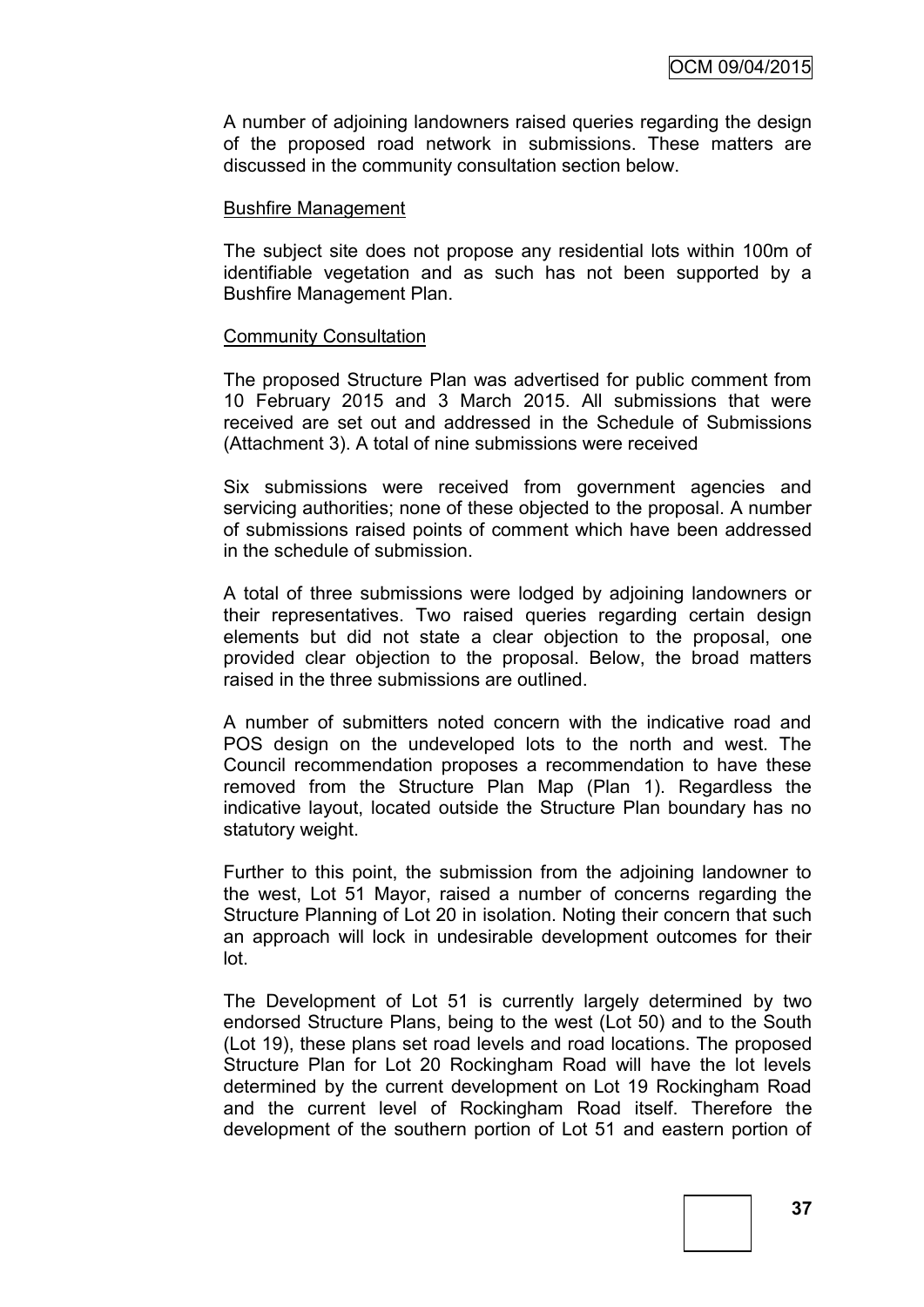A number of adjoining landowners raised queries regarding the design of the proposed road network in submissions. These matters are discussed in the community consultation section below.

Bushfire Management

The subject site does not propose any residential lots within 100m of identifiable vegetation and as such has not been supported by a Bushfire Management Plan.

Community Consultation

The proposed Structure Plan was advertised for public comment from 10 February 2015 and 3 March 2015. All submissions that were received are set out and addressed in the Schedule of Submissions (Attachment 3). A total of nine submissions were received

Six submissions were received from government agencies and servicing authorities; none of these objected to the proposal. A number of submissions raised points of comment which have been addressed in the schedule of submission.

A total of three submissions were lodged by adjoining landowners or their representatives. Two raised queries regarding certain design elements but did not state a clear objection to the proposal, one provided clear objection to the proposal. Below, the broad matters raised in the three submissions are outlined.

A number of submitters noted concern with the indicative road and POS design on the undeveloped lots to the north and west. The Council recommendation proposes a recommendation to have these removed from the Structure Plan Map (Plan 1). Regardless the indicative layout, located outside the Structure Plan boundary has no statutory weight.

Further to this point, the submission from the adjoining landowner to the west, Lot 51 Mayor, raised a number of concerns regarding the Structure Planning of Lot 20 in isolation. Noting their concern that such an approach will lock in undesirable development outcomes for their lot.

The Development of Lot 51 is currently largely determined by two endorsed Structure Plans, being to the west (Lot 50) and to the South (Lot 19), these plans set road levels and road locations. The proposed Structure Plan for Lot 20 Rockingham Road will have the lot levels determined by the current development on Lot 19 Rockingham Road and the current level of Rockingham Road itself. Therefore the development of the southern portion of Lot 51 and eastern portion of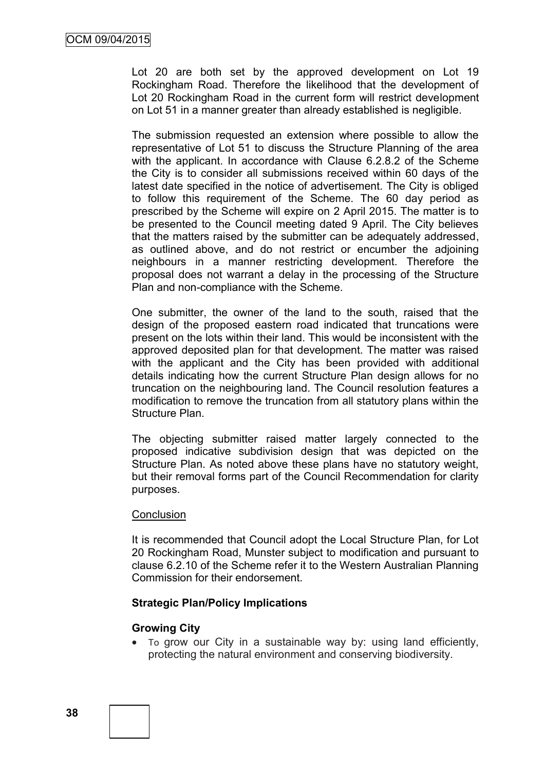Lot 20 are both set by the approved development on Lot 19 Rockingham Road. Therefore the likelihood that the development of Lot 20 Rockingham Road in the current form will restrict development on Lot 51 in a manner greater than already established is negligible.

The submission requested an extension where possible to allow the representative of Lot 51 to discuss the Structure Planning of the area with the applicant. In accordance with Clause 6.2.8.2 of the Scheme the City is to consider all submissions received within 60 days of the latest date specified in the notice of advertisement. The City is obliged to follow this requirement of the Scheme. The 60 day period as prescribed by the Scheme will expire on 2 April 2015. The matter is to be presented to the Council meeting dated 9 April. The City believes that the matters raised by the submitter can be adequately addressed, as outlined above, and do not restrict or encumber the adjoining neighbours in a manner restricting development. Therefore the proposal does not warrant a delay in the processing of the Structure Plan and non-compliance with the Scheme.

One submitter, the owner of the land to the south, raised that the design of the proposed eastern road indicated that truncations were present on the lots within their land. This would be inconsistent with the approved deposited plan for that development. The matter was raised with the applicant and the City has been provided with additional details indicating how the current Structure Plan design allows for no truncation on the neighbouring land. The Council resolution features a modification to remove the truncation from all statutory plans within the Structure Plan.

The objecting submitter raised matter largely connected to the proposed indicative subdivision design that was depicted on the Structure Plan. As noted above these plans have no statutory weight, but their removal forms part of the Council Recommendation for clarity purposes.

<u>Conclusion</u>

It is recommended that Council adopt the Local Structure Plan, for Lot 20 Rockingham Road, Munster subject to modification and pursuant to clause 6.2.10 of the Scheme refer it to the Western Australian Planning Commission for their endorsement.

**Strategic Plan/Policy Implications**

**Growing City**

- To grow our City in a sustainable way by: using land efficiently, protecting the natural environment and conserving biodiversity.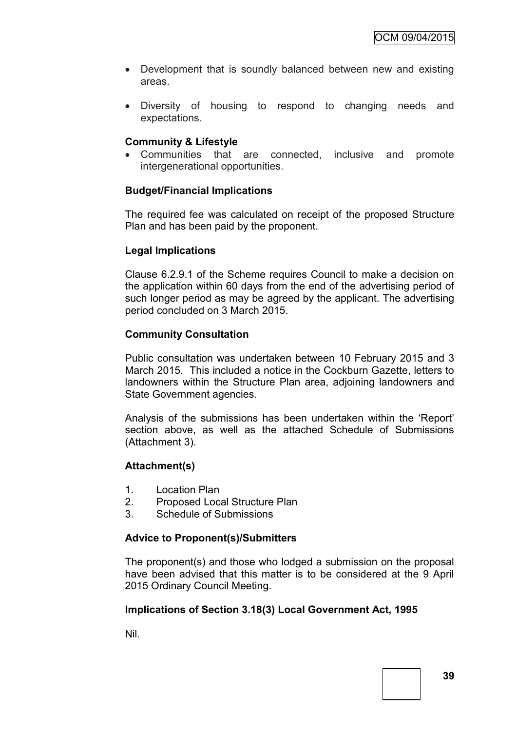- Development that is soundly balanced between new and existing areas.
- Diversity of housing to respond to changing needs and expectations.

**Community & Lifestyle**

- Communities that are connected, inclusive and promote intergenerational opportunities.

**Budget/Financial Implications**

The required fee was calculated on receipt of the proposed Structure Plan and has been paid by the proponent.

**Legal Implications**

Clause 6.2.9.1 of the Scheme requires Council to make a decision on the application within 60 days from the end of the advertising period of such longer period as may be agreed by the applicant. The advertising period concluded on 3 March 2015.

**Community Consultation**

Public consultation was undertaken between 10 February 2015 and 3 March 2015. This included a notice in the Cockburn Gazette, letters to landowners within the Structure Plan area, adjoining landowners and State Government agencies.

Analysis of the submissions has been undertaken within the 'Report' section above, as well as the attached Schedule of Submissions (Attachment 3).

**Attachment(s)**

1. Location Plan
2. Proposed Local Structure Plan
3. Schedule of Submissions

**Advice to Proponent(s)/Submitters**

The proponent(s) and those who lodged a submission on the proposal have been advised that this matter is to be considered at the 9 April 2015 Ordinary Council Meeting.

**Implications of Section 3.18(3) Local Government Act, 1995**

Nil.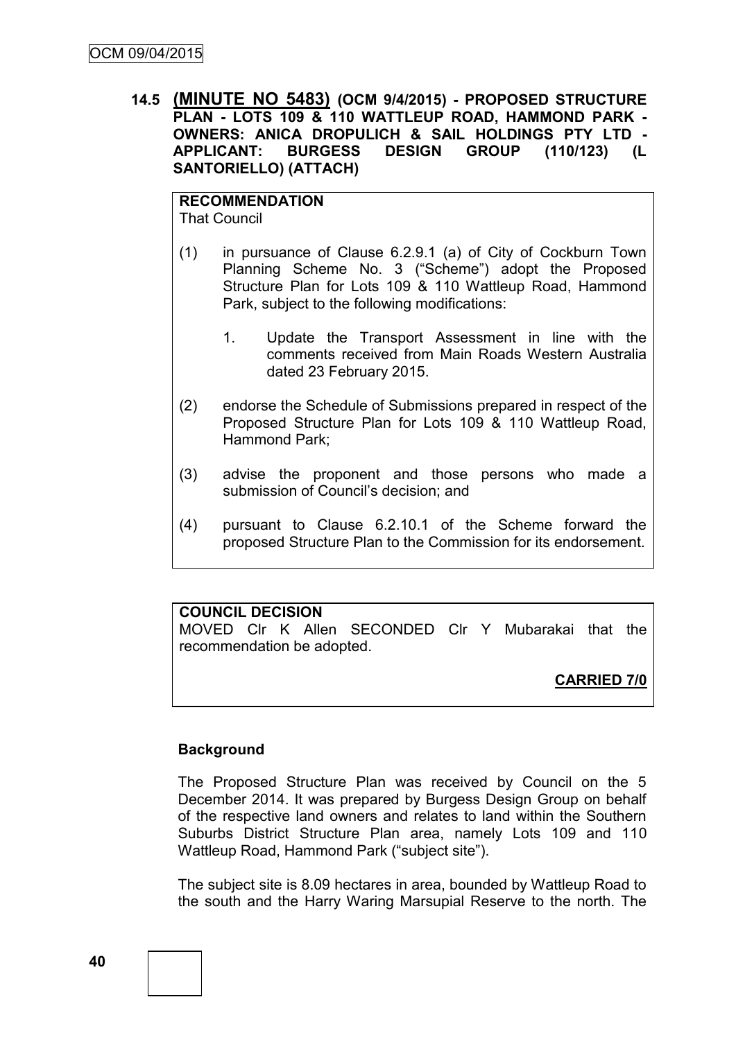**14.5 (MINUTE NO 5483) (OCM 9/4/2015) - PROPOSED STRUCTURE PLAN - LOTS 109 & 110 WATTLEUP ROAD, HAMMOND PARK - OWNERS: ANICA DROPULICH & SAIL HOLDINGS PTY LTD - APPLICANT: BURGESS DESIGN GROUP (110/123) (L SANTORIELLO) (ATTACH)**

**RECOMMENDATION**
That Council

(1) in pursuance of Clause 6.2.9.1 (a) of City of Cockburn Town Planning Scheme No. 3 ("Scheme") adopt the Proposed Structure Plan for Lots 109 & 110 Wattleup Road, Hammond Park, subject to the following modifications:

   1. Update the Transport Assessment in line with the comments received from Main Roads Western Australia dated 23 February 2015.

(2) endorse the Schedule of Submissions prepared in respect of the Proposed Structure Plan for Lots 109 & 110 Wattleup Road, Hammond Park;

(3) advise the proponent and those persons who made a submission of Council's decision; and

(4) pursuant to Clause 6.2.10.1 of the Scheme forward the proposed Structure Plan to the Commission for its endorsement.

**COUNCIL DECISION**
MOVED Clr K Allen SECONDED Clr Y Mubarakai that the recommendation be adopted.

**CARRIED 7/0**

**Background**

The Proposed Structure Plan was received by Council on the 5 December 2014. It was prepared by Burgess Design Group on behalf of the respective land owners and relates to land within the Southern Suburbs District Structure Plan area, namely Lots 109 and 110 Wattleup Road, Hammond Park ("subject site").

The subject site is 8.09 hectares in area, bounded by Wattleup Road to the south and the Harry Waring Marsupial Reserve to the north. The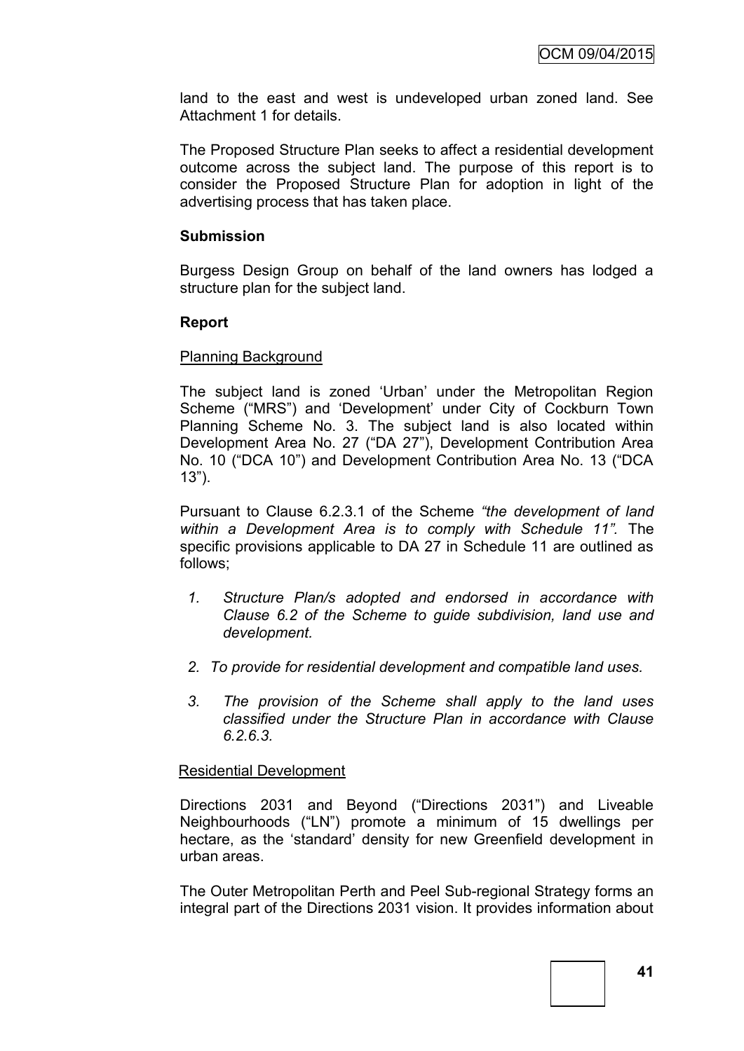land to the east and west is undeveloped urban zoned land. See Attachment 1 for details.

The Proposed Structure Plan seeks to affect a residential development outcome across the subject land. The purpose of this report is to consider the Proposed Structure Plan for adoption in light of the advertising process that has taken place.

**Submission**

Burgess Design Group on behalf of the land owners has lodged a structure plan for the subject land.

**Report**

Planning Background

The subject land is zoned 'Urban' under the Metropolitan Region Scheme ("MRS") and 'Development' under City of Cockburn Town Planning Scheme No. 3. The subject land is also located within Development Area No. 27 ("DA 27"), Development Contribution Area No. 10 ("DCA 10") and Development Contribution Area No. 13 ("DCA 13").

Pursuant to Clause 6.2.3.1 of the Scheme *"the development of land within a Development Area is to comply with Schedule 11".* The specific provisions applicable to DA 27 in Schedule 11 are outlined as follows;

1. *Structure Plan/s adopted and endorsed in accordance with Clause 6.2 of the Scheme to guide subdivision, land use and development.*
2. *To provide for residential development and compatible land uses.*
3. *The provision of the Scheme shall apply to the land uses classified under the Structure Plan in accordance with Clause 6.2.6.3.*

Residential Development

Directions 2031 and Beyond ("Directions 2031") and Liveable Neighbourhoods ("LN") promote a minimum of 15 dwellings per hectare, as the 'standard' density for new Greenfield development in urban areas.

The Outer Metropolitan Perth and Peel Sub-regional Strategy forms an integral part of the Directions 2031 vision. It provides information about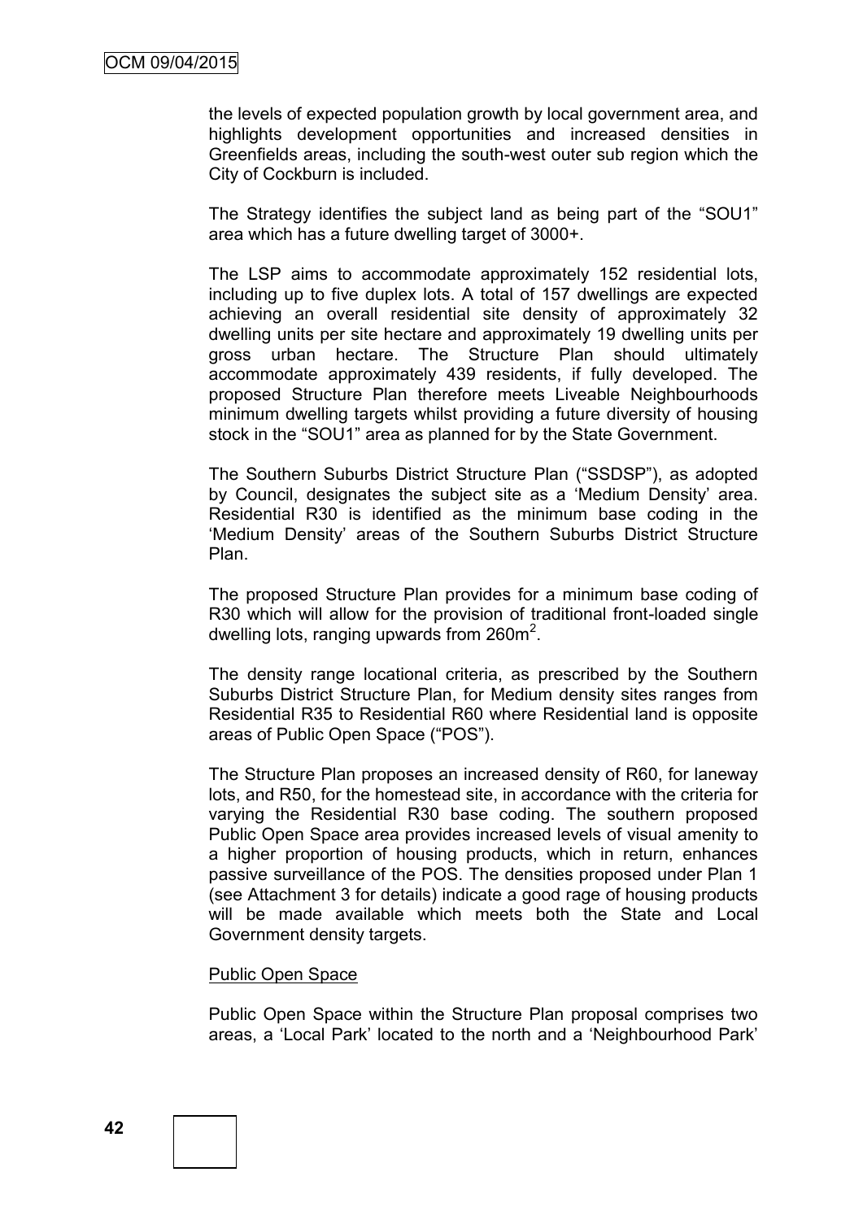the levels of expected population growth by local government area, and highlights development opportunities and increased densities in Greenfields areas, including the south-west outer sub region which the City of Cockburn is included.

The Strategy identifies the subject land as being part of the "SOU1" area which has a future dwelling target of 3000+.

The LSP aims to accommodate approximately 152 residential lots, including up to five duplex lots. A total of 157 dwellings are expected achieving an overall residential site density of approximately 32 dwelling units per site hectare and approximately 19 dwelling units per gross urban hectare. The Structure Plan should ultimately accommodate approximately 439 residents, if fully developed. The proposed Structure Plan therefore meets Liveable Neighbourhoods minimum dwelling targets whilst providing a future diversity of housing stock in the "SOU1" area as planned for by the State Government.

The Southern Suburbs District Structure Plan ("SSDSP"), as adopted by Council, designates the subject site as a 'Medium Density' area. Residential R30 is identified as the minimum base coding in the 'Medium Density' areas of the Southern Suburbs District Structure Plan.

The proposed Structure Plan provides for a minimum base coding of R30 which will allow for the provision of traditional front-loaded single dwelling lots, ranging upwards from 260m$^2$.

The density range locational criteria, as prescribed by the Southern Suburbs District Structure Plan, for Medium density sites ranges from Residential R35 to Residential R60 where Residential land is opposite areas of Public Open Space ("POS").

The Structure Plan proposes an increased density of R60, for laneway lots, and R50, for the homestead site, in accordance with the criteria for varying the Residential R30 base coding. The southern proposed Public Open Space area provides increased levels of visual amenity to a higher proportion of housing products, which in return, enhances passive surveillance of the POS. The densities proposed under Plan 1 (see Attachment 3 for details) indicate a good rage of housing products will be made available which meets both the State and Local Government density targets.

Public Open Space

Public Open Space within the Structure Plan proposal comprises two areas, a 'Local Park' located to the north and a 'Neighbourhood Park'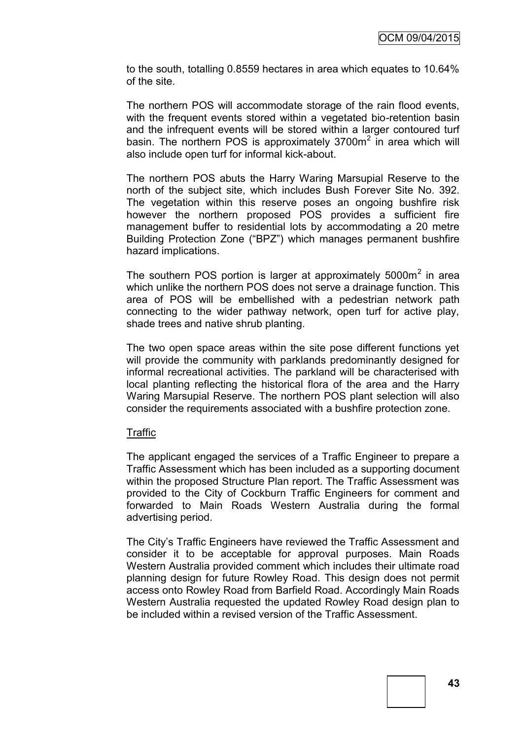to the south, totalling 0.8559 hectares in area which equates to 10.64% of the site.

The northern POS will accommodate storage of the rain flood events, with the frequent events stored within a vegetated bio-retention basin and the infrequent events will be stored within a larger contoured turf basin. The northern POS is approximately 3700m$^2$ in area which will also include open turf for informal kick-about.

The northern POS abuts the Harry Waring Marsupial Reserve to the north of the subject site, which includes Bush Forever Site No. 392. The vegetation within this reserve poses an ongoing bushfire risk however the northern proposed POS provides a sufficient fire management buffer to residential lots by accommodating a 20 metre Building Protection Zone ("BPZ") which manages permanent bushfire hazard implications.

The southern POS portion is larger at approximately 5000m$^2$ in area which unlike the northern POS does not serve a drainage function. This area of POS will be embellished with a pedestrian network path connecting to the wider pathway network, open turf for active play, shade trees and native shrub planting.

The two open space areas within the site pose different functions yet will provide the community with parklands predominantly designed for informal recreational activities. The parkland will be characterised with local planting reflecting the historical flora of the area and the Harry Waring Marsupial Reserve. The northern POS plant selection will also consider the requirements associated with a bushfire protection zone.

Traffic

The applicant engaged the services of a Traffic Engineer to prepare a Traffic Assessment which has been included as a supporting document within the proposed Structure Plan report. The Traffic Assessment was provided to the City of Cockburn Traffic Engineers for comment and forwarded to Main Roads Western Australia during the formal advertising period.

The City's Traffic Engineers have reviewed the Traffic Assessment and consider it to be acceptable for approval purposes. Main Roads Western Australia provided comment which includes their ultimate road planning design for future Rowley Road. This design does not permit access onto Rowley Road from Barfield Road. Accordingly Main Roads Western Australia requested the updated Rowley Road design plan to be included within a revised version of the Traffic Assessment.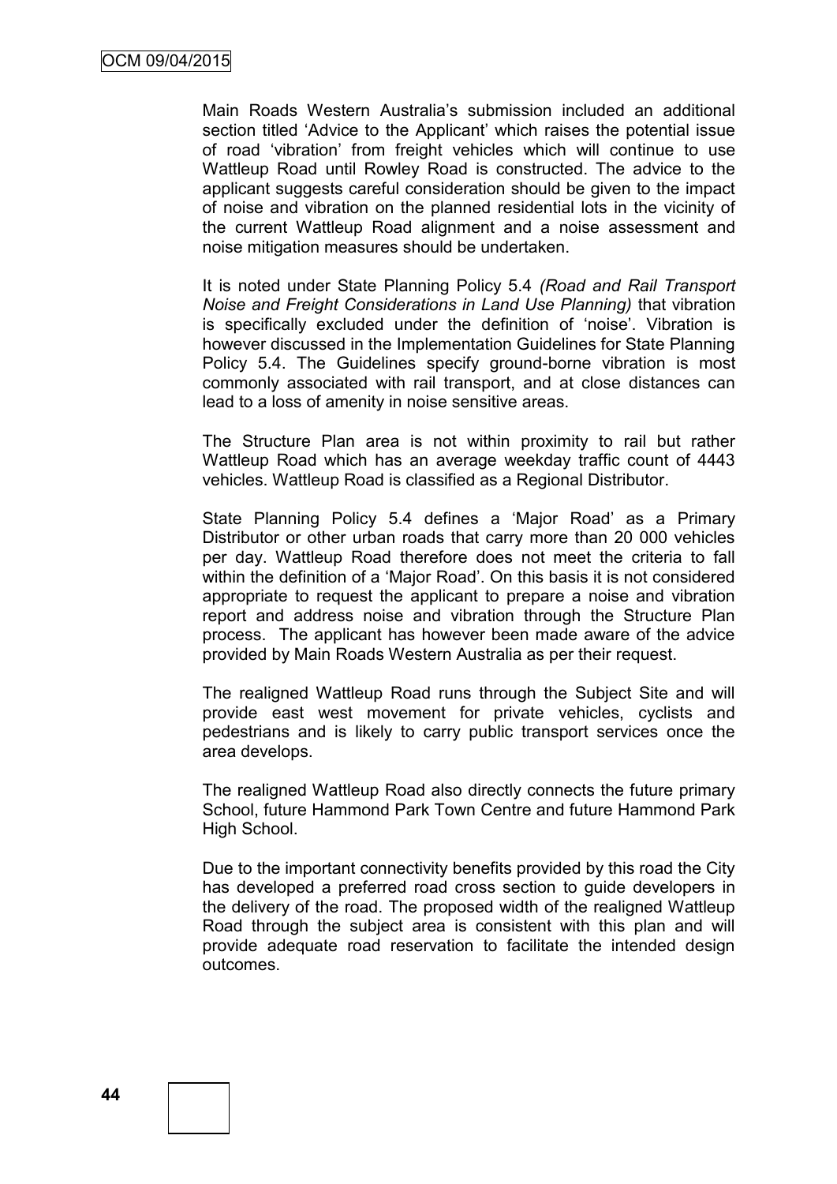Main Roads Western Australia's submission included an additional section titled 'Advice to the Applicant' which raises the potential issue of road 'vibration' from freight vehicles which will continue to use Wattleup Road until Rowley Road is constructed. The advice to the applicant suggests careful consideration should be given to the impact of noise and vibration on the planned residential lots in the vicinity of the current Wattleup Road alignment and a noise assessment and noise mitigation measures should be undertaken.

It is noted under State Planning Policy 5.4 *(Road and Rail Transport Noise and Freight Considerations in Land Use Planning)* that vibration is specifically excluded under the definition of 'noise'. Vibration is however discussed in the Implementation Guidelines for State Planning Policy 5.4. The Guidelines specify ground-borne vibration is most commonly associated with rail transport, and at close distances can lead to a loss of amenity in noise sensitive areas.

The Structure Plan area is not within proximity to rail but rather Wattleup Road which has an average weekday traffic count of 4443 vehicles. Wattleup Road is classified as a Regional Distributor.

State Planning Policy 5.4 defines a 'Major Road' as a Primary Distributor or other urban roads that carry more than 20 000 vehicles per day. Wattleup Road therefore does not meet the criteria to fall within the definition of a 'Major Road'. On this basis it is not considered appropriate to request the applicant to prepare a noise and vibration report and address noise and vibration through the Structure Plan process. The applicant has however been made aware of the advice provided by Main Roads Western Australia as per their request.

The realigned Wattleup Road runs through the Subject Site and will provide east west movement for private vehicles, cyclists and pedestrians and is likely to carry public transport services once the area develops.

The realigned Wattleup Road also directly connects the future primary School, future Hammond Park Town Centre and future Hammond Park High School.

Due to the important connectivity benefits provided by this road the City has developed a preferred road cross section to guide developers in the delivery of the road. The proposed width of the realigned Wattleup Road through the subject area is consistent with this plan and will provide adequate road reservation to facilitate the intended design outcomes.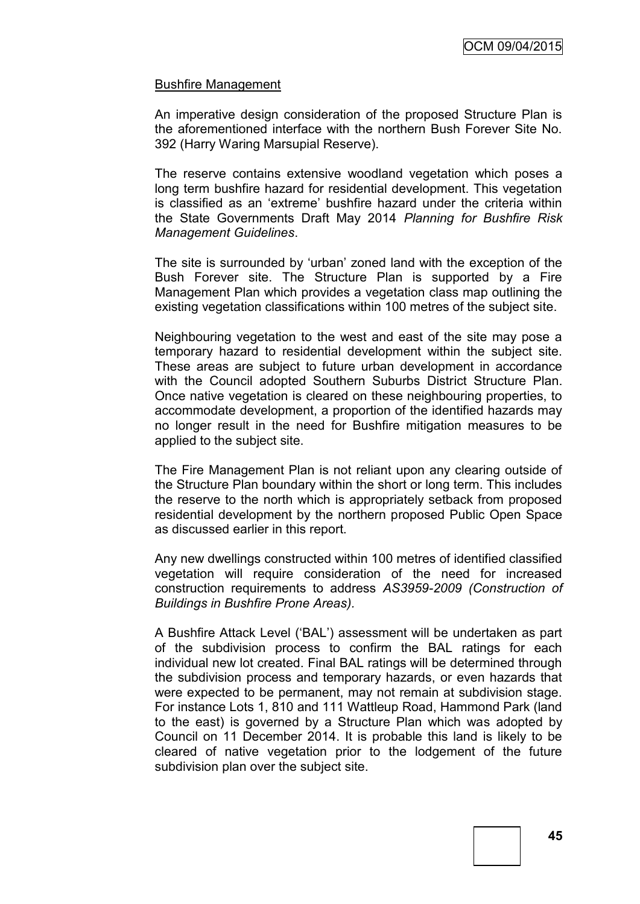Bushfire Management

An imperative design consideration of the proposed Structure Plan is the aforementioned interface with the northern Bush Forever Site No. 392 (Harry Waring Marsupial Reserve).

The reserve contains extensive woodland vegetation which poses a long term bushfire hazard for residential development. This vegetation is classified as an 'extreme' bushfire hazard under the criteria within the State Governments Draft May 2014 *Planning for Bushfire Risk Management Guidelines*.

The site is surrounded by 'urban' zoned land with the exception of the Bush Forever site. The Structure Plan is supported by a Fire Management Plan which provides a vegetation class map outlining the existing vegetation classifications within 100 metres of the subject site.

Neighbouring vegetation to the west and east of the site may pose a temporary hazard to residential development within the subject site. These areas are subject to future urban development in accordance with the Council adopted Southern Suburbs District Structure Plan. Once native vegetation is cleared on these neighbouring properties, to accommodate development, a proportion of the identified hazards may no longer result in the need for Bushfire mitigation measures to be applied to the subject site.

The Fire Management Plan is not reliant upon any clearing outside of the Structure Plan boundary within the short or long term. This includes the reserve to the north which is appropriately setback from proposed residential development by the northern proposed Public Open Space as discussed earlier in this report.

Any new dwellings constructed within 100 metres of identified classified vegetation will require consideration of the need for increased construction requirements to address *AS3959-2009 (Construction of Buildings in Bushfire Prone Areas).*

A Bushfire Attack Level ('BAL') assessment will be undertaken as part of the subdivision process to confirm the BAL ratings for each individual new lot created. Final BAL ratings will be determined through the subdivision process and temporary hazards, or even hazards that were expected to be permanent, may not remain at subdivision stage. For instance Lots 1, 810 and 111 Wattleup Road, Hammond Park (land to the east) is governed by a Structure Plan which was adopted by Council on 11 December 2014. It is probable this land is likely to be cleared of native vegetation prior to the lodgement of the future subdivision plan over the subject site.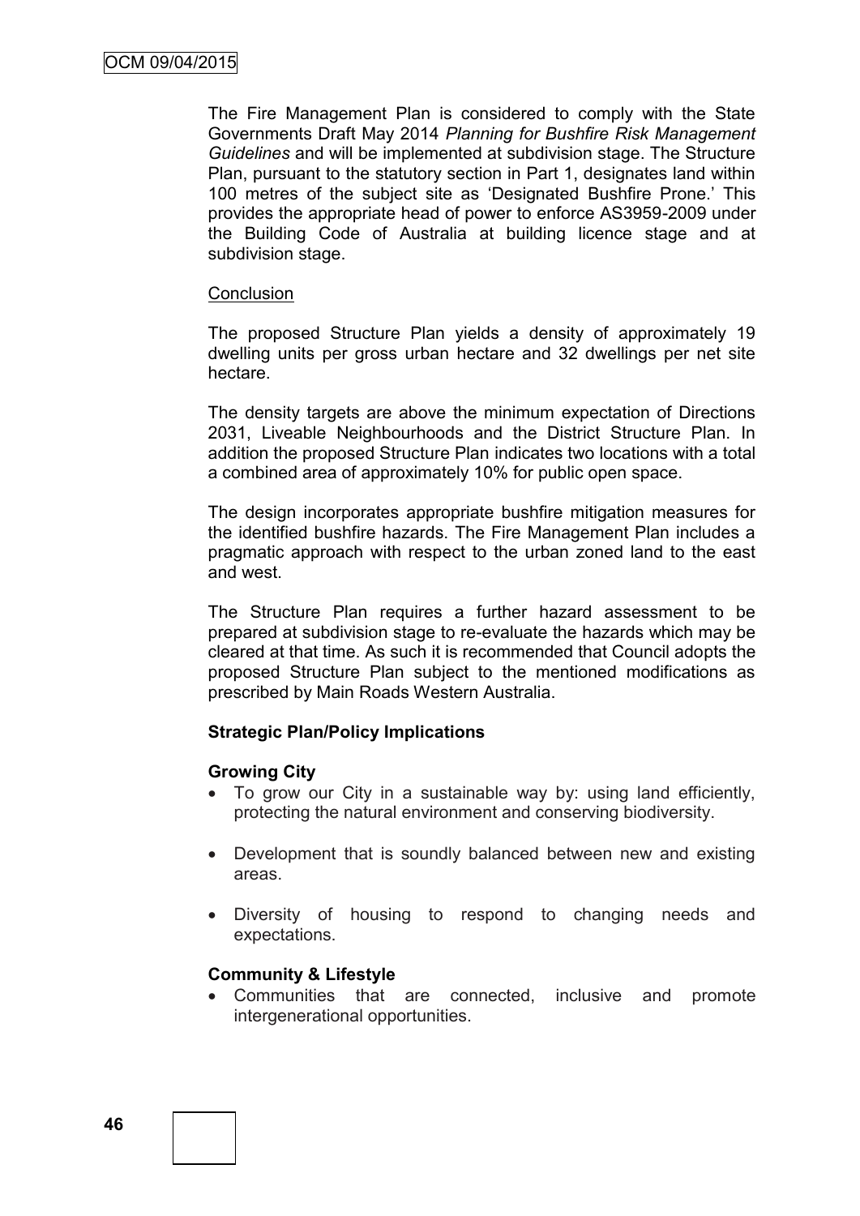The Fire Management Plan is considered to comply with the State Governments Draft May 2014 *Planning for Bushfire Risk Management Guidelines* and will be implemented at subdivision stage. The Structure Plan, pursuant to the statutory section in Part 1, designates land within 100 metres of the subject site as 'Designated Bushfire Prone.' This provides the appropriate head of power to enforce AS3959-2009 under the Building Code of Australia at building licence stage and at subdivision stage.

Conclusion

The proposed Structure Plan yields a density of approximately 19 dwelling units per gross urban hectare and 32 dwellings per net site hectare.

The density targets are above the minimum expectation of Directions 2031, Liveable Neighbourhoods and the District Structure Plan. In addition the proposed Structure Plan indicates two locations with a total a combined area of approximately 10% for public open space.

The design incorporates appropriate bushfire mitigation measures for the identified bushfire hazards. The Fire Management Plan includes a pragmatic approach with respect to the urban zoned land to the east and west.

The Structure Plan requires a further hazard assessment to be prepared at subdivision stage to re-evaluate the hazards which may be cleared at that time. As such it is recommended that Council adopts the proposed Structure Plan subject to the mentioned modifications as prescribed by Main Roads Western Australia.

**Strategic Plan/Policy Implications**

**Growing City**

- To grow our City in a sustainable way by: using land efficiently, protecting the natural environment and conserving biodiversity.
- Development that is soundly balanced between new and existing areas.
- Diversity of housing to respond to changing needs and expectations.

**Community & Lifestyle**

- Communities that are connected, inclusive and promote intergenerational opportunities.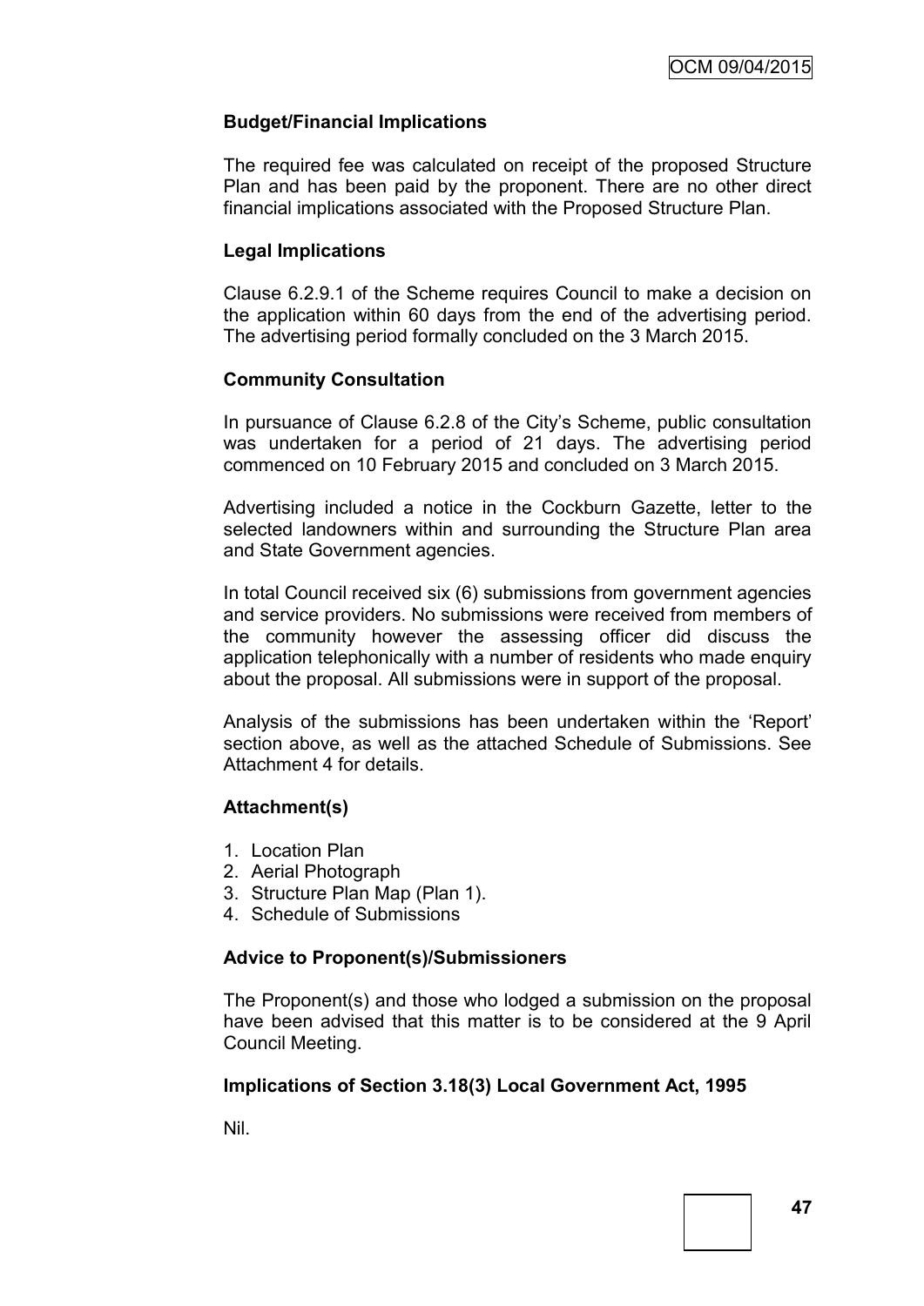### Budget/Financial Implications

The required fee was calculated on receipt of the proposed Structure Plan and has been paid by the proponent. There are no other direct financial implications associated with the Proposed Structure Plan.

### Legal Implications

Clause 6.2.9.1 of the Scheme requires Council to make a decision on the application within 60 days from the end of the advertising period. The advertising period formally concluded on the 3 March 2015.

### Community Consultation

In pursuance of Clause 6.2.8 of the City's Scheme, public consultation was undertaken for a period of 21 days. The advertising period commenced on 10 February 2015 and concluded on 3 March 2015.

Advertising included a notice in the Cockburn Gazette, letter to the selected landowners within and surrounding the Structure Plan area and State Government agencies.

In total Council received six (6) submissions from government agencies and service providers. No submissions were received from members of the community however the assessing officer did discuss the application telephonically with a number of residents who made enquiry about the proposal. All submissions were in support of the proposal.

Analysis of the submissions has been undertaken within the 'Report' section above, as well as the attached Schedule of Submissions. See Attachment 4 for details.

### Attachment(s)

1. Location Plan
2. Aerial Photograph
3. Structure Plan Map (Plan 1).
4. Schedule of Submissions

### Advice to Proponent(s)/Submissioners

The Proponent(s) and those who lodged a submission on the proposal have been advised that this matter is to be considered at the 9 April Council Meeting.

### Implications of Section 3.18(3) Local Government Act, 1995

Nil.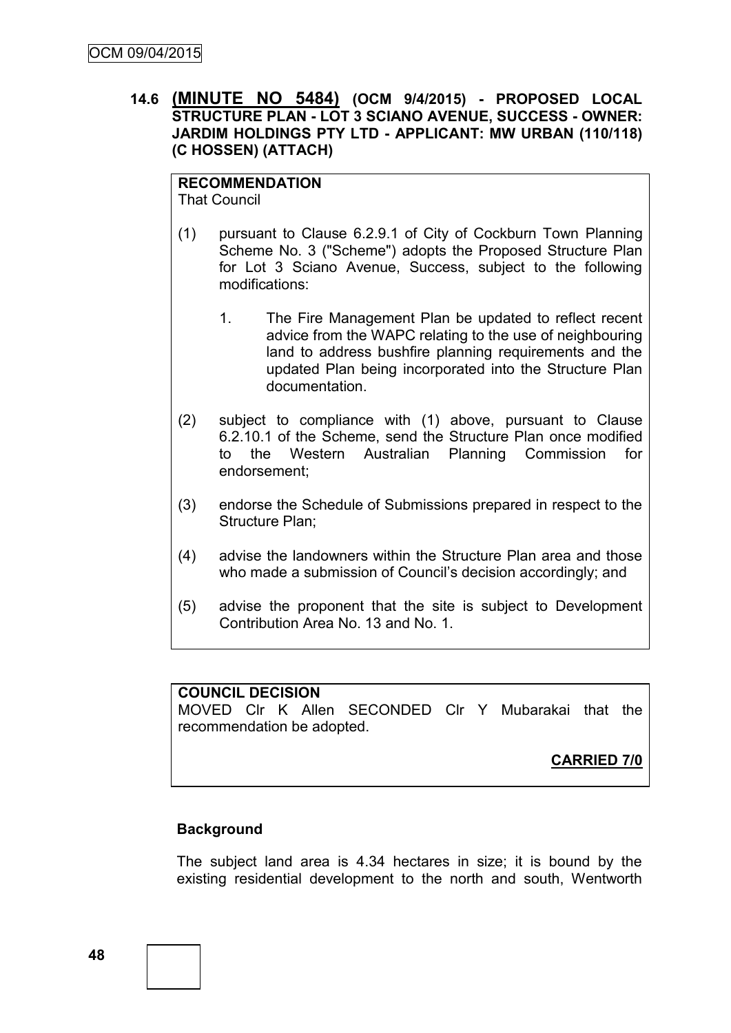### 14.6 **(MINUTE NO 5484)** (OCM 9/4/2015) - PROPOSED LOCAL STRUCTURE PLAN - LOT 3 SCIANO AVENUE, SUCCESS - OWNER: JARDIM HOLDINGS PTY LTD - APPLICANT: MW URBAN (110/118) (C HOSSEN) (ATTACH)

**RECOMMENDATION**
That Council

(1) pursuant to Clause 6.2.9.1 of City of Cockburn Town Planning Scheme No. 3 ("Scheme") adopts the Proposed Structure Plan for Lot 3 Sciano Avenue, Success, subject to the following modifications:

   1. The Fire Management Plan be updated to reflect recent advice from the WAPC relating to the use of neighbouring land to address bushfire planning requirements and the updated Plan being incorporated into the Structure Plan documentation.

(2) subject to compliance with (1) above, pursuant to Clause 6.2.10.1 of the Scheme, send the Structure Plan once modified to the Western Australian Planning Commission for endorsement;

(3) endorse the Schedule of Submissions prepared in respect to the Structure Plan;

(4) advise the landowners within the Structure Plan area and those who made a submission of Council's decision accordingly; and

(5) advise the proponent that the site is subject to Development Contribution Area No. 13 and No. 1.

**COUNCIL DECISION**
MOVED Clr K Allen SECONDED Clr Y Mubarakai that the recommendation be adopted.

**CARRIED 7/0**

**Background**

The subject land area is 4.34 hectares in size; it is bound by the existing residential development to the north and south, Wentworth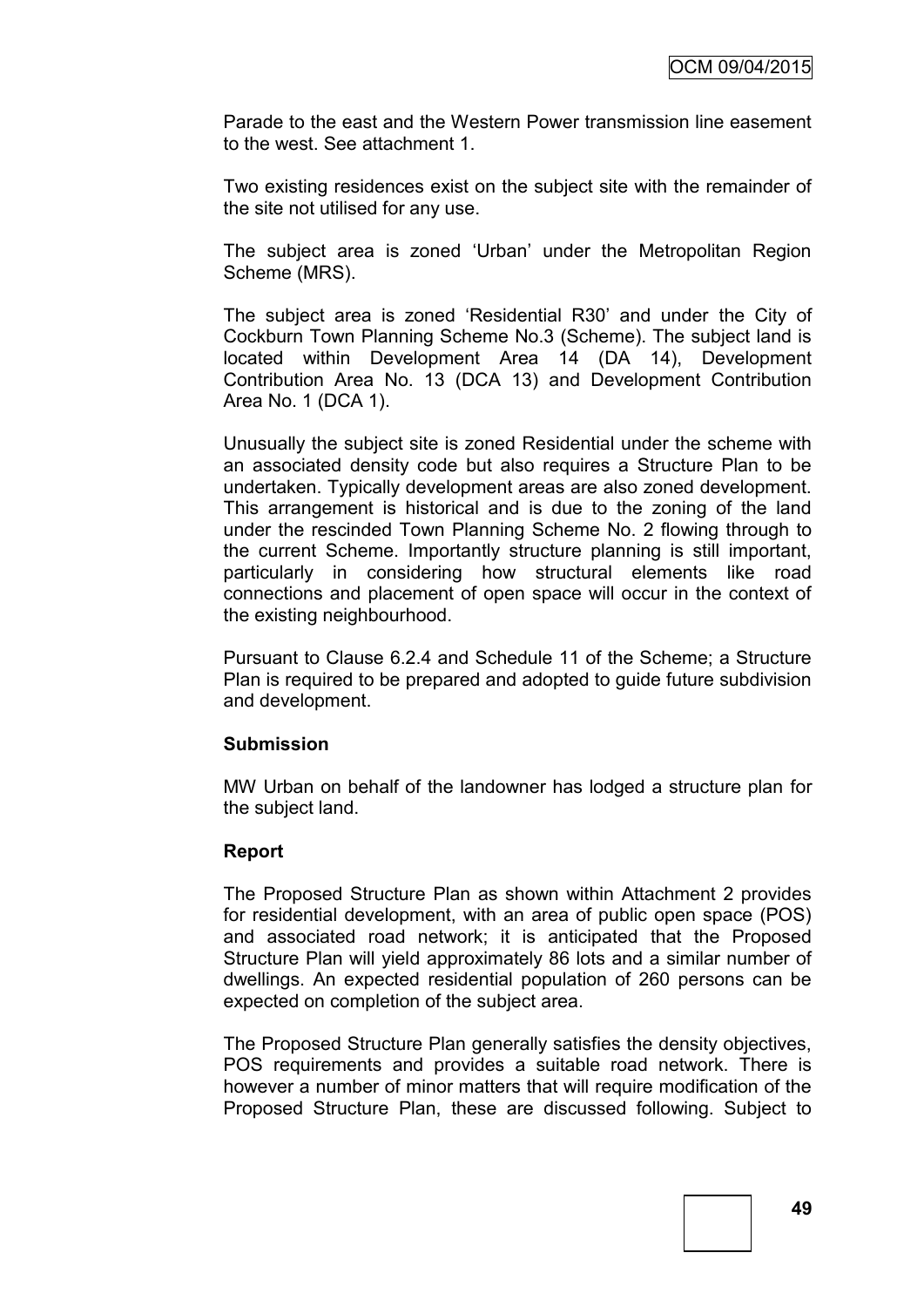Parade to the east and the Western Power transmission line easement to the west. See attachment 1.

Two existing residences exist on the subject site with the remainder of the site not utilised for any use.

The subject area is zoned 'Urban' under the Metropolitan Region Scheme (MRS).

The subject area is zoned 'Residential R30' and under the City of Cockburn Town Planning Scheme No.3 (Scheme). The subject land is located within Development Area 14 (DA 14), Development Contribution Area No. 13 (DCA 13) and Development Contribution Area No. 1 (DCA 1).

Unusually the subject site is zoned Residential under the scheme with an associated density code but also requires a Structure Plan to be undertaken. Typically development areas are also zoned development. This arrangement is historical and is due to the zoning of the land under the rescinded Town Planning Scheme No. 2 flowing through to the current Scheme. Importantly structure planning is still important, particularly in considering how structural elements like road connections and placement of open space will occur in the context of the existing neighbourhood.

Pursuant to Clause 6.2.4 and Schedule 11 of the Scheme; a Structure Plan is required to be prepared and adopted to guide future subdivision and development.

**Submission**

MW Urban on behalf of the landowner has lodged a structure plan for the subject land.

**Report**

The Proposed Structure Plan as shown within Attachment 2 provides for residential development, with an area of public open space (POS) and associated road network; it is anticipated that the Proposed Structure Plan will yield approximately 86 lots and a similar number of dwellings. An expected residential population of 260 persons can be expected on completion of the subject area.

The Proposed Structure Plan generally satisfies the density objectives, POS requirements and provides a suitable road network. There is however a number of minor matters that will require modification of the Proposed Structure Plan, these are discussed following. Subject to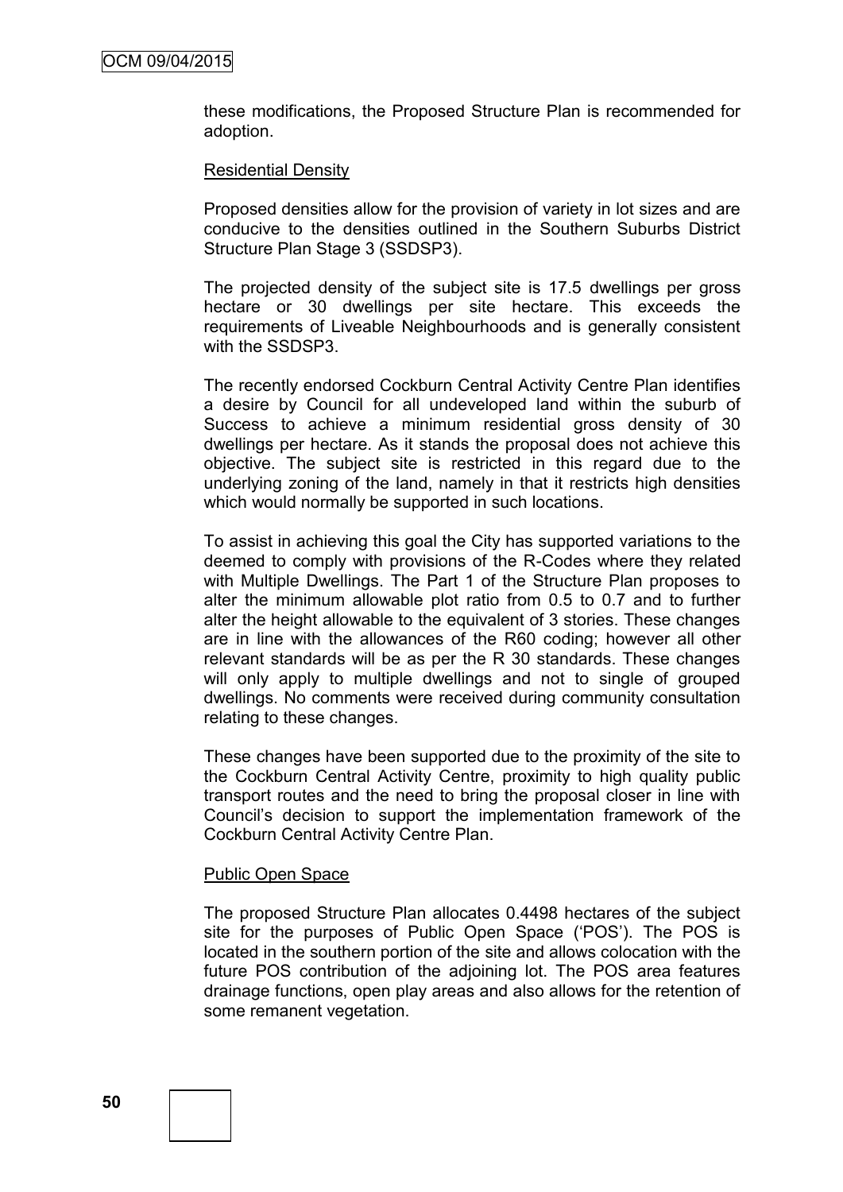these modifications, the Proposed Structure Plan is recommended for adoption.

Residential Density

Proposed densities allow for the provision of variety in lot sizes and are conducive to the densities outlined in the Southern Suburbs District Structure Plan Stage 3 (SSDSP3).

The projected density of the subject site is 17.5 dwellings per gross hectare or 30 dwellings per site hectare. This exceeds the requirements of Liveable Neighbourhoods and is generally consistent with the SSDSP3.

The recently endorsed Cockburn Central Activity Centre Plan identifies a desire by Council for all undeveloped land within the suburb of Success to achieve a minimum residential gross density of 30 dwellings per hectare. As it stands the proposal does not achieve this objective. The subject site is restricted in this regard due to the underlying zoning of the land, namely in that it restricts high densities which would normally be supported in such locations.

To assist in achieving this goal the City has supported variations to the deemed to comply with provisions of the R-Codes where they related with Multiple Dwellings. The Part 1 of the Structure Plan proposes to alter the minimum allowable plot ratio from 0.5 to 0.7 and to further alter the height allowable to the equivalent of 3 stories. These changes are in line with the allowances of the R60 coding; however all other relevant standards will be as per the R 30 standards. These changes will only apply to multiple dwellings and not to single of grouped dwellings. No comments were received during community consultation relating to these changes.

These changes have been supported due to the proximity of the site to the Cockburn Central Activity Centre, proximity to high quality public transport routes and the need to bring the proposal closer in line with Council's decision to support the implementation framework of the Cockburn Central Activity Centre Plan.

Public Open Space

The proposed Structure Plan allocates 0.4498 hectares of the subject site for the purposes of Public Open Space ('POS'). The POS is located in the southern portion of the site and allows colocation with the future POS contribution of the adjoining lot. The POS area features drainage functions, open play areas and also allows for the retention of some remanent vegetation.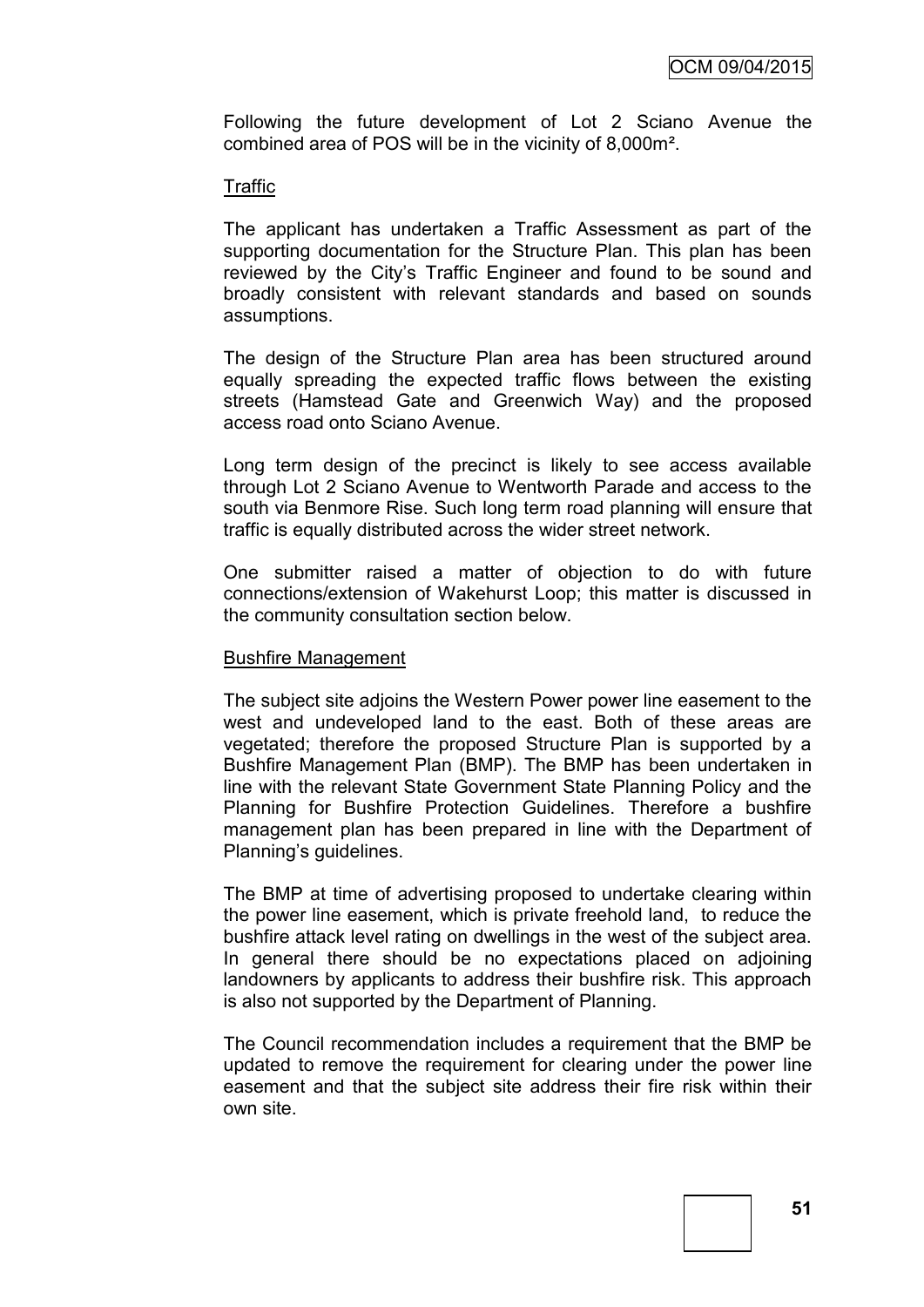Following the future development of Lot 2 Sciano Avenue the combined area of POS will be in the vicinity of 8,000m².

Traffic

The applicant has undertaken a Traffic Assessment as part of the supporting documentation for the Structure Plan. This plan has been reviewed by the City's Traffic Engineer and found to be sound and broadly consistent with relevant standards and based on sounds assumptions.

The design of the Structure Plan area has been structured around equally spreading the expected traffic flows between the existing streets (Hamstead Gate and Greenwich Way) and the proposed access road onto Sciano Avenue.

Long term design of the precinct is likely to see access available through Lot 2 Sciano Avenue to Wentworth Parade and access to the south via Benmore Rise. Such long term road planning will ensure that traffic is equally distributed across the wider street network.

One submitter raised a matter of objection to do with future connections/extension of Wakehurst Loop; this matter is discussed in the community consultation section below.

Bushfire Management

The subject site adjoins the Western Power power line easement to the west and undeveloped land to the east. Both of these areas are vegetated; therefore the proposed Structure Plan is supported by a Bushfire Management Plan (BMP). The BMP has been undertaken in line with the relevant State Government State Planning Policy and the Planning for Bushfire Protection Guidelines. Therefore a bushfire management plan has been prepared in line with the Department of Planning's guidelines.

The BMP at time of advertising proposed to undertake clearing within the power line easement, which is private freehold land, to reduce the bushfire attack level rating on dwellings in the west of the subject area. In general there should be no expectations placed on adjoining landowners by applicants to address their bushfire risk. This approach is also not supported by the Department of Planning.

The Council recommendation includes a requirement that the BMP be updated to remove the requirement for clearing under the power line easement and that the subject site address their fire risk within their own site.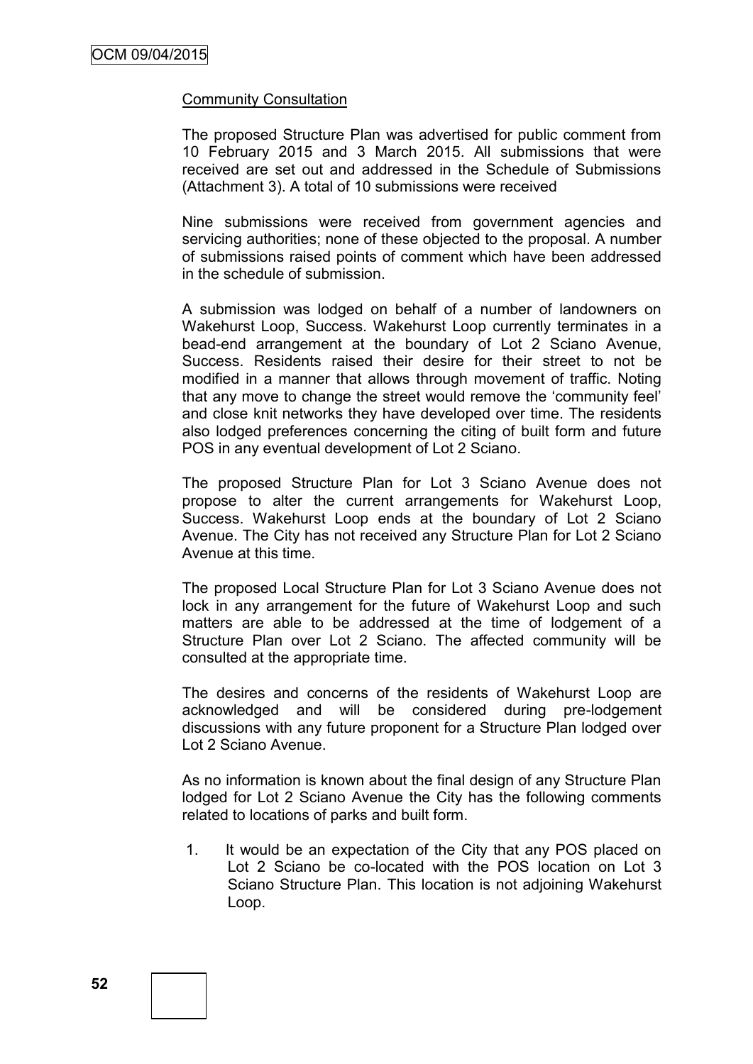Community Consultation

The proposed Structure Plan was advertised for public comment from 10 February 2015 and 3 March 2015. All submissions that were received are set out and addressed in the Schedule of Submissions (Attachment 3). A total of 10 submissions were received

Nine submissions were received from government agencies and servicing authorities; none of these objected to the proposal. A number of submissions raised points of comment which have been addressed in the schedule of submission.

A submission was lodged on behalf of a number of landowners on Wakehurst Loop, Success. Wakehurst Loop currently terminates in a bead-end arrangement at the boundary of Lot 2 Sciano Avenue, Success. Residents raised their desire for their street to not be modified in a manner that allows through movement of traffic. Noting that any move to change the street would remove the 'community feel' and close knit networks they have developed over time. The residents also lodged preferences concerning the citing of built form and future POS in any eventual development of Lot 2 Sciano.

The proposed Structure Plan for Lot 3 Sciano Avenue does not propose to alter the current arrangements for Wakehurst Loop, Success. Wakehurst Loop ends at the boundary of Lot 2 Sciano Avenue. The City has not received any Structure Plan for Lot 2 Sciano Avenue at this time.

The proposed Local Structure Plan for Lot 3 Sciano Avenue does not lock in any arrangement for the future of Wakehurst Loop and such matters are able to be addressed at the time of lodgement of a Structure Plan over Lot 2 Sciano. The affected community will be consulted at the appropriate time.

The desires and concerns of the residents of Wakehurst Loop are acknowledged and will be considered during pre-lodgement discussions with any future proponent for a Structure Plan lodged over Lot 2 Sciano Avenue.

As no information is known about the final design of any Structure Plan lodged for Lot 2 Sciano Avenue the City has the following comments related to locations of parks and built form.

1. It would be an expectation of the City that any POS placed on Lot 2 Sciano be co-located with the POS location on Lot 3 Sciano Structure Plan. This location is not adjoining Wakehurst Loop.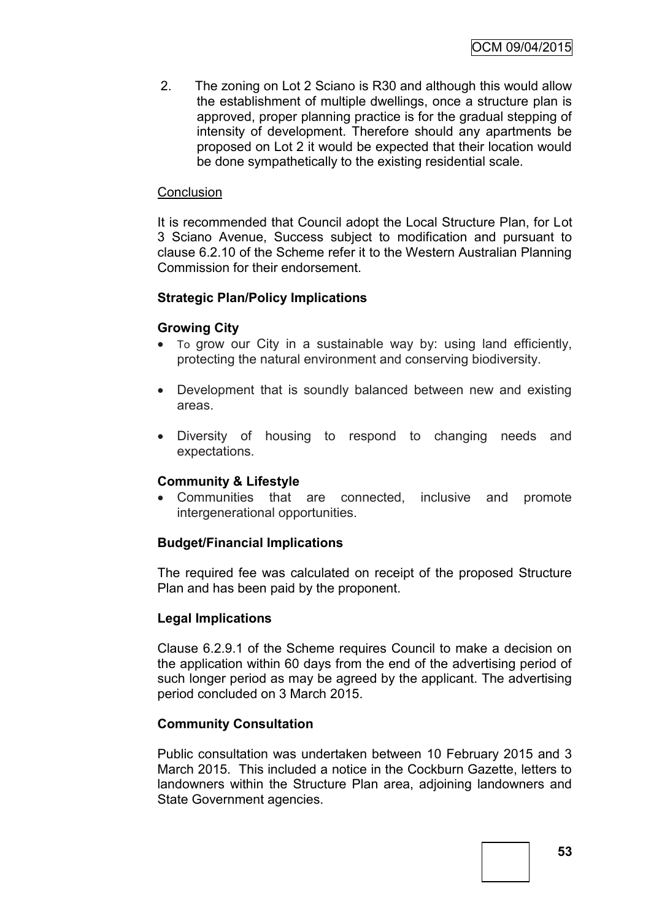2. The zoning on Lot 2 Sciano is R30 and although this would allow the establishment of multiple dwellings, once a structure plan is approved, proper planning practice is for the gradual stepping of intensity of development. Therefore should any apartments be proposed on Lot 2 it would be expected that their location would be done sympathetically to the existing residential scale.

Conclusion

It is recommended that Council adopt the Local Structure Plan, for Lot 3 Sciano Avenue, Success subject to modification and pursuant to clause 6.2.10 of the Scheme refer it to the Western Australian Planning Commission for their endorsement.

**Strategic Plan/Policy Implications**

**Growing City**

- To grow our City in a sustainable way by: using land efficiently, protecting the natural environment and conserving biodiversity.
- Development that is soundly balanced between new and existing areas.
- Diversity of housing to respond to changing needs and expectations.

**Community & Lifestyle**

- Communities that are connected, inclusive and promote intergenerational opportunities.

**Budget/Financial Implications**

The required fee was calculated on receipt of the proposed Structure Plan and has been paid by the proponent.

**Legal Implications**

Clause 6.2.9.1 of the Scheme requires Council to make a decision on the application within 60 days from the end of the advertising period of such longer period as may be agreed by the applicant. The advertising period concluded on 3 March 2015.

**Community Consultation**

Public consultation was undertaken between 10 February 2015 and 3 March 2015. This included a notice in the Cockburn Gazette, letters to landowners within the Structure Plan area, adjoining landowners and State Government agencies.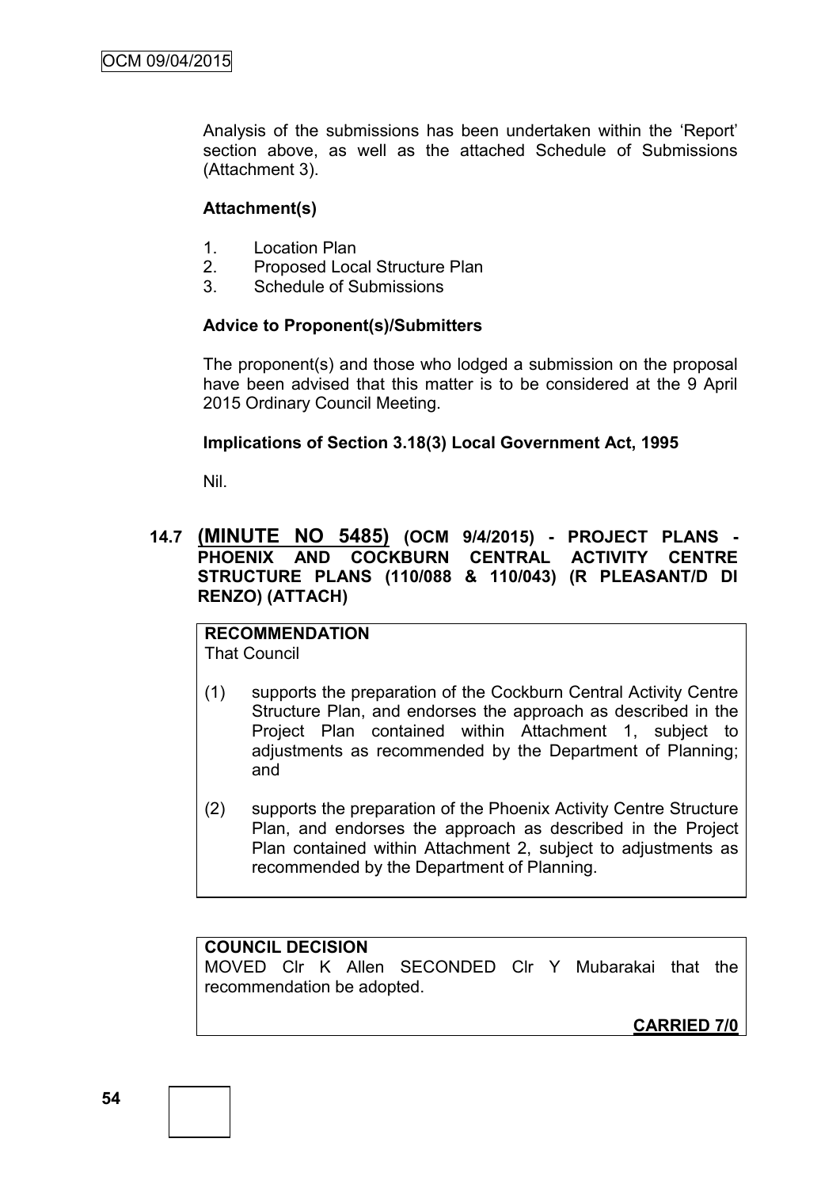Analysis of the submissions has been undertaken within the 'Report' section above, as well as the attached Schedule of Submissions (Attachment 3).

**Attachment(s)**

1. Location Plan
2. Proposed Local Structure Plan
3. Schedule of Submissions

**Advice to Proponent(s)/Submitters**

The proponent(s) and those who lodged a submission on the proposal have been advised that this matter is to be considered at the 9 April 2015 Ordinary Council Meeting.

**Implications of Section 3.18(3) Local Government Act, 1995**

Nil.

### 14.7 (MINUTE NO 5485) (OCM 9/4/2015) - PROJECT PLANS - PHOENIX AND COCKBURN CENTRAL ACTIVITY CENTRE STRUCTURE PLANS (110/088 & 110/043) (R PLEASANT/D DI RENZO) (ATTACH)

**RECOMMENDATION**
That Council

(1) supports the preparation of the Cockburn Central Activity Centre Structure Plan, and endorses the approach as described in the Project Plan contained within Attachment 1, subject to adjustments as recommended by the Department of Planning; and

(2) supports the preparation of the Phoenix Activity Centre Structure Plan, and endorses the approach as described in the Project Plan contained within Attachment 2, subject to adjustments as recommended by the Department of Planning.

**COUNCIL DECISION**
MOVED Clr K Allen SECONDED Clr Y Mubarakai that the recommendation be adopted.

**CARRIED 7/0**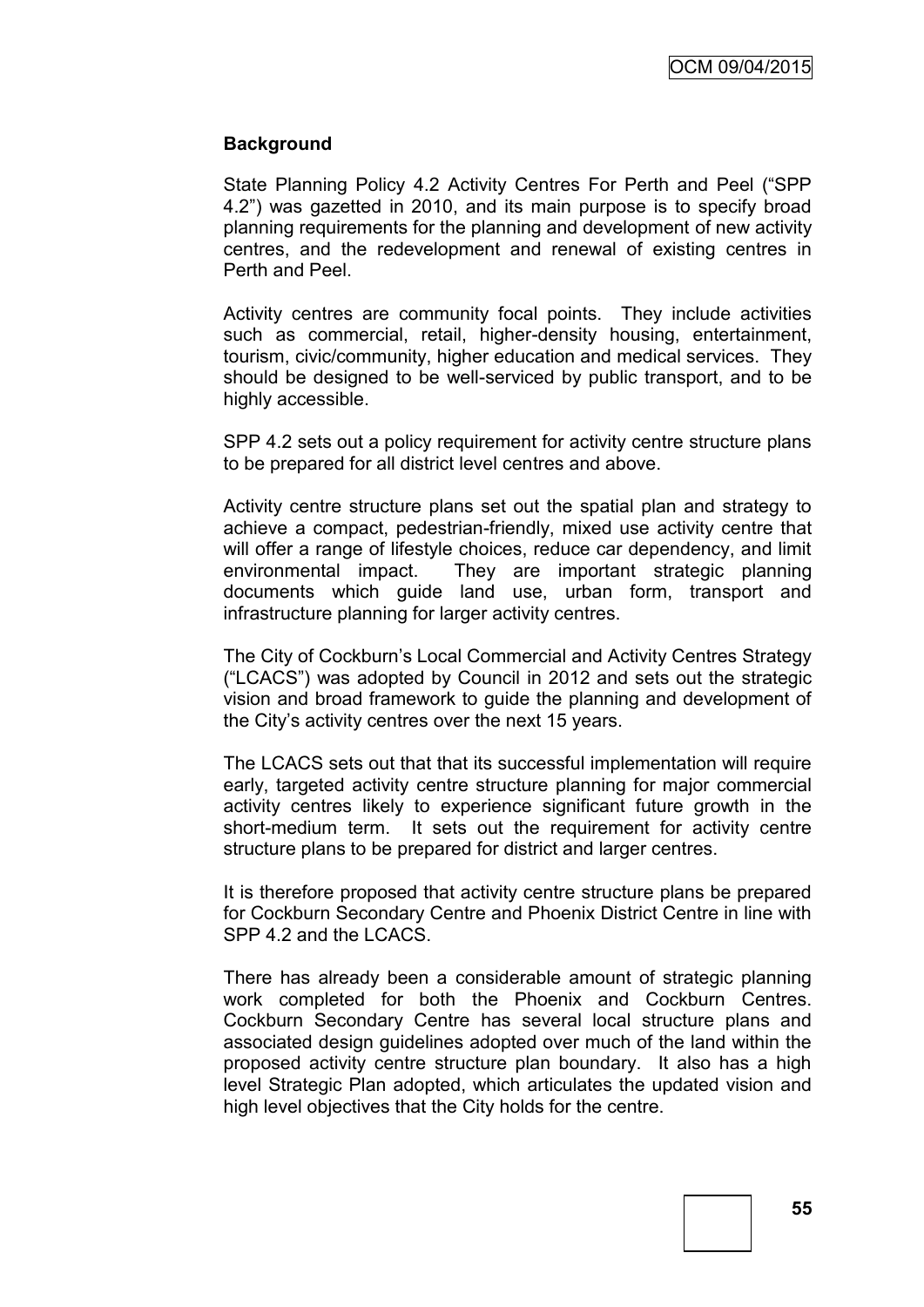## Background

State Planning Policy 4.2 Activity Centres For Perth and Peel ("SPP 4.2") was gazetted in 2010, and its main purpose is to specify broad planning requirements for the planning and development of new activity centres, and the redevelopment and renewal of existing centres in Perth and Peel.

Activity centres are community focal points. They include activities such as commercial, retail, higher-density housing, entertainment, tourism, civic/community, higher education and medical services. They should be designed to be well-serviced by public transport, and to be highly accessible.

SPP 4.2 sets out a policy requirement for activity centre structure plans to be prepared for all district level centres and above.

Activity centre structure plans set out the spatial plan and strategy to achieve a compact, pedestrian-friendly, mixed use activity centre that will offer a range of lifestyle choices, reduce car dependency, and limit environmental impact. They are important strategic planning documents which guide land use, urban form, transport and infrastructure planning for larger activity centres.

The City of Cockburn's Local Commercial and Activity Centres Strategy ("LCACS") was adopted by Council in 2012 and sets out the strategic vision and broad framework to guide the planning and development of the City's activity centres over the next 15 years.

The LCACS sets out that that its successful implementation will require early, targeted activity centre structure planning for major commercial activity centres likely to experience significant future growth in the short-medium term. It sets out the requirement for activity centre structure plans to be prepared for district and larger centres.

It is therefore proposed that activity centre structure plans be prepared for Cockburn Secondary Centre and Phoenix District Centre in line with SPP 4.2 and the LCACS.

There has already been a considerable amount of strategic planning work completed for both the Phoenix and Cockburn Centres. Cockburn Secondary Centre has several local structure plans and associated design guidelines adopted over much of the land within the proposed activity centre structure plan boundary. It also has a high level Strategic Plan adopted, which articulates the updated vision and high level objectives that the City holds for the centre.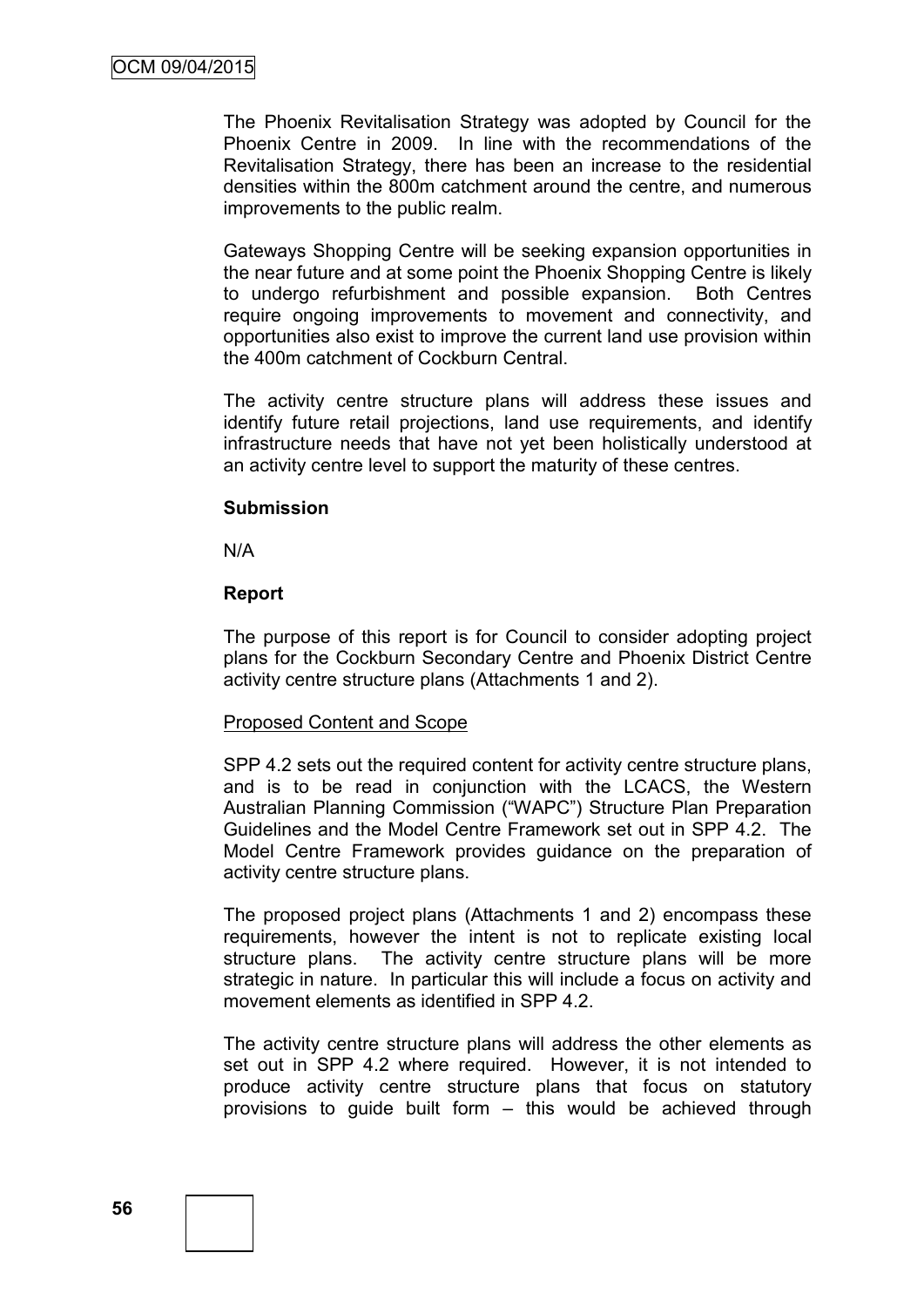The Phoenix Revitalisation Strategy was adopted by Council for the Phoenix Centre in 2009. In line with the recommendations of the Revitalisation Strategy, there has been an increase to the residential densities within the 800m catchment around the centre, and numerous improvements to the public realm.

Gateways Shopping Centre will be seeking expansion opportunities in the near future and at some point the Phoenix Shopping Centre is likely to undergo refurbishment and possible expansion. Both Centres require ongoing improvements to movement and connectivity, and opportunities also exist to improve the current land use provision within the 400m catchment of Cockburn Central.

The activity centre structure plans will address these issues and identify future retail projections, land use requirements, and identify infrastructure needs that have not yet been holistically understood at an activity centre level to support the maturity of these centres.

**Submission**

N/A

**Report**

The purpose of this report is for Council to consider adopting project plans for the Cockburn Secondary Centre and Phoenix District Centre activity centre structure plans (Attachments 1 and 2).

Proposed Content and Scope

SPP 4.2 sets out the required content for activity centre structure plans, and is to be read in conjunction with the LCACS, the Western Australian Planning Commission ("WAPC") Structure Plan Preparation Guidelines and the Model Centre Framework set out in SPP 4.2. The Model Centre Framework provides guidance on the preparation of activity centre structure plans.

The proposed project plans (Attachments 1 and 2) encompass these requirements, however the intent is not to replicate existing local structure plans. The activity centre structure plans will be more strategic in nature. In particular this will include a focus on activity and movement elements as identified in SPP 4.2.

The activity centre structure plans will address the other elements as set out in SPP 4.2 where required. However, it is not intended to produce activity centre structure plans that focus on statutory provisions to guide built form – this would be achieved through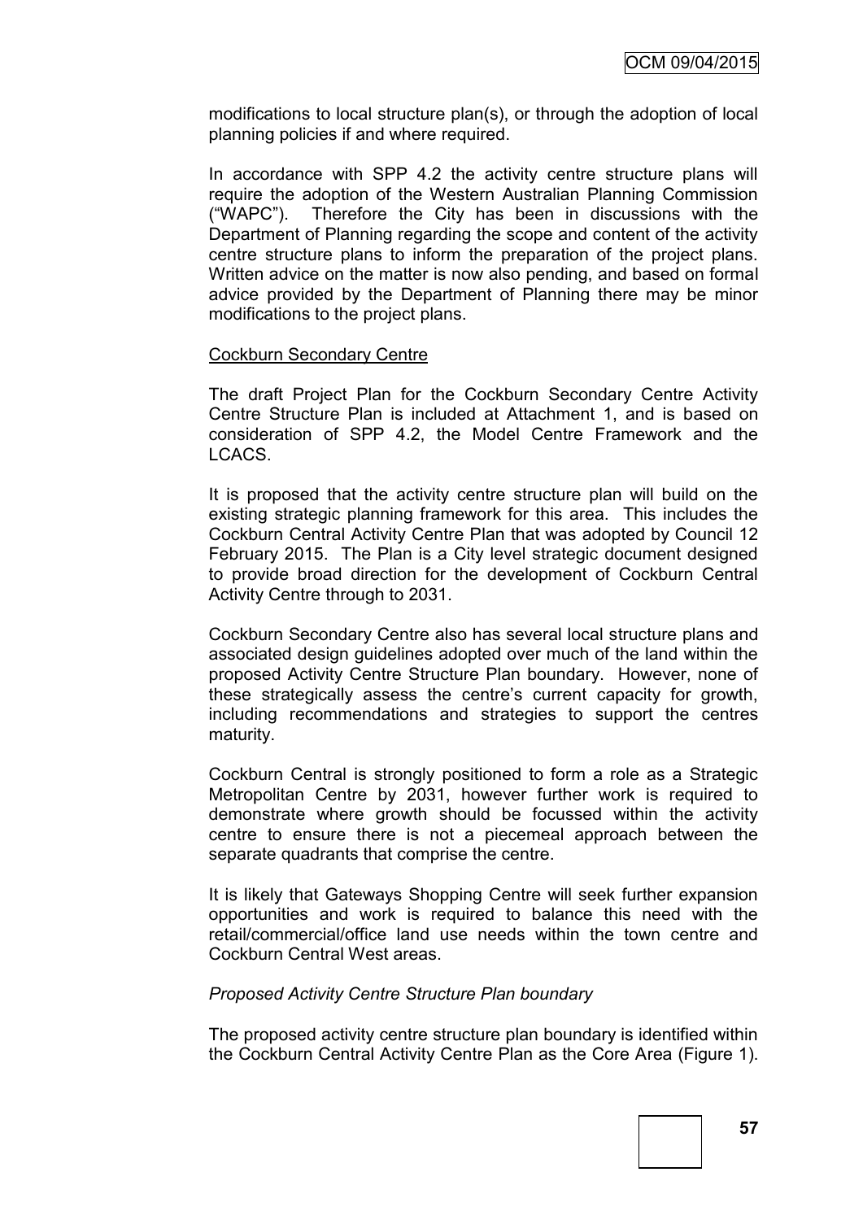modifications to local structure plan(s), or through the adoption of local planning policies if and where required.

In accordance with SPP 4.2 the activity centre structure plans will require the adoption of the Western Australian Planning Commission ("WAPC"). Therefore the City has been in discussions with the Department of Planning regarding the scope and content of the activity centre structure plans to inform the preparation of the project plans. Written advice on the matter is now also pending, and based on formal advice provided by the Department of Planning there may be minor modifications to the project plans.

Cockburn Secondary Centre

The draft Project Plan for the Cockburn Secondary Centre Activity Centre Structure Plan is included at Attachment 1, and is based on consideration of SPP 4.2, the Model Centre Framework and the LCACS.

It is proposed that the activity centre structure plan will build on the existing strategic planning framework for this area. This includes the Cockburn Central Activity Centre Plan that was adopted by Council 12 February 2015. The Plan is a City level strategic document designed to provide broad direction for the development of Cockburn Central Activity Centre through to 2031.

Cockburn Secondary Centre also has several local structure plans and associated design guidelines adopted over much of the land within the proposed Activity Centre Structure Plan boundary. However, none of these strategically assess the centre's current capacity for growth, including recommendations and strategies to support the centres maturity.

Cockburn Central is strongly positioned to form a role as a Strategic Metropolitan Centre by 2031, however further work is required to demonstrate where growth should be focussed within the activity centre to ensure there is not a piecemeal approach between the separate quadrants that comprise the centre.

It is likely that Gateways Shopping Centre will seek further expansion opportunities and work is required to balance this need with the retail/commercial/office land use needs within the town centre and Cockburn Central West areas.

*Proposed Activity Centre Structure Plan boundary*

The proposed activity centre structure plan boundary is identified within the Cockburn Central Activity Centre Plan as the Core Area (Figure 1).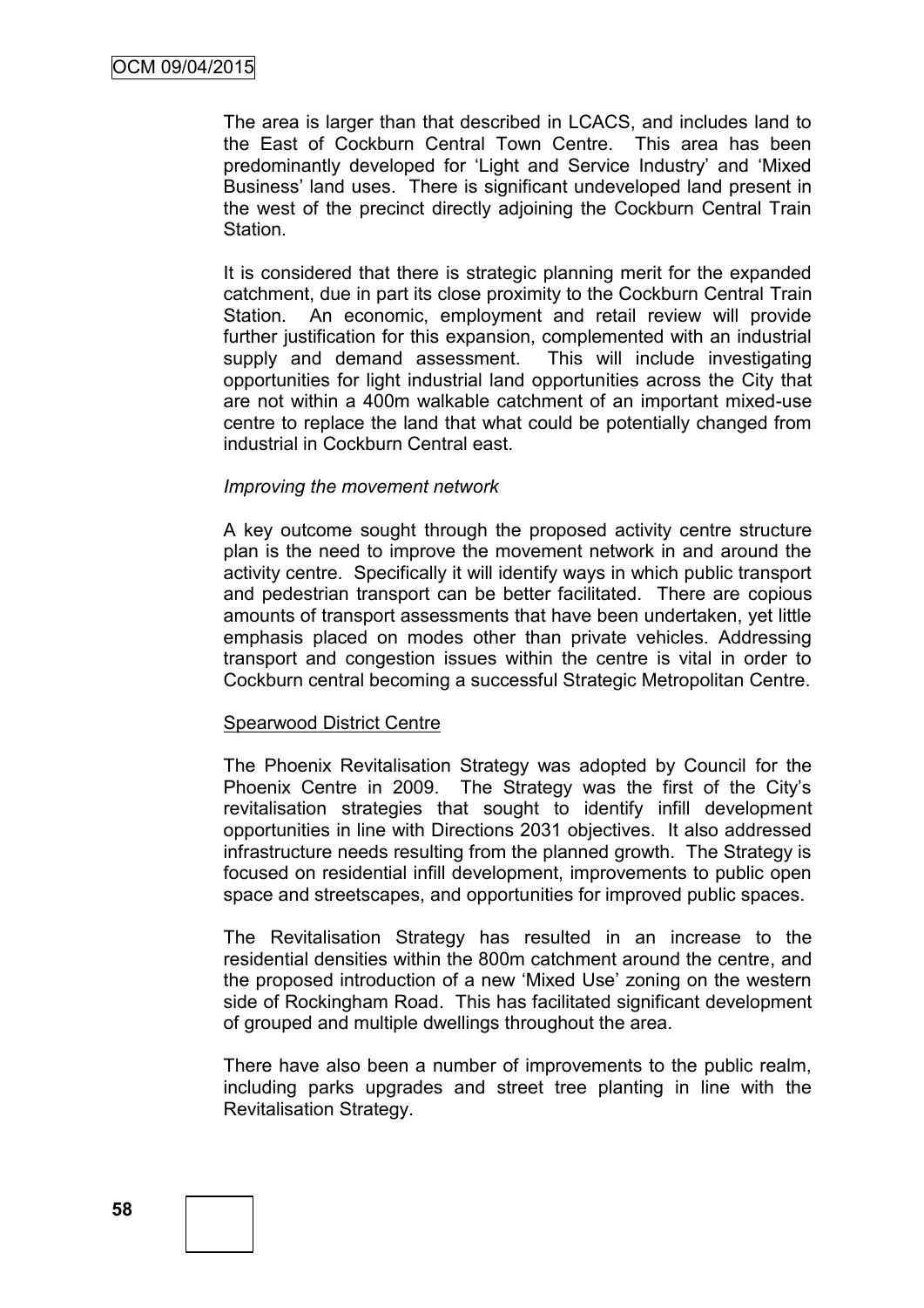The area is larger than that described in LCACS, and includes land to the East of Cockburn Central Town Centre. This area has been predominantly developed for 'Light and Service Industry' and 'Mixed Business' land uses. There is significant undeveloped land present in the west of the precinct directly adjoining the Cockburn Central Train Station.

It is considered that there is strategic planning merit for the expanded catchment, due in part its close proximity to the Cockburn Central Train Station. An economic, employment and retail review will provide further justification for this expansion, complemented with an industrial supply and demand assessment. This will include investigating opportunities for light industrial land opportunities across the City that are not within a 400m walkable catchment of an important mixed-use centre to replace the land that what could be potentially changed from industrial in Cockburn Central east.

*Improving the movement network*

A key outcome sought through the proposed activity centre structure plan is the need to improve the movement network in and around the activity centre. Specifically it will identify ways in which public transport and pedestrian transport can be better facilitated. There are copious amounts of transport assessments that have been undertaken, yet little emphasis placed on modes other than private vehicles. Addressing transport and congestion issues within the centre is vital in order to Cockburn central becoming a successful Strategic Metropolitan Centre.

<u>Spearwood District Centre</u>

The Phoenix Revitalisation Strategy was adopted by Council for the Phoenix Centre in 2009. The Strategy was the first of the City's revitalisation strategies that sought to identify infill development opportunities in line with Directions 2031 objectives. It also addressed infrastructure needs resulting from the planned growth. The Strategy is focused on residential infill development, improvements to public open space and streetscapes, and opportunities for improved public spaces.

The Revitalisation Strategy has resulted in an increase to the residential densities within the 800m catchment around the centre, and the proposed introduction of a new 'Mixed Use' zoning on the western side of Rockingham Road. This has facilitated significant development of grouped and multiple dwellings throughout the area.

There have also been a number of improvements to the public realm, including parks upgrades and street tree planting in line with the Revitalisation Strategy.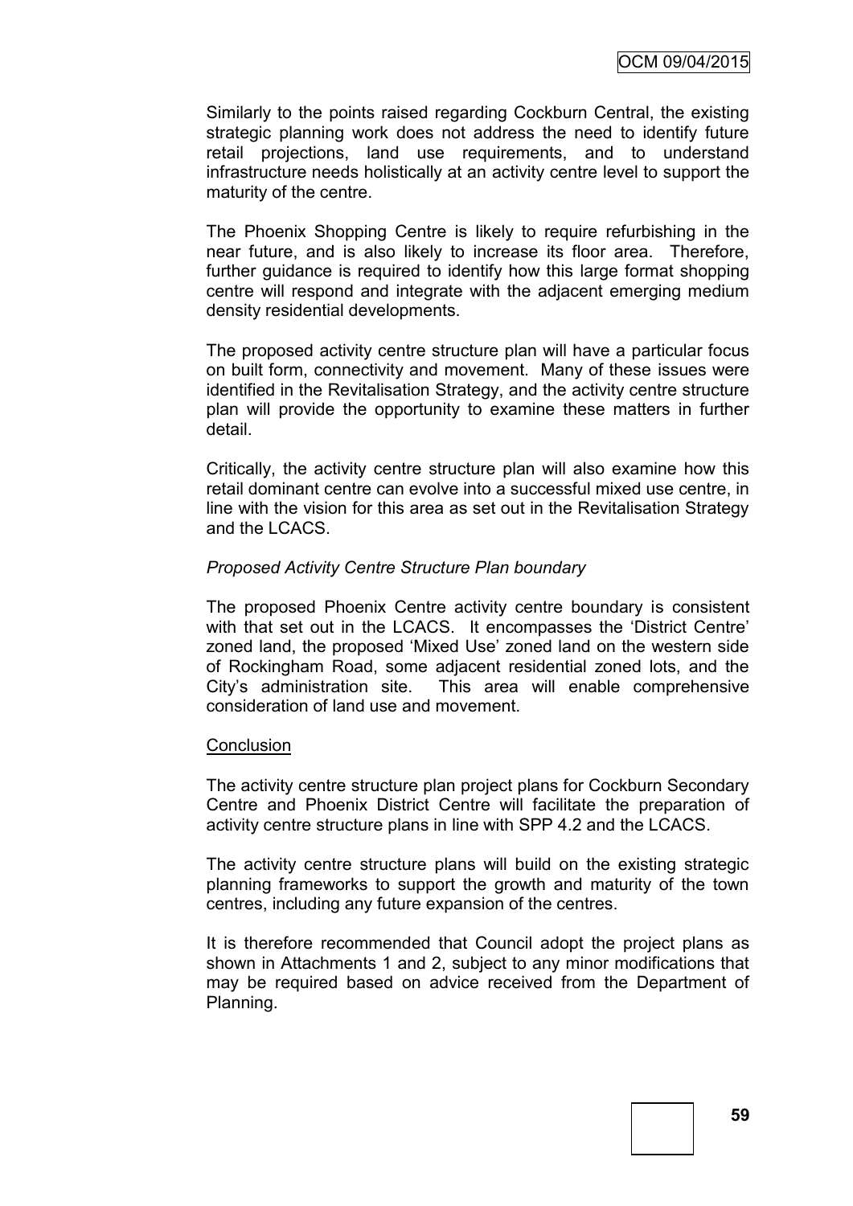Similarly to the points raised regarding Cockburn Central, the existing strategic planning work does not address the need to identify future retail projections, land use requirements, and to understand infrastructure needs holistically at an activity centre level to support the maturity of the centre.

The Phoenix Shopping Centre is likely to require refurbishing in the near future, and is also likely to increase its floor area. Therefore, further guidance is required to identify how this large format shopping centre will respond and integrate with the adjacent emerging medium density residential developments.

The proposed activity centre structure plan will have a particular focus on built form, connectivity and movement. Many of these issues were identified in the Revitalisation Strategy, and the activity centre structure plan will provide the opportunity to examine these matters in further detail.

Critically, the activity centre structure plan will also examine how this retail dominant centre can evolve into a successful mixed use centre, in line with the vision for this area as set out in the Revitalisation Strategy and the LCACS.

*Proposed Activity Centre Structure Plan boundary*

The proposed Phoenix Centre activity centre boundary is consistent with that set out in the LCACS. It encompasses the 'District Centre' zoned land, the proposed 'Mixed Use' zoned land on the western side of Rockingham Road, some adjacent residential zoned lots, and the City's administration site. This area will enable comprehensive consideration of land use and movement.

<u>Conclusion</u>

The activity centre structure plan project plans for Cockburn Secondary Centre and Phoenix District Centre will facilitate the preparation of activity centre structure plans in line with SPP 4.2 and the LCACS.

The activity centre structure plans will build on the existing strategic planning frameworks to support the growth and maturity of the town centres, including any future expansion of the centres.

It is therefore recommended that Council adopt the project plans as shown in Attachments 1 and 2, subject to any minor modifications that may be required based on advice received from the Department of Planning.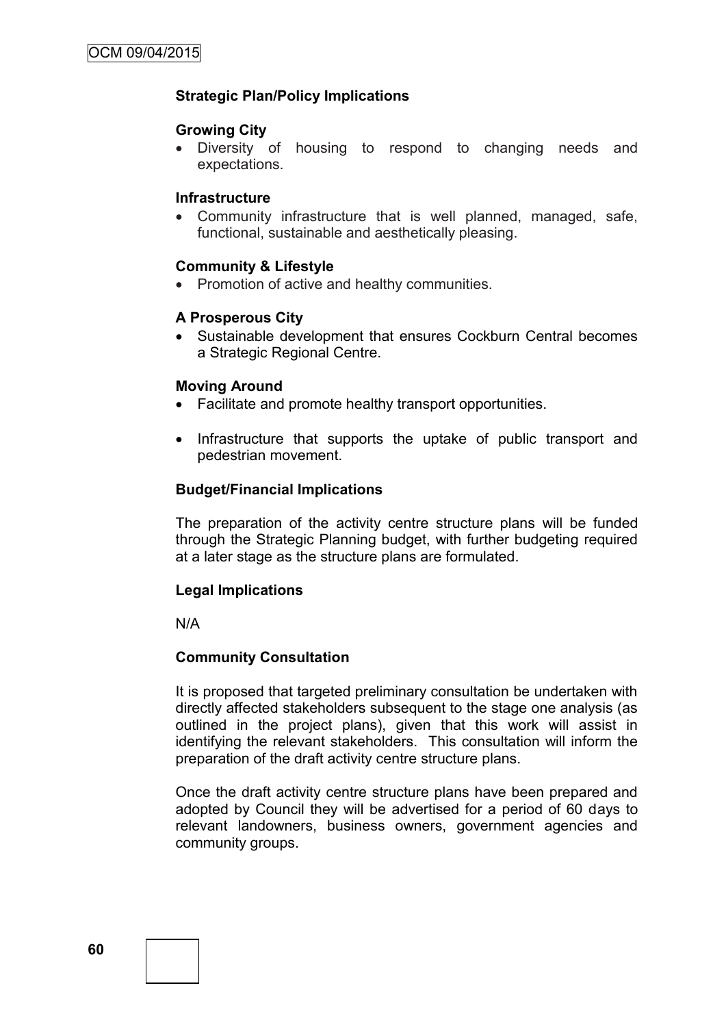**Strategic Plan/Policy Implications**

**Growing City**

- Diversity of housing to respond to changing needs and expectations.

**Infrastructure**

- Community infrastructure that is well planned, managed, safe, functional, sustainable and aesthetically pleasing.

**Community & Lifestyle**

- Promotion of active and healthy communities.

**A Prosperous City**

- Sustainable development that ensures Cockburn Central becomes a Strategic Regional Centre.

**Moving Around**

- Facilitate and promote healthy transport opportunities.
- Infrastructure that supports the uptake of public transport and pedestrian movement.

**Budget/Financial Implications**

The preparation of the activity centre structure plans will be funded through the Strategic Planning budget, with further budgeting required at a later stage as the structure plans are formulated.

**Legal Implications**

N/A

**Community Consultation**

It is proposed that targeted preliminary consultation be undertaken with directly affected stakeholders subsequent to the stage one analysis (as outlined in the project plans), given that this work will assist in identifying the relevant stakeholders. This consultation will inform the preparation of the draft activity centre structure plans.

Once the draft activity centre structure plans have been prepared and adopted by Council they will be advertised for a period of 60 days to relevant landowners, business owners, government agencies and community groups.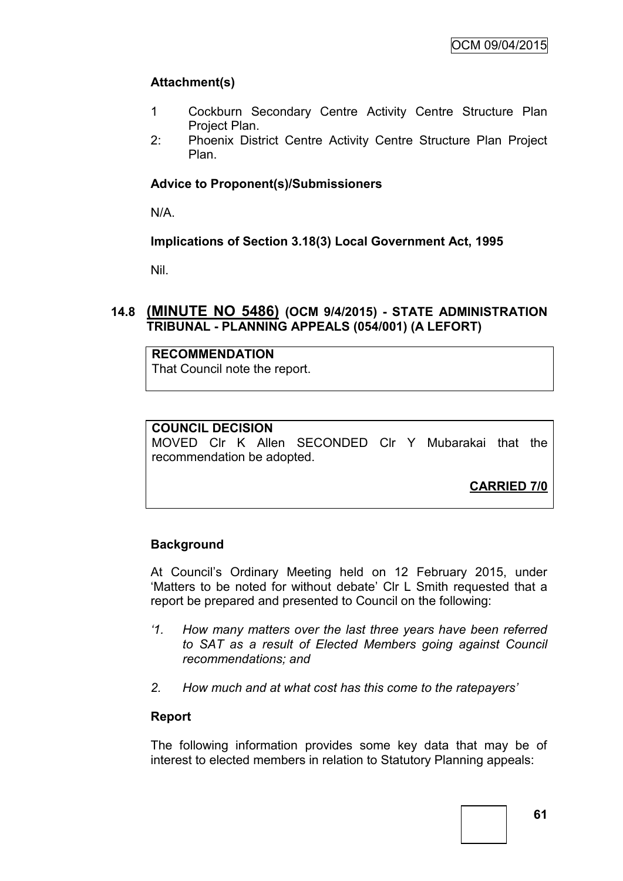**Attachment(s)**

1 Cockburn Secondary Centre Activity Centre Structure Plan Project Plan.
2: Phoenix District Centre Activity Centre Structure Plan Project Plan.

**Advice to Proponent(s)/Submissioners**

N/A.

**Implications of Section 3.18(3) Local Government Act, 1995**

Nil.

## 14.8 (MINUTE NO 5486) (OCM 9/4/2015) - STATE ADMINISTRATION TRIBUNAL - PLANNING APPEALS (054/001) (A LEFORT)

**RECOMMENDATION**
That Council note the report.

**COUNCIL DECISION**
MOVED Clr K Allen SECONDED Clr Y Mubarakai that the recommendation be adopted.

**CARRIED 7/0**

**Background**

At Council's Ordinary Meeting held on 12 February 2015, under 'Matters to be noted for without debate' Clr L Smith requested that a report be prepared and presented to Council on the following:

*'1. How many matters over the last three years have been referred to SAT as a result of Elected Members going against Council recommendations; and*

*2. How much and at what cost has this come to the ratepayers'*

**Report**

The following information provides some key data that may be of interest to elected members in relation to Statutory Planning appeals: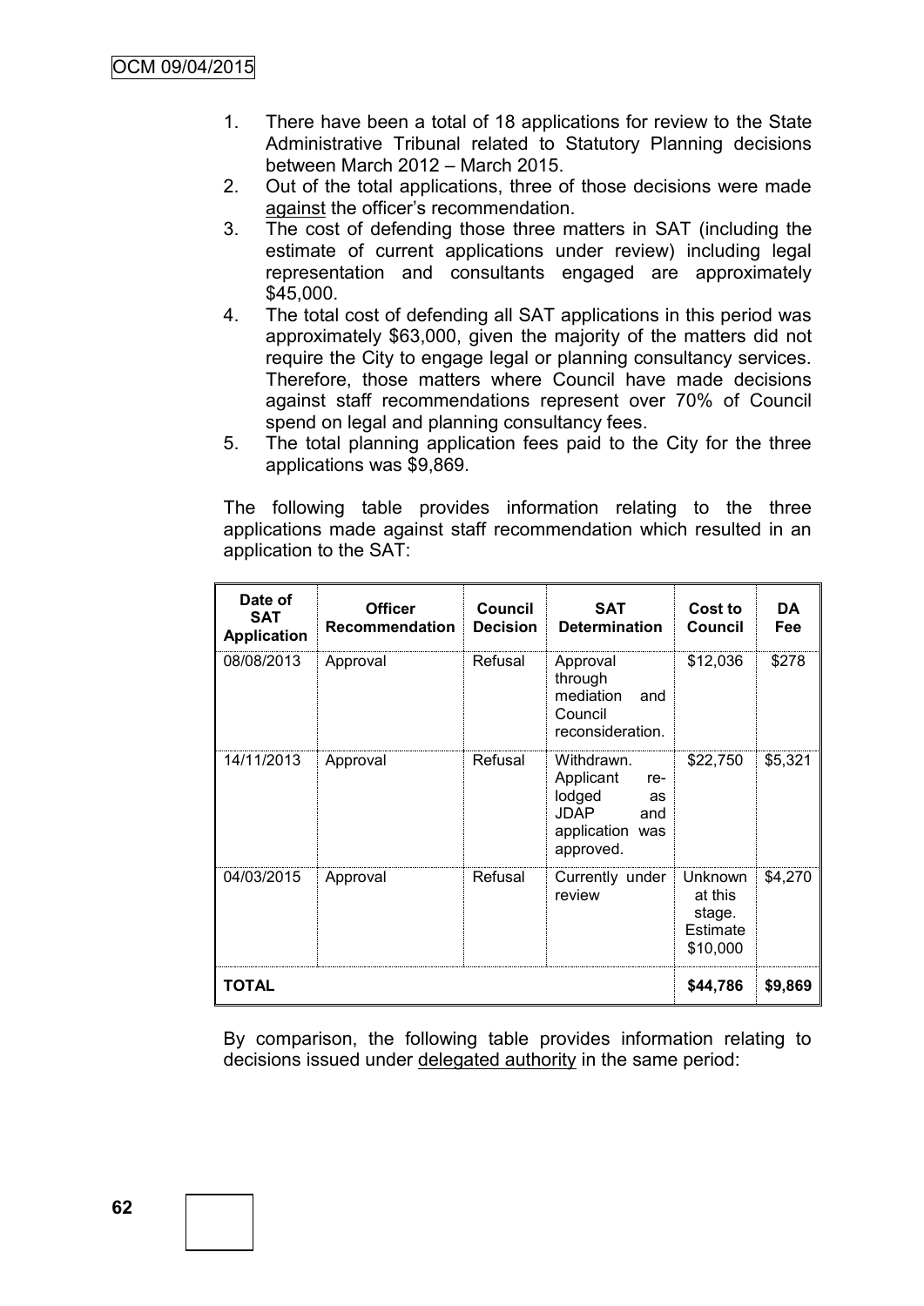1. There have been a total of 18 applications for review to the State Administrative Tribunal related to Statutory Planning decisions between March 2012 – March 2015.
2. Out of the total applications, three of those decisions were made against the officer's recommendation.
3. The cost of defending those three matters in SAT (including the estimate of current applications under review) including legal representation and consultants engaged are approximately $45,000.
4. The total cost of defending all SAT applications in this period was approximately $63,000, given the majority of the matters did not require the City to engage legal or planning consultancy services. Therefore, those matters where Council have made decisions against staff recommendations represent over 70% of Council spend on legal and planning consultancy fees.
5. The total planning application fees paid to the City for the three applications was $9,869.

The following table provides information relating to the three applications made against staff recommendation which resulted in an application to the SAT:

| Date of SAT Application | Officer Recommendation | Council Decision | SAT Determination | Cost to Council | DA Fee |
|---|---|---|---|---|---|
| 08/08/2013 | Approval | Refusal | Approval through mediation and Council reconsideration. | $12,036 | $278 |
| 14/11/2013 | Approval | Refusal | Withdrawn. Applicant re-lodged as JDAP and application was approved. | $22,750 | $5,321 |
| 04/03/2015 | Approval | Refusal | Currently under review | Unknown at this stage. Estimate $10,000 | $4,270 |
| **TOTAL** | | | | **$44,786** | **$9,869** |

By comparison, the following table provides information relating to decisions issued under delegated authority in the same period: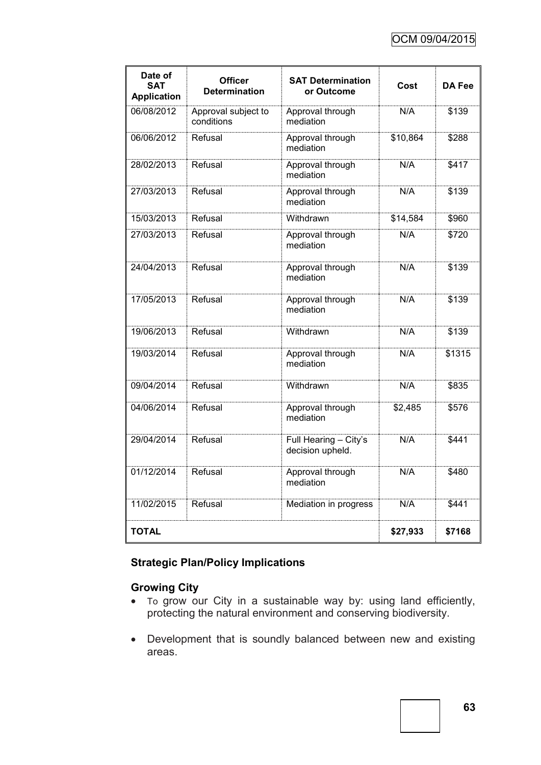| Date of SAT Application | Officer Determination | SAT Determination or Outcome | Cost | DA Fee |
|---|---|---|---|---|
| 06/08/2012 | Approval subject to conditions | Approval through mediation | N/A | $139 |
| 06/06/2012 | Refusal | Approval through mediation | $10,864 | $288 |
| 28/02/2013 | Refusal | Approval through mediation | N/A | $417 |
| 27/03/2013 | Refusal | Approval through mediation | N/A | $139 |
| 15/03/2013 | Refusal | Withdrawn | $14,584 | $960 |
| 27/03/2013 | Refusal | Approval through mediation | N/A | $720 |
| 24/04/2013 | Refusal | Approval through mediation | N/A | $139 |
| 17/05/2013 | Refusal | Approval through mediation | N/A | $139 |
| 19/06/2013 | Refusal | Withdrawn | N/A | $139 |
| 19/03/2014 | Refusal | Approval through mediation | N/A | $1315 |
| 09/04/2014 | Refusal | Withdrawn | N/A | $835 |
| 04/06/2014 | Refusal | Approval through mediation | $2,485 | $576 |
| 29/04/2014 | Refusal | Full Hearing – City's decision upheld. | N/A | $441 |
| 01/12/2014 | Refusal | Approval through mediation | N/A | $480 |
| 11/02/2015 | Refusal | Mediation in progress | N/A | $441 |
| **TOTAL** | | | **$27,933** | **$7168** |

## Strategic Plan/Policy Implications

### Growing City

- To grow our City in a sustainable way by: using land efficiently, protecting the natural environment and conserving biodiversity.
- Development that is soundly balanced between new and existing areas.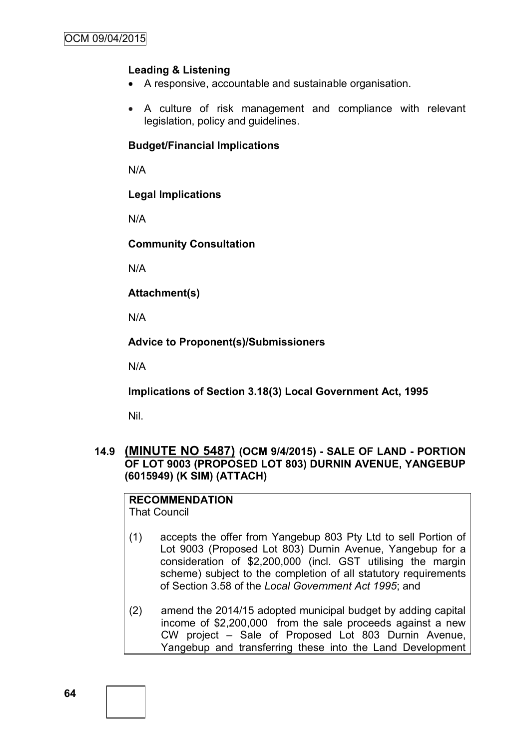**Leading & Listening**

- A responsive, accountable and sustainable organisation.
- A culture of risk management and compliance with relevant legislation, policy and guidelines.

**Budget/Financial Implications**

N/A

**Legal Implications**

N/A

**Community Consultation**

N/A

**Attachment(s)**

N/A

**Advice to Proponent(s)/Submissioners**

N/A

**Implications of Section 3.18(3) Local Government Act, 1995**

Nil.

### 14.9 (MINUTE NO 5487) (OCM 9/4/2015) - SALE OF LAND - PORTION OF LOT 9003 (PROPOSED LOT 803) DURNIN AVENUE, YANGEBUP (6015949) (K SIM) (ATTACH)

**RECOMMENDATION**
That Council

(1) accepts the offer from Yangebup 803 Pty Ltd to sell Portion of Lot 9003 (Proposed Lot 803) Durnin Avenue, Yangebup for a consideration of \$2,200,000 (incl. GST utilising the margin scheme) subject to the completion of all statutory requirements of Section 3.58 of the *Local Government Act 1995*; and

(2) amend the 2014/15 adopted municipal budget by adding capital income of \$2,200,000 from the sale proceeds against a new CW project – Sale of Proposed Lot 803 Durnin Avenue, Yangebup and transferring these into the Land Development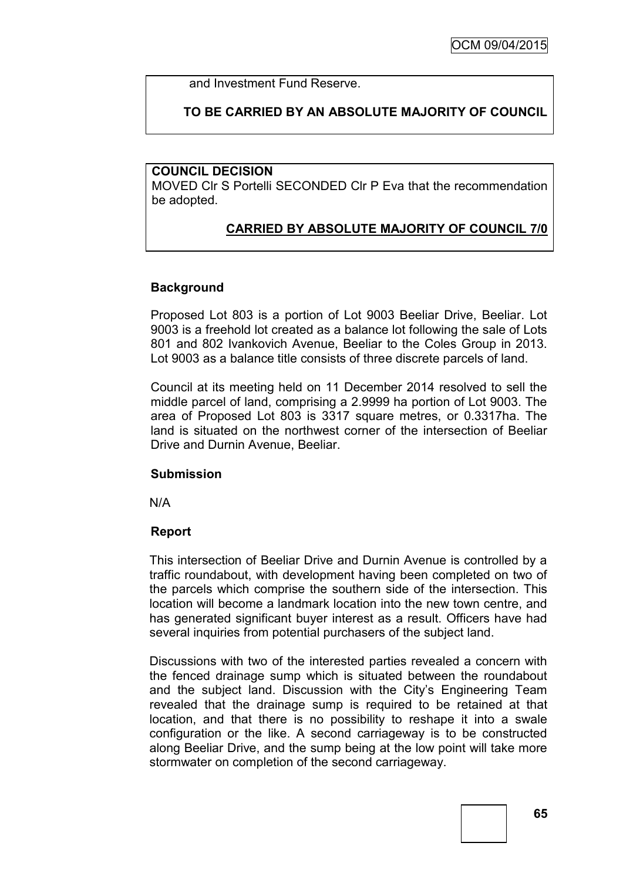and Investment Fund Reserve.

**TO BE CARRIED BY AN ABSOLUTE MAJORITY OF COUNCIL**

**COUNCIL DECISION**

MOVED Clr S Portelli SECONDED Clr P Eva that the recommendation be adopted.

**CARRIED BY ABSOLUTE MAJORITY OF COUNCIL 7/0**

**Background**

Proposed Lot 803 is a portion of Lot 9003 Beeliar Drive, Beeliar. Lot 9003 is a freehold lot created as a balance lot following the sale of Lots 801 and 802 Ivankovich Avenue, Beeliar to the Coles Group in 2013. Lot 9003 as a balance title consists of three discrete parcels of land.

Council at its meeting held on 11 December 2014 resolved to sell the middle parcel of land, comprising a 2.9999 ha portion of Lot 9003. The area of Proposed Lot 803 is 3317 square metres, or 0.3317ha. The land is situated on the northwest corner of the intersection of Beeliar Drive and Durnin Avenue, Beeliar.

**Submission**

N/A

**Report**

This intersection of Beeliar Drive and Durnin Avenue is controlled by a traffic roundabout, with development having been completed on two of the parcels which comprise the southern side of the intersection. This location will become a landmark location into the new town centre, and has generated significant buyer interest as a result. Officers have had several inquiries from potential purchasers of the subject land.

Discussions with two of the interested parties revealed a concern with the fenced drainage sump which is situated between the roundabout and the subject land. Discussion with the City's Engineering Team revealed that the drainage sump is required to be retained at that location, and that there is no possibility to reshape it into a swale configuration or the like. A second carriageway is to be constructed along Beeliar Drive, and the sump being at the low point will take more stormwater on completion of the second carriageway.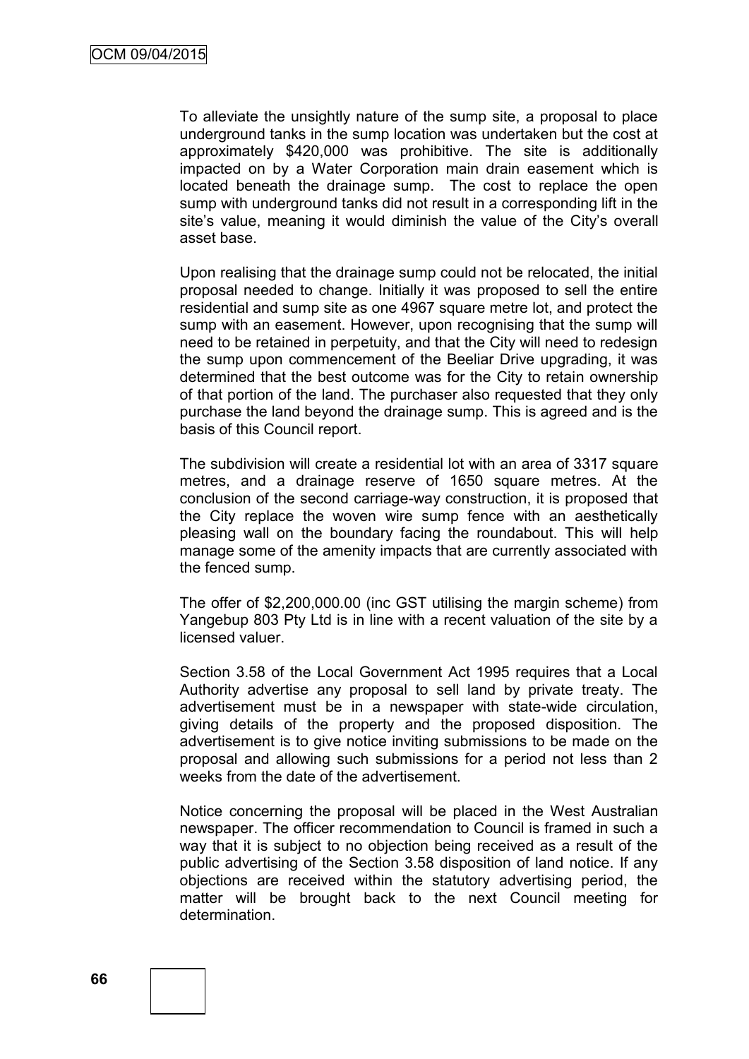To alleviate the unsightly nature of the sump site, a proposal to place underground tanks in the sump location was undertaken but the cost at approximately $420,000 was prohibitive. The site is additionally impacted on by a Water Corporation main drain easement which is located beneath the drainage sump. The cost to replace the open sump with underground tanks did not result in a corresponding lift in the site's value, meaning it would diminish the value of the City's overall asset base.

Upon realising that the drainage sump could not be relocated, the initial proposal needed to change. Initially it was proposed to sell the entire residential and sump site as one 4967 square metre lot, and protect the sump with an easement. However, upon recognising that the sump will need to be retained in perpetuity, and that the City will need to redesign the sump upon commencement of the Beeliar Drive upgrading, it was determined that the best outcome was for the City to retain ownership of that portion of the land. The purchaser also requested that they only purchase the land beyond the drainage sump. This is agreed and is the basis of this Council report.

The subdivision will create a residential lot with an area of 3317 square metres, and a drainage reserve of 1650 square metres. At the conclusion of the second carriage-way construction, it is proposed that the City replace the woven wire sump fence with an aesthetically pleasing wall on the boundary facing the roundabout. This will help manage some of the amenity impacts that are currently associated with the fenced sump.

The offer of $2,200,000.00 (inc GST utilising the margin scheme) from Yangebup 803 Pty Ltd is in line with a recent valuation of the site by a licensed valuer.

Section 3.58 of the Local Government Act 1995 requires that a Local Authority advertise any proposal to sell land by private treaty. The advertisement must be in a newspaper with state-wide circulation, giving details of the property and the proposed disposition. The advertisement is to give notice inviting submissions to be made on the proposal and allowing such submissions for a period not less than 2 weeks from the date of the advertisement.

Notice concerning the proposal will be placed in the West Australian newspaper. The officer recommendation to Council is framed in such a way that it is subject to no objection being received as a result of the public advertising of the Section 3.58 disposition of land notice. If any objections are received within the statutory advertising period, the matter will be brought back to the next Council meeting for determination.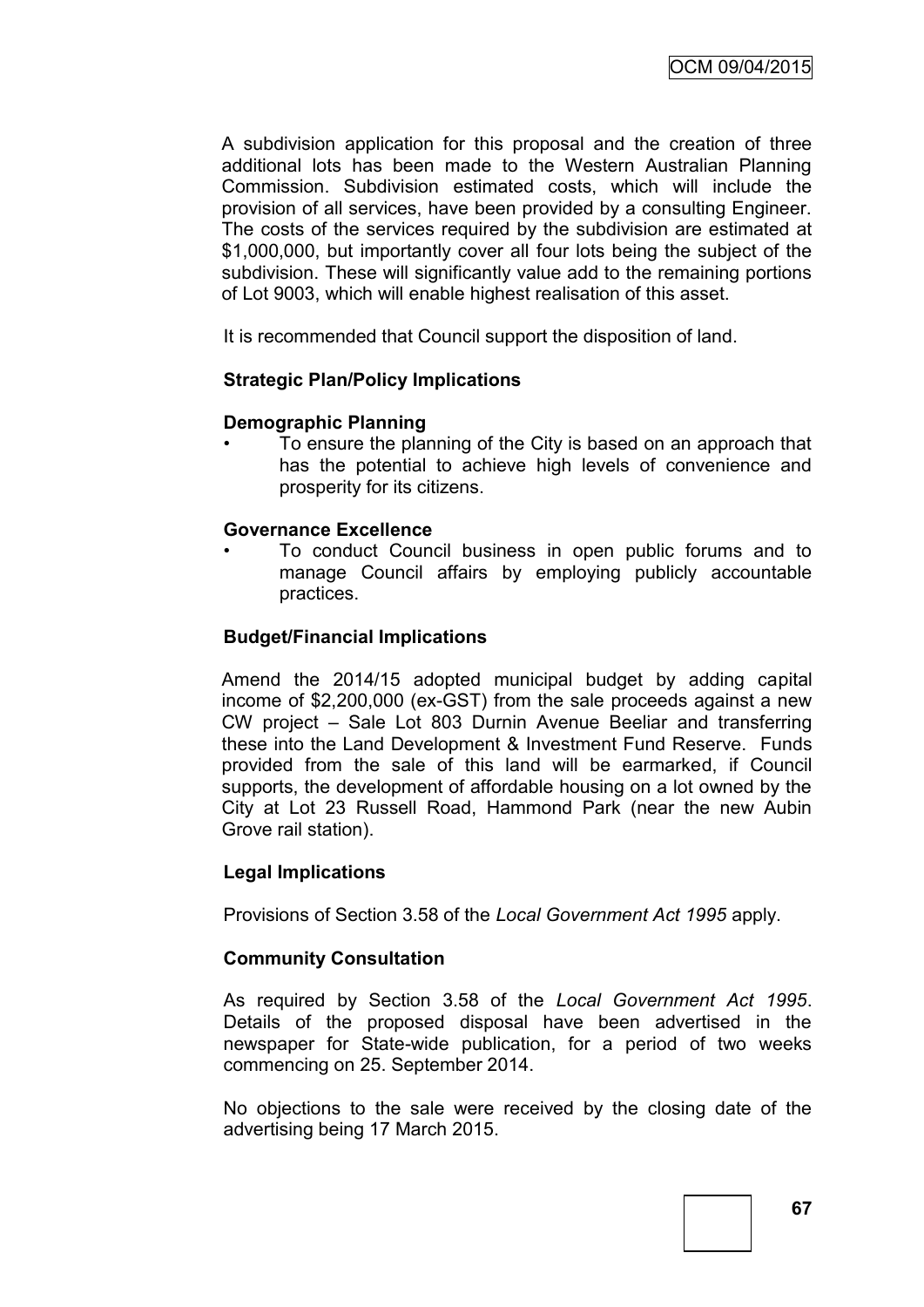A subdivision application for this proposal and the creation of three additional lots has been made to the Western Australian Planning Commission. Subdivision estimated costs, which will include the provision of all services, have been provided by a consulting Engineer. The costs of the services required by the subdivision are estimated at $1,000,000, but importantly cover all four lots being the subject of the subdivision. These will significantly value add to the remaining portions of Lot 9003, which will enable highest realisation of this asset.

It is recommended that Council support the disposition of land.

**Strategic Plan/Policy Implications**

**Demographic Planning**

- To ensure the planning of the City is based on an approach that has the potential to achieve high levels of convenience and prosperity for its citizens.

**Governance Excellence**

- To conduct Council business in open public forums and to manage Council affairs by employing publicly accountable practices.

**Budget/Financial Implications**

Amend the 2014/15 adopted municipal budget by adding capital income of $2,200,000 (ex-GST) from the sale proceeds against a new CW project – Sale Lot 803 Durnin Avenue Beeliar and transferring these into the Land Development & Investment Fund Reserve. Funds provided from the sale of this land will be earmarked, if Council supports, the development of affordable housing on a lot owned by the City at Lot 23 Russell Road, Hammond Park (near the new Aubin Grove rail station).

**Legal Implications**

Provisions of Section 3.58 of the *Local Government Act 1995* apply.

**Community Consultation**

As required by Section 3.58 of the *Local Government Act 1995*. Details of the proposed disposal have been advertised in the newspaper for State-wide publication, for a period of two weeks commencing on 25. September 2014.

No objections to the sale were received by the closing date of the advertising being 17 March 2015.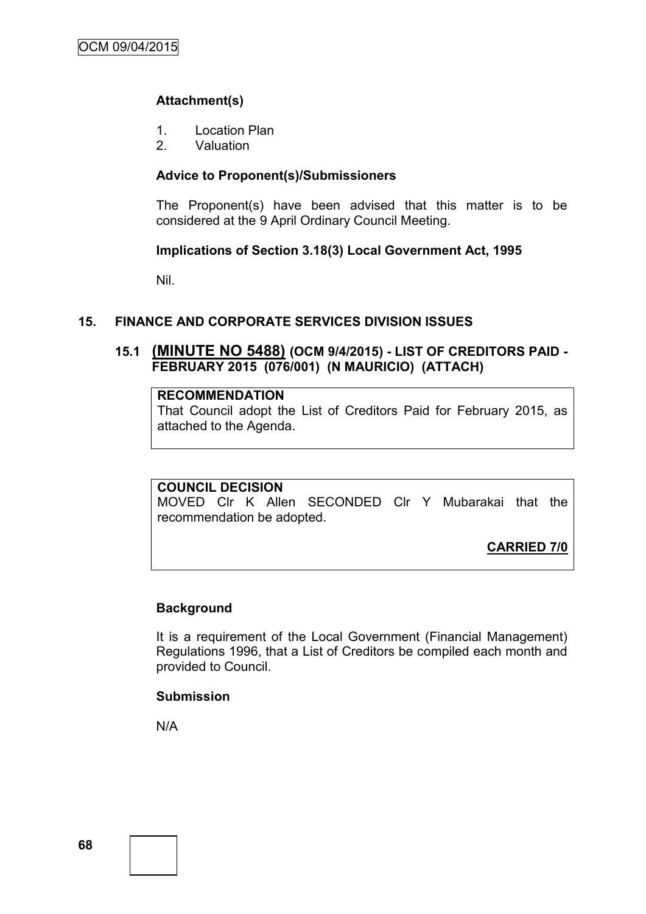**Attachment(s)**

1. Location Plan
2. Valuation

**Advice to Proponent(s)/Submissioners**

The Proponent(s) have been advised that this matter is to be considered at the 9 April Ordinary Council Meeting.

**Implications of Section 3.18(3) Local Government Act, 1995**

Nil.

## 15. FINANCE AND CORPORATE SERVICES DIVISION ISSUES

### 15.1 (MINUTE NO 5488) (OCM 9/4/2015) - LIST OF CREDITORS PAID - FEBRUARY 2015 (076/001) (N MAURICIO) (ATTACH)

**RECOMMENDATION**

That Council adopt the List of Creditors Paid for February 2015, as attached to the Agenda.

**COUNCIL DECISION**

MOVED Clr K Allen SECONDED Clr Y Mubarakai that the recommendation be adopted.

**CARRIED 7/0**

**Background**

It is a requirement of the Local Government (Financial Management) Regulations 1996, that a List of Creditors be compiled each month and provided to Council.

**Submission**

N/A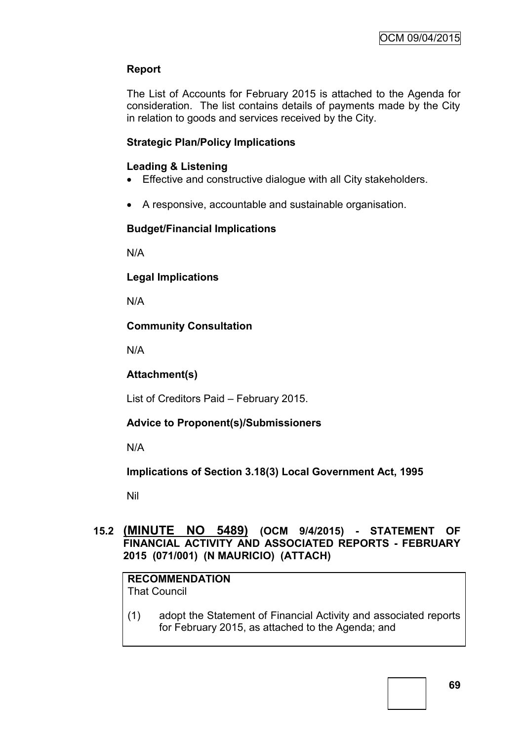**Report**

The List of Accounts for February 2015 is attached to the Agenda for consideration. The list contains details of payments made by the City in relation to goods and services received by the City.

**Strategic Plan/Policy Implications**

**Leading & Listening**

- Effective and constructive dialogue with all City stakeholders.
- A responsive, accountable and sustainable organisation.

**Budget/Financial Implications**

N/A

**Legal Implications**

N/A

**Community Consultation**

N/A

**Attachment(s)**

List of Creditors Paid – February 2015.

**Advice to Proponent(s)/Submissioners**

N/A

**Implications of Section 3.18(3) Local Government Act, 1995**

Nil

## 15.2 (MINUTE NO 5489) (OCM 9/4/2015) - STATEMENT OF FINANCIAL ACTIVITY AND ASSOCIATED REPORTS - FEBRUARY 2015 (071/001) (N MAURICIO) (ATTACH)

**RECOMMENDATION**
That Council

(1) adopt the Statement of Financial Activity and associated reports for February 2015, as attached to the Agenda; and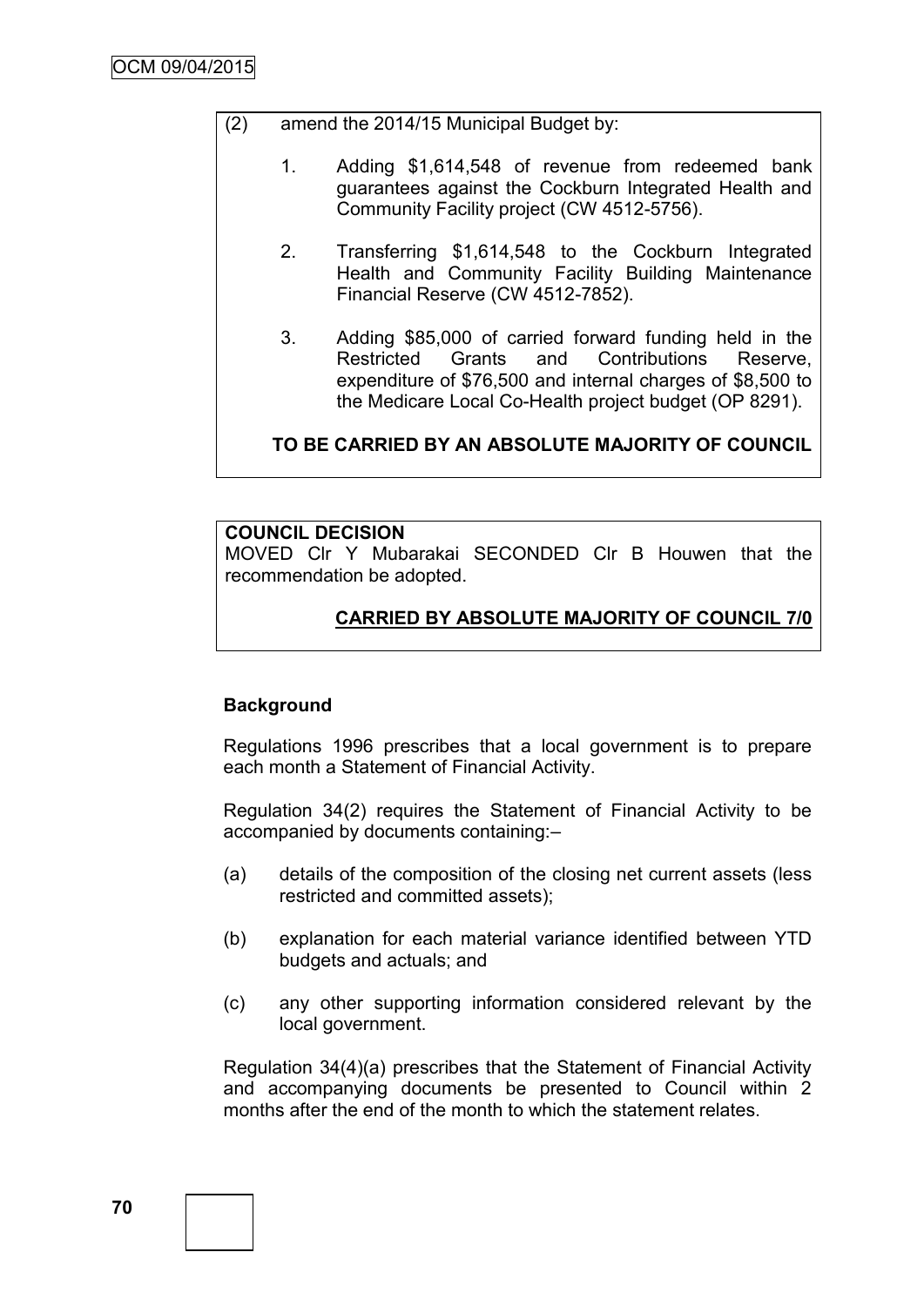(2) amend the 2014/15 Municipal Budget by:

1. Adding $1,614,548 of revenue from redeemed bank guarantees against the Cockburn Integrated Health and Community Facility project (CW 4512-5756).

2. Transferring $1,614,548 to the Cockburn Integrated Health and Community Facility Building Maintenance Financial Reserve (CW 4512-7852).

3. Adding $85,000 of carried forward funding held in the Restricted Grants and Contributions Reserve, expenditure of $76,500 and internal charges of $8,500 to the Medicare Local Co-Health project budget (OP 8291).

**TO BE CARRIED BY AN ABSOLUTE MAJORITY OF COUNCIL**

**COUNCIL DECISION**

MOVED Clr Y Mubarakai SECONDED Clr B Houwen that the recommendation be adopted.

**CARRIED BY ABSOLUTE MAJORITY OF COUNCIL 7/0**

**Background**

Regulations 1996 prescribes that a local government is to prepare each month a Statement of Financial Activity.

Regulation 34(2) requires the Statement of Financial Activity to be accompanied by documents containing:–

(a) details of the composition of the closing net current assets (less restricted and committed assets);

(b) explanation for each material variance identified between YTD budgets and actuals; and

(c) any other supporting information considered relevant by the local government.

Regulation 34(4)(a) prescribes that the Statement of Financial Activity and accompanying documents be presented to Council within 2 months after the end of the month to which the statement relates.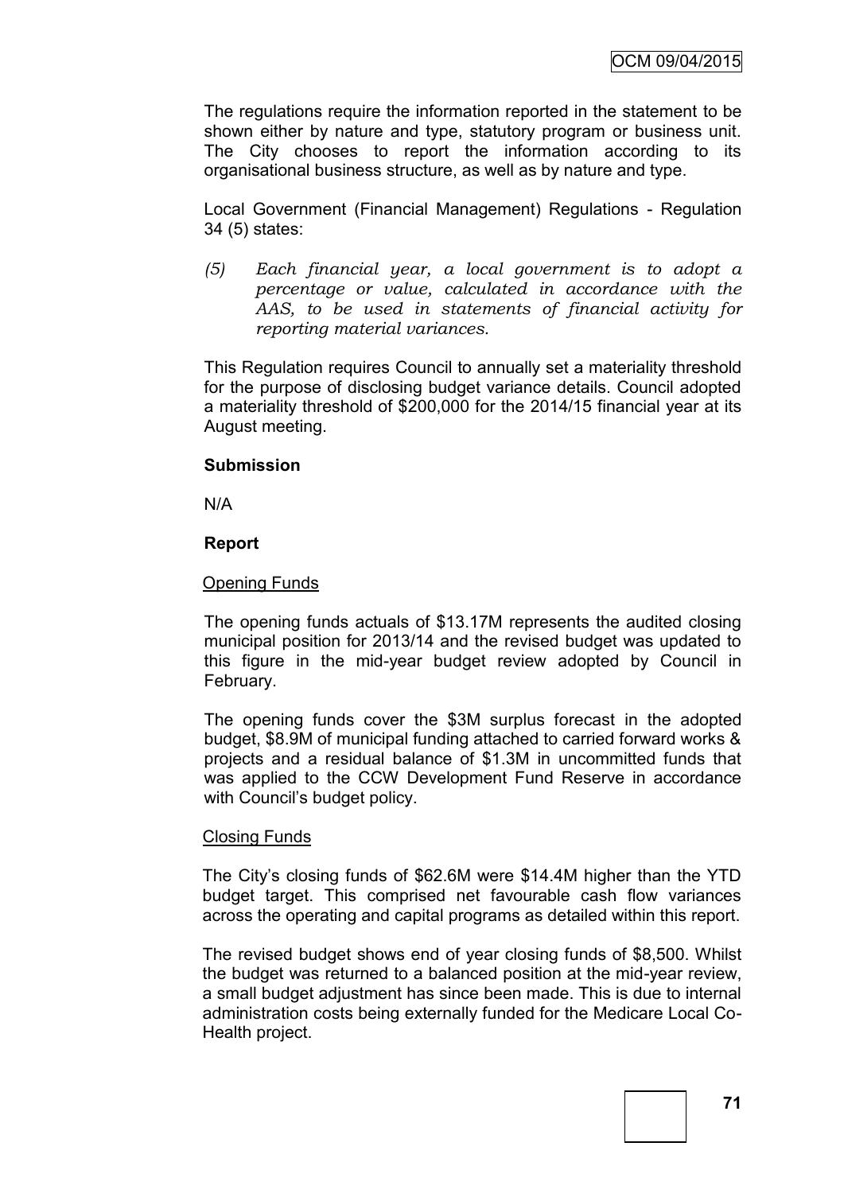The regulations require the information reported in the statement to be shown either by nature and type, statutory program or business unit. The City chooses to report the information according to its organisational business structure, as well as by nature and type.

Local Government (Financial Management) Regulations - Regulation 34 (5) states:

> *(5) Each financial year, a local government is to adopt a percentage or value, calculated in accordance with the AAS, to be used in statements of financial activity for reporting material variances.*

This Regulation requires Council to annually set a materiality threshold for the purpose of disclosing budget variance details. Council adopted a materiality threshold of $200,000 for the 2014/15 financial year at its August meeting.

**Submission**

N/A

**Report**

Opening Funds

The opening funds actuals of $13.17M represents the audited closing municipal position for 2013/14 and the revised budget was updated to this figure in the mid-year budget review adopted by Council in February.

The opening funds cover the $3M surplus forecast in the adopted budget, $8.9M of municipal funding attached to carried forward works & projects and a residual balance of $1.3M in uncommitted funds that was applied to the CCW Development Fund Reserve in accordance with Council's budget policy.

Closing Funds

The City's closing funds of $62.6M were $14.4M higher than the YTD budget target. This comprised net favourable cash flow variances across the operating and capital programs as detailed within this report.

The revised budget shows end of year closing funds of $8,500. Whilst the budget was returned to a balanced position at the mid-year review, a small budget adjustment has since been made. This is due to internal administration costs being externally funded for the Medicare Local Co-Health project.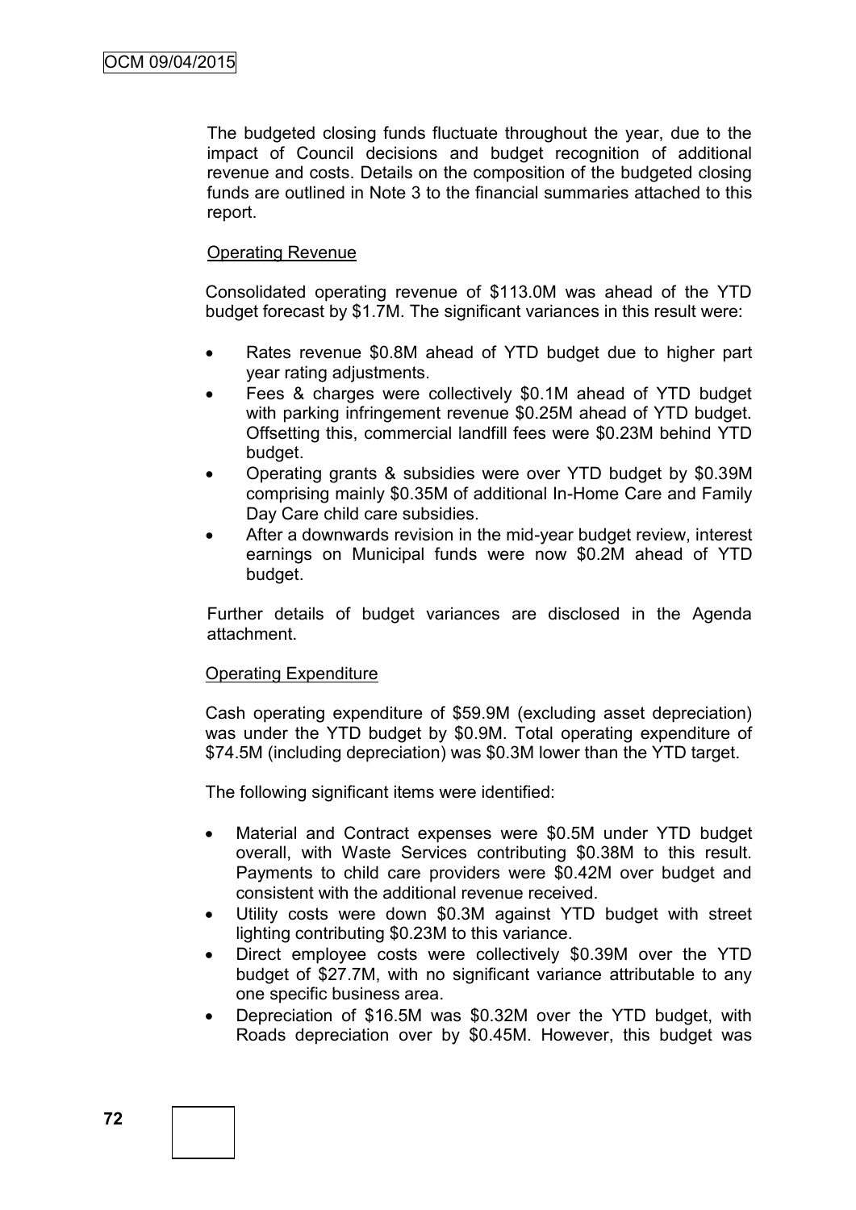The budgeted closing funds fluctuate throughout the year, due to the impact of Council decisions and budget recognition of additional revenue and costs. Details on the composition of the budgeted closing funds are outlined in Note 3 to the financial summaries attached to this report.

Operating Revenue

Consolidated operating revenue of $113.0M was ahead of the YTD budget forecast by $1.7M. The significant variances in this result were:

- Rates revenue $0.8M ahead of YTD budget due to higher part year rating adjustments.
- Fees & charges were collectively $0.1M ahead of YTD budget with parking infringement revenue $0.25M ahead of YTD budget. Offsetting this, commercial landfill fees were $0.23M behind YTD budget.
- Operating grants & subsidies were over YTD budget by $0.39M comprising mainly $0.35M of additional In-Home Care and Family Day Care child care subsidies.
- After a downwards revision in the mid-year budget review, interest earnings on Municipal funds were now $0.2M ahead of YTD budget.

Further details of budget variances are disclosed in the Agenda attachment.

Operating Expenditure

Cash operating expenditure of $59.9M (excluding asset depreciation) was under the YTD budget by $0.9M. Total operating expenditure of $74.5M (including depreciation) was $0.3M lower than the YTD target.

The following significant items were identified:

- Material and Contract expenses were $0.5M under YTD budget overall, with Waste Services contributing $0.38M to this result. Payments to child care providers were $0.42M over budget and consistent with the additional revenue received.
- Utility costs were down $0.3M against YTD budget with street lighting contributing $0.23M to this variance.
- Direct employee costs were collectively $0.39M over the YTD budget of $27.7M, with no significant variance attributable to any one specific business area.
- Depreciation of $16.5M was $0.32M over the YTD budget, with Roads depreciation over by $0.45M. However, this budget was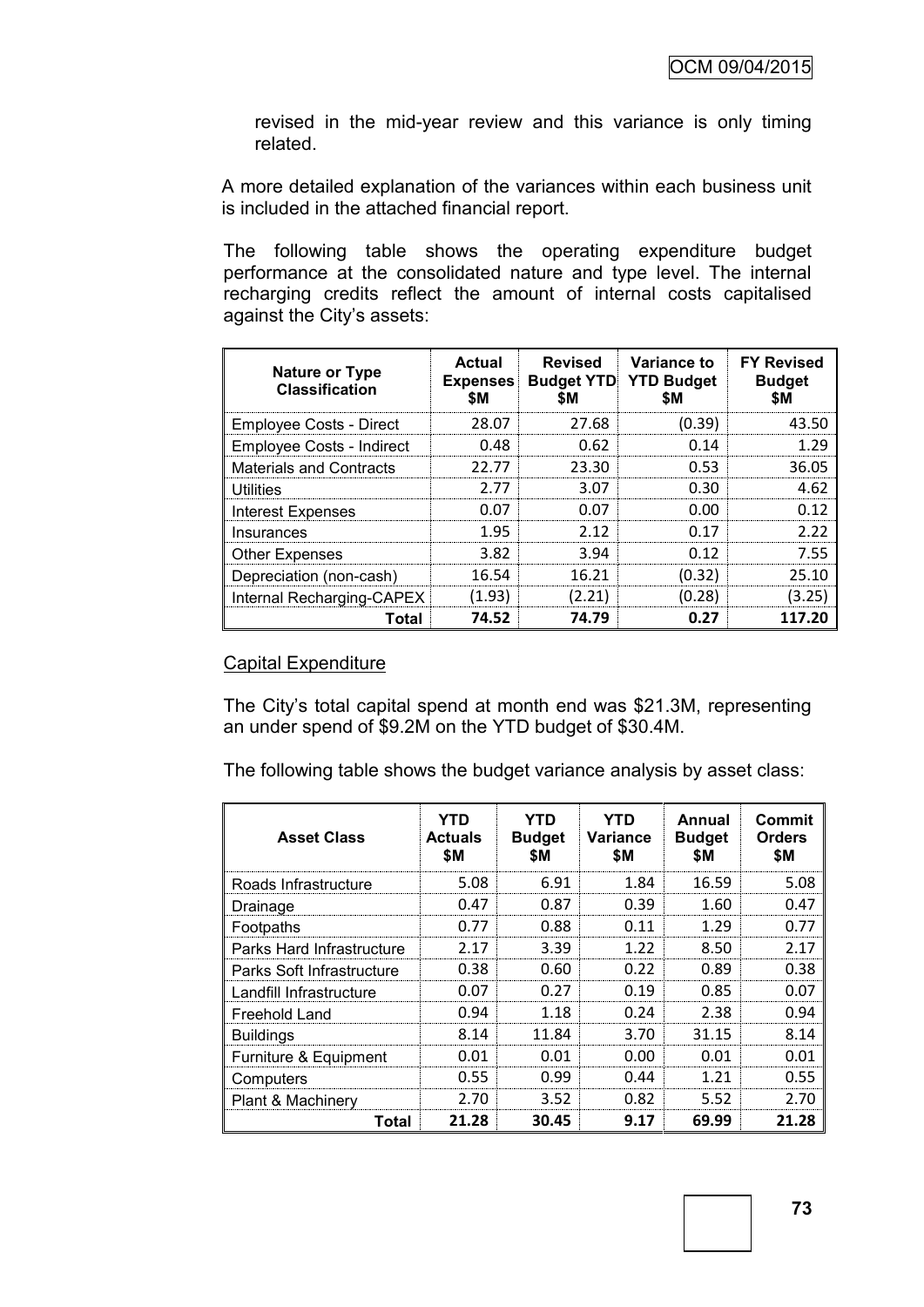revised in the mid-year review and this variance is only timing related.

A more detailed explanation of the variances within each business unit is included in the attached financial report.

The following table shows the operating expenditure budget performance at the consolidated nature and type level. The internal recharging credits reflect the amount of internal costs capitalised against the City's assets:

| Nature or Type Classification | Actual Expenses $M | Revised Budget YTD $M | Variance to YTD Budget $M | FY Revised Budget $M |
|---|---|---|---|---|
| Employee Costs - Direct | 28.07 | 27.68 | (0.39) | 43.50 |
| Employee Costs - Indirect | 0.48 | 0.62 | 0.14 | 1.29 |
| Materials and Contracts | 22.77 | 23.30 | 0.53 | 36.05 |
| Utilities | 2.77 | 3.07 | 0.30 | 4.62 |
| Interest Expenses | 0.07 | 0.07 | 0.00 | 0.12 |
| Insurances | 1.95 | 2.12 | 0.17 | 2.22 |
| Other Expenses | 3.82 | 3.94 | 0.12 | 7.55 |
| Depreciation (non-cash) | 16.54 | 16.21 | (0.32) | 25.10 |
| Internal Recharging-CAPEX | (1.93) | (2.21) | (0.28) | (3.25) |
| **Total** | **74.52** | **74.79** | **0.27** | **117.20** |

<u>Capital Expenditure</u>

The City's total capital spend at month end was $21.3M, representing an under spend of $9.2M on the YTD budget of $30.4M.

The following table shows the budget variance analysis by asset class:

| Asset Class | YTD Actuals $M | YTD Budget $M | YTD Variance $M | Annual Budget $M | Commit Orders $M |
|---|---|---|---|---|---|
| Roads Infrastructure | 5.08 | 6.91 | 1.84 | 16.59 | 5.08 |
| Drainage | 0.47 | 0.87 | 0.39 | 1.60 | 0.47 |
| Footpaths | 0.77 | 0.88 | 0.11 | 1.29 | 0.77 |
| Parks Hard Infrastructure | 2.17 | 3.39 | 1.22 | 8.50 | 2.17 |
| Parks Soft Infrastructure | 0.38 | 0.60 | 0.22 | 0.89 | 0.38 |
| Landfill Infrastructure | 0.07 | 0.27 | 0.19 | 0.85 | 0.07 |
| Freehold Land | 0.94 | 1.18 | 0.24 | 2.38 | 0.94 |
| Buildings | 8.14 | 11.84 | 3.70 | 31.15 | 8.14 |
| Furniture & Equipment | 0.01 | 0.01 | 0.00 | 0.01 | 0.01 |
| Computers | 0.55 | 0.99 | 0.44 | 1.21 | 0.55 |
| Plant & Machinery | 2.70 | 3.52 | 0.82 | 5.52 | 2.70 |
| **Total** | **21.28** | **30.45** | **9.17** | **69.99** | **21.28** |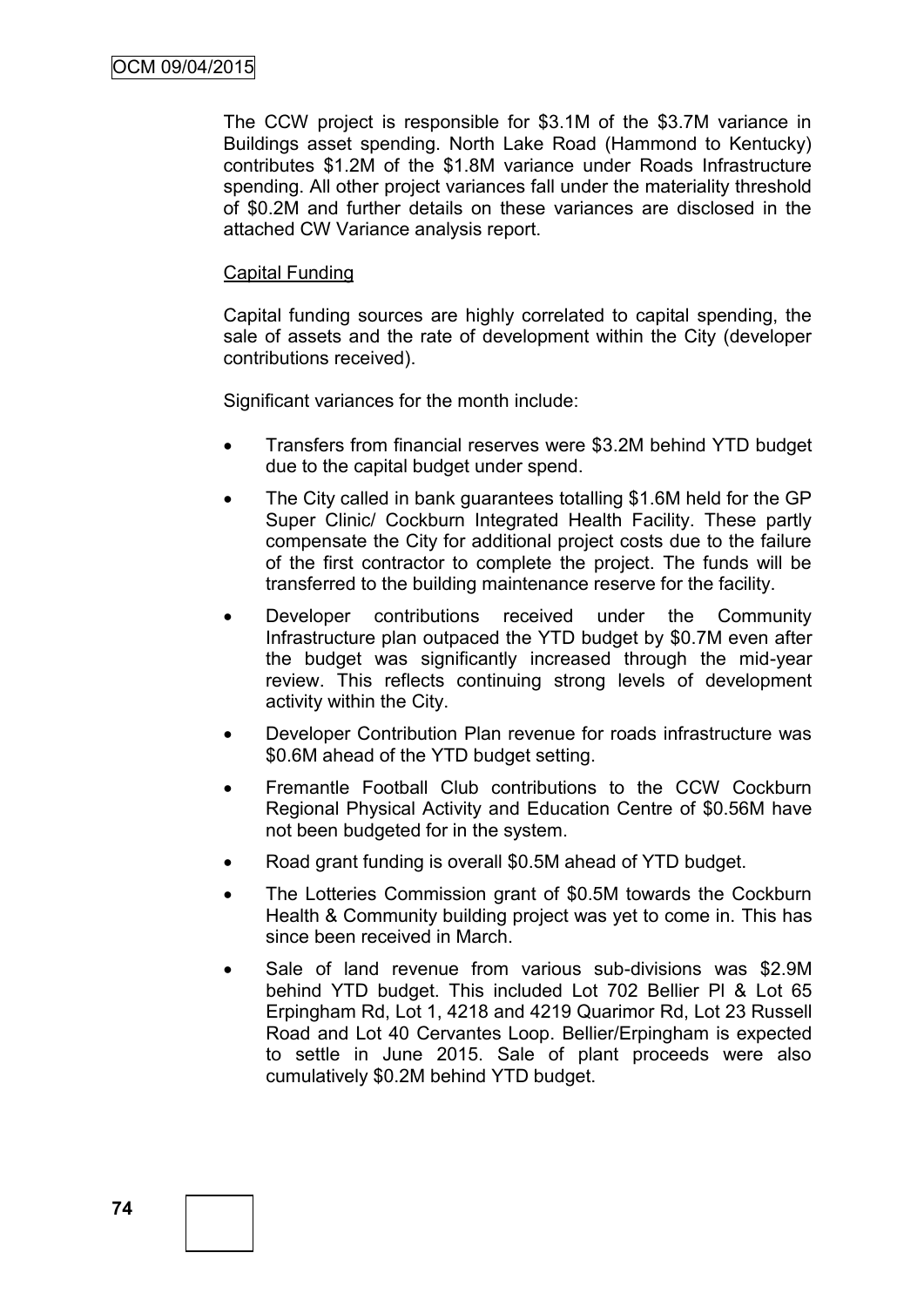The CCW project is responsible for $3.1M of the $3.7M variance in Buildings asset spending. North Lake Road (Hammond to Kentucky) contributes $1.2M of the $1.8M variance under Roads Infrastructure spending. All other project variances fall under the materiality threshold of $0.2M and further details on these variances are disclosed in the attached CW Variance analysis report.

Capital Funding

Capital funding sources are highly correlated to capital spending, the sale of assets and the rate of development within the City (developer contributions received).

Significant variances for the month include:

- Transfers from financial reserves were $3.2M behind YTD budget due to the capital budget under spend.
- The City called in bank guarantees totalling $1.6M held for the GP Super Clinic/ Cockburn Integrated Health Facility. These partly compensate the City for additional project costs due to the failure of the first contractor to complete the project. The funds will be transferred to the building maintenance reserve for the facility.
- Developer contributions received under the Community Infrastructure plan outpaced the YTD budget by $0.7M even after the budget was significantly increased through the mid-year review. This reflects continuing strong levels of development activity within the City.
- Developer Contribution Plan revenue for roads infrastructure was $0.6M ahead of the YTD budget setting.
- Fremantle Football Club contributions to the CCW Cockburn Regional Physical Activity and Education Centre of $0.56M have not been budgeted for in the system.
- Road grant funding is overall $0.5M ahead of YTD budget.
- The Lotteries Commission grant of $0.5M towards the Cockburn Health & Community building project was yet to come in. This has since been received in March.
- Sale of land revenue from various sub-divisions was $2.9M behind YTD budget. This included Lot 702 Bellier Pl & Lot 65 Erpingham Rd, Lot 1, 4218 and 4219 Quarimor Rd, Lot 23 Russell Road and Lot 40 Cervantes Loop. Bellier/Erpingham is expected to settle in June 2015. Sale of plant proceeds were also cumulatively $0.2M behind YTD budget.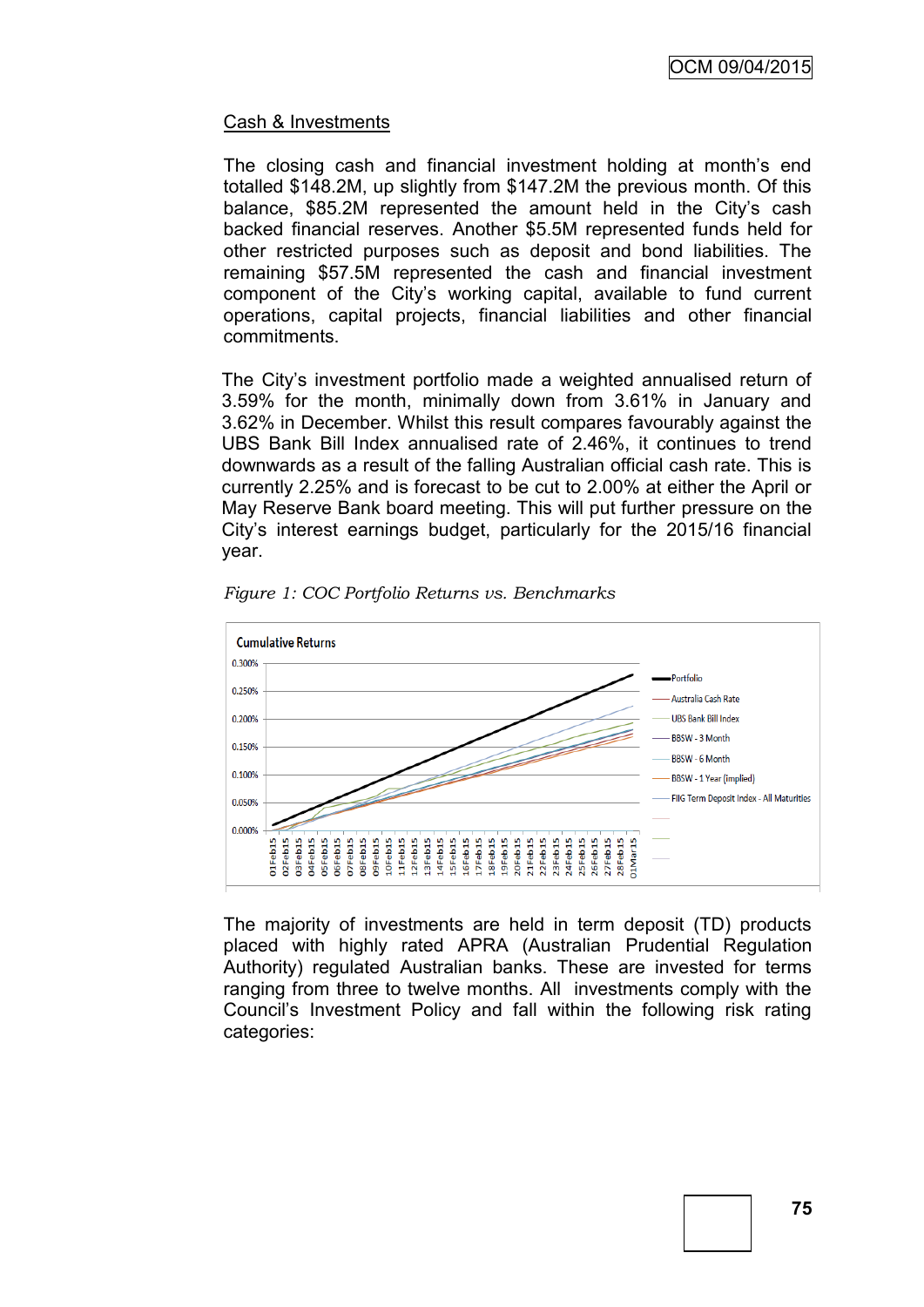## Cash & Investments

The closing cash and financial investment holding at month's end totalled $148.2M, up slightly from $147.2M the previous month. Of this balance, $85.2M represented the amount held in the City's cash backed financial reserves. Another $5.5M represented funds held for other restricted purposes such as deposit and bond liabilities. The remaining $57.5M represented the cash and financial investment component of the City's working capital, available to fund current operations, capital projects, financial liabilities and other financial commitments.

The City's investment portfolio made a weighted annualised return of 3.59% for the month, minimally down from 3.61% in January and 3.62% in December. Whilst this result compares favourably against the UBS Bank Bill Index annualised rate of 2.46%, it continues to trend downwards as a result of the falling Australian official cash rate. This is currently 2.25% and is forecast to be cut to 2.00% at either the April or May Reserve Bank board meeting. This will put further pressure on the City's interest earnings budget, particularly for the 2015/16 financial year.

*Figure 1: COC Portfolio Returns vs. Benchmarks*

The majority of investments are held in term deposit (TD) products placed with highly rated APRA (Australian Prudential Regulation Authority) regulated Australian banks. These are invested for terms ranging from three to twelve months. All investments comply with the Council's Investment Policy and fall within the following risk rating categories: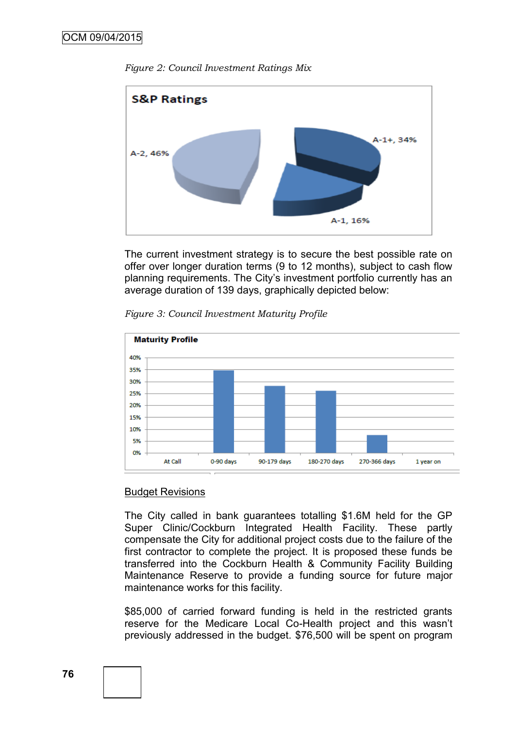*Figure 2: Council Investment Ratings Mix*

**S&P Ratings**

A-2, 46%

A-1+, 34%

A-1, 16%

The current investment strategy is to secure the best possible rate on offer over longer duration terms (9 to 12 months), subject to cash flow planning requirements. The City's investment portfolio currently has an average duration of 139 days, graphically depicted below:

*Figure 3: Council Investment Maturity Profile*

**Maturity Profile**

| At Call | 0-90 days | 90-179 days | 180-270 days | 270-366 days | 1 year on |
|---|---|---|---|---|---|
| 0% | ~35% | ~28% | ~26% | ~7% | 0% |

Budget Revisions

The City called in bank guarantees totalling $1.6M held for the GP Super Clinic/Cockburn Integrated Health Facility. These partly compensate the City for additional project costs due to the failure of the first contractor to complete the project. It is proposed these funds be transferred into the Cockburn Health & Community Facility Building Maintenance Reserve to provide a funding source for future major maintenance works for this facility.

$85,000 of carried forward funding is held in the restricted grants reserve for the Medicare Local Co-Health project and this wasn't previously addressed in the budget. $76,500 will be spent on program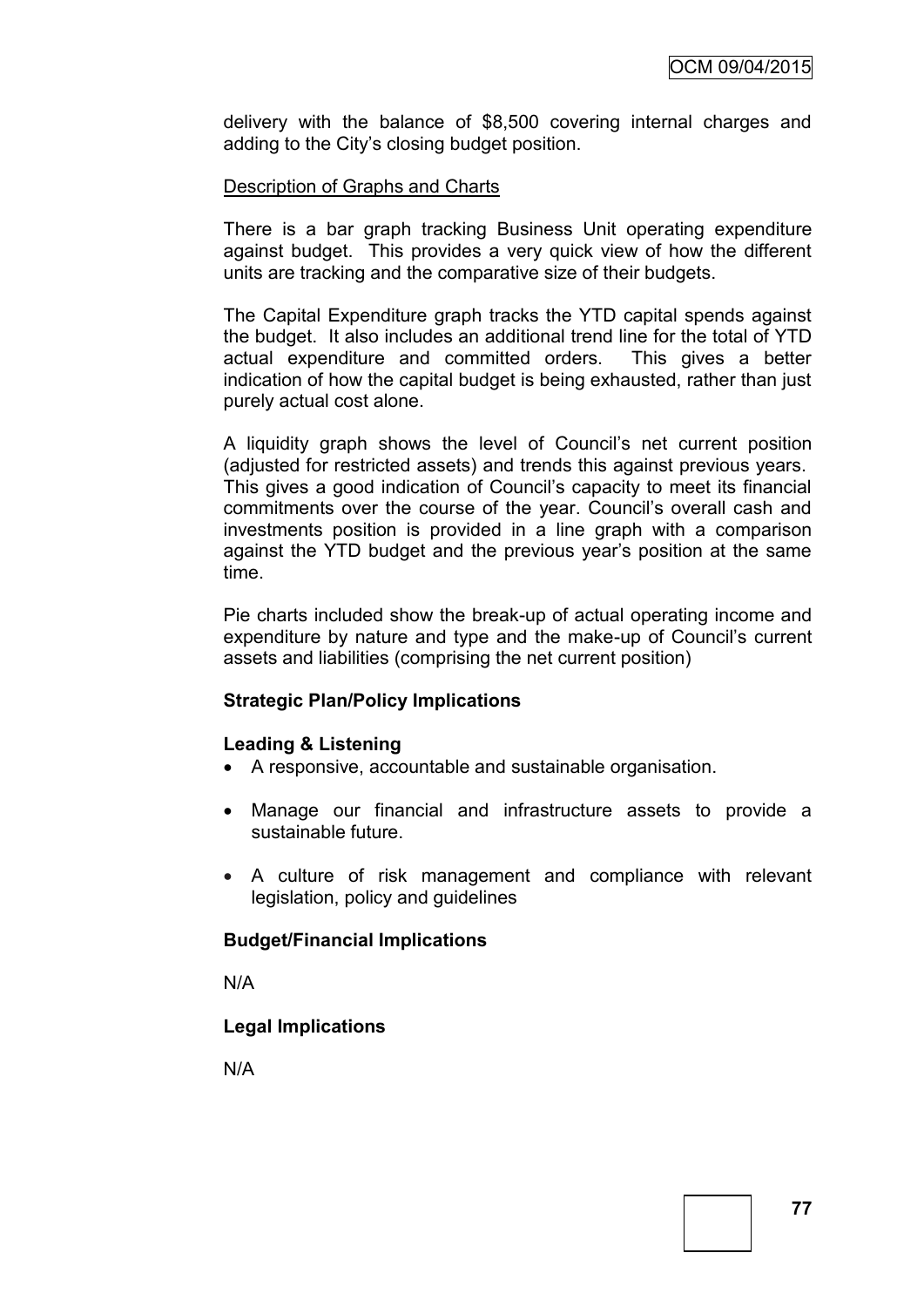delivery with the balance of $8,500 covering internal charges and adding to the City's closing budget position.

Description of Graphs and Charts

There is a bar graph tracking Business Unit operating expenditure against budget. This provides a very quick view of how the different units are tracking and the comparative size of their budgets.

The Capital Expenditure graph tracks the YTD capital spends against the budget. It also includes an additional trend line for the total of YTD actual expenditure and committed orders. This gives a better indication of how the capital budget is being exhausted, rather than just purely actual cost alone.

A liquidity graph shows the level of Council's net current position (adjusted for restricted assets) and trends this against previous years. This gives a good indication of Council's capacity to meet its financial commitments over the course of the year. Council's overall cash and investments position is provided in a line graph with a comparison against the YTD budget and the previous year's position at the same time.

Pie charts included show the break-up of actual operating income and expenditure by nature and type and the make-up of Council's current assets and liabilities (comprising the net current position)

**Strategic Plan/Policy Implications**

**Leading & Listening**

- A responsive, accountable and sustainable organisation.
- Manage our financial and infrastructure assets to provide a sustainable future.
- A culture of risk management and compliance with relevant legislation, policy and guidelines

**Budget/Financial Implications**

N/A

**Legal Implications**

N/A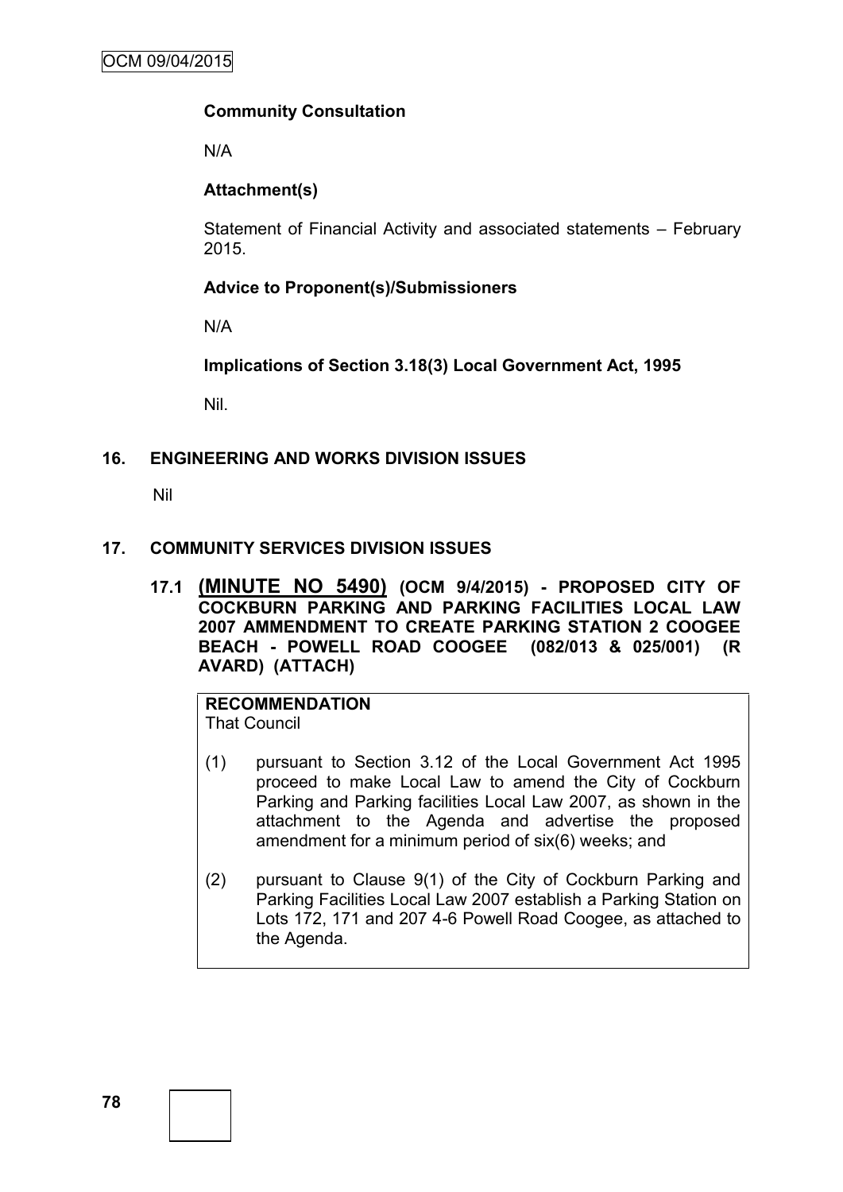**Community Consultation**

N/A

**Attachment(s)**

Statement of Financial Activity and associated statements – February 2015.

**Advice to Proponent(s)/Submissioners**

N/A

**Implications of Section 3.18(3) Local Government Act, 1995**

Nil.

## 16. ENGINEERING AND WORKS DIVISION ISSUES

Nil

## 17. COMMUNITY SERVICES DIVISION ISSUES

### 17.1 (MINUTE NO 5490) (OCM 9/4/2015) - PROPOSED CITY OF COCKBURN PARKING AND PARKING FACILITIES LOCAL LAW 2007 AMMENDMENT TO CREATE PARKING STATION 2 COOGEE BEACH - POWELL ROAD COOGEE (082/013 & 025/001) (R AVARD) (ATTACH)

**RECOMMENDATION**
That Council

(1) pursuant to Section 3.12 of the Local Government Act 1995 proceed to make Local Law to amend the City of Cockburn Parking and Parking facilities Local Law 2007, as shown in the attachment to the Agenda and advertise the proposed amendment for a minimum period of six(6) weeks; and

(2) pursuant to Clause 9(1) of the City of Cockburn Parking and Parking Facilities Local Law 2007 establish a Parking Station on Lots 172, 171 and 207 4-6 Powell Road Coogee, as attached to the Agenda.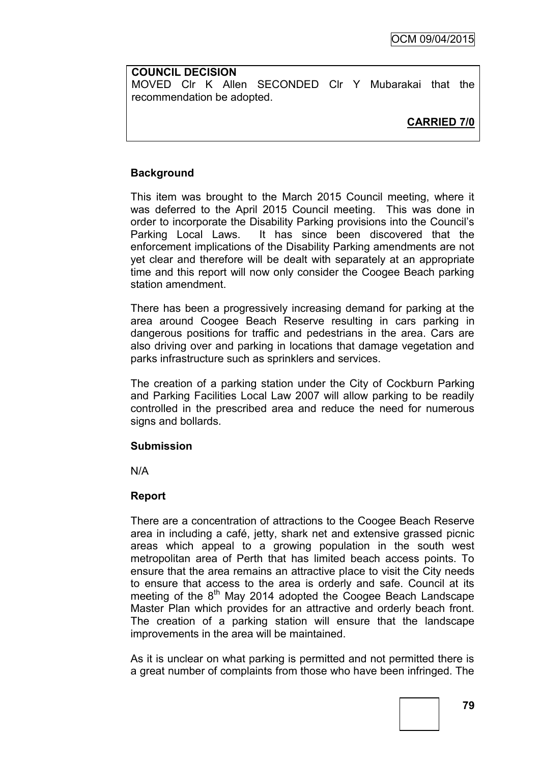**COUNCIL DECISION**

MOVED Clr K Allen SECONDED Clr Y Mubarakai that the recommendation be adopted.

**CARRIED 7/0**

**Background**

This item was brought to the March 2015 Council meeting, where it was deferred to the April 2015 Council meeting. This was done in order to incorporate the Disability Parking provisions into the Council's Parking Local Laws. It has since been discovered that the enforcement implications of the Disability Parking amendments are not yet clear and therefore will be dealt with separately at an appropriate time and this report will now only consider the Coogee Beach parking station amendment.

There has been a progressively increasing demand for parking at the area around Coogee Beach Reserve resulting in cars parking in dangerous positions for traffic and pedestrians in the area. Cars are also driving over and parking in locations that damage vegetation and parks infrastructure such as sprinklers and services.

The creation of a parking station under the City of Cockburn Parking and Parking Facilities Local Law 2007 will allow parking to be readily controlled in the prescribed area and reduce the need for numerous signs and bollards.

**Submission**

N/A

**Report**

There are a concentration of attractions to the Coogee Beach Reserve area in including a café, jetty, shark net and extensive grassed picnic areas which appeal to a growing population in the south west metropolitan area of Perth that has limited beach access points. To ensure that the area remains an attractive place to visit the City needs to ensure that access to the area is orderly and safe. Council at its meeting of the 8th May 2014 adopted the Coogee Beach Landscape Master Plan which provides for an attractive and orderly beach front. The creation of a parking station will ensure that the landscape improvements in the area will be maintained.

As it is unclear on what parking is permitted and not permitted there is a great number of complaints from those who have been infringed. The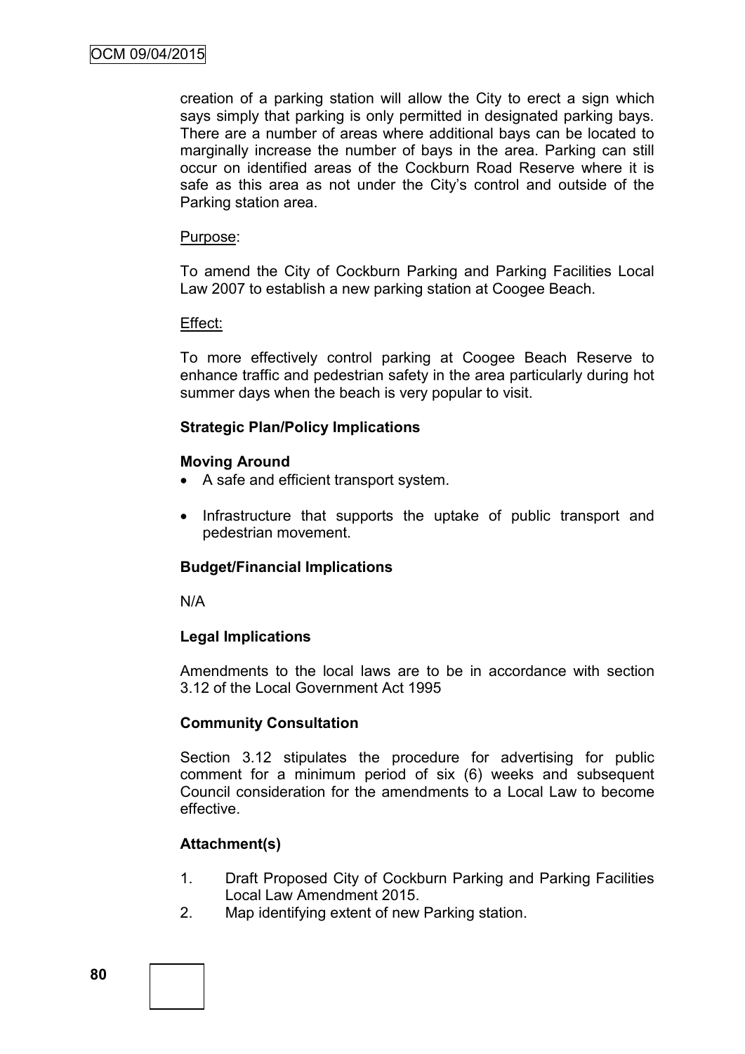creation of a parking station will allow the City to erect a sign which says simply that parking is only permitted in designated parking bays. There are a number of areas where additional bays can be located to marginally increase the number of bays in the area. Parking can still occur on identified areas of the Cockburn Road Reserve where it is safe as this area as not under the City's control and outside of the Parking station area.

Purpose:

To amend the City of Cockburn Parking and Parking Facilities Local Law 2007 to establish a new parking station at Coogee Beach.

Effect:

To more effectively control parking at Coogee Beach Reserve to enhance traffic and pedestrian safety in the area particularly during hot summer days when the beach is very popular to visit.

**Strategic Plan/Policy Implications**

**Moving Around**

- A safe and efficient transport system.
- Infrastructure that supports the uptake of public transport and pedestrian movement.

**Budget/Financial Implications**

N/A

**Legal Implications**

Amendments to the local laws are to be in accordance with section 3.12 of the Local Government Act 1995

**Community Consultation**

Section 3.12 stipulates the procedure for advertising for public comment for a minimum period of six (6) weeks and subsequent Council consideration for the amendments to a Local Law to become effective.

**Attachment(s)**

1. Draft Proposed City of Cockburn Parking and Parking Facilities Local Law Amendment 2015.
2. Map identifying extent of new Parking station.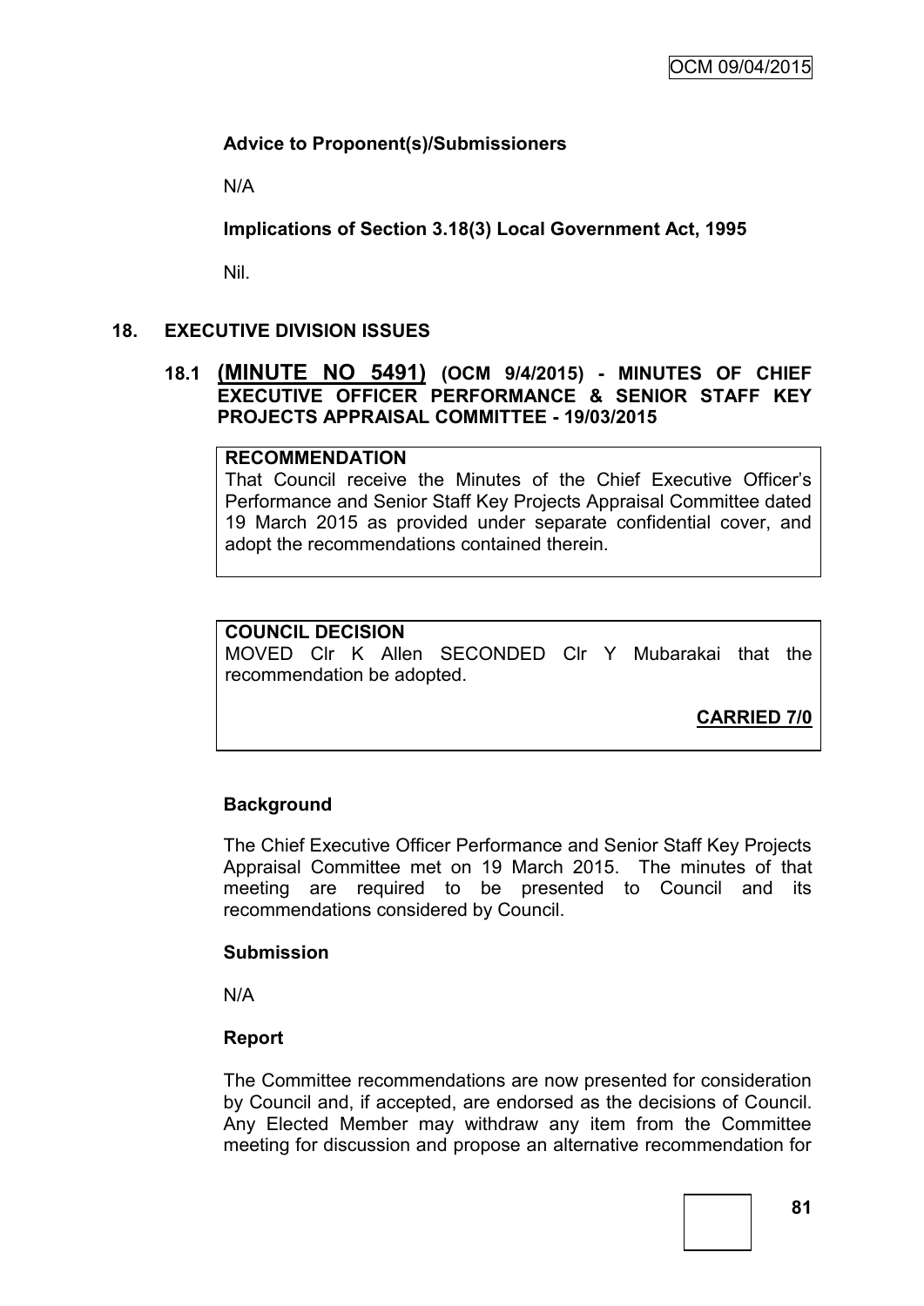**Advice to Proponent(s)/Submissioners**

N/A

**Implications of Section 3.18(3) Local Government Act, 1995**

Nil.

## 18. EXECUTIVE DIVISION ISSUES

### 18.1 (MINUTE NO 5491) (OCM 9/4/2015) - MINUTES OF CHIEF EXECUTIVE OFFICER PERFORMANCE & SENIOR STAFF KEY PROJECTS APPRAISAL COMMITTEE - 19/03/2015

**RECOMMENDATION**

That Council receive the Minutes of the Chief Executive Officer's Performance and Senior Staff Key Projects Appraisal Committee dated 19 March 2015 as provided under separate confidential cover, and adopt the recommendations contained therein.

**COUNCIL DECISION**

MOVED Clr K Allen SECONDED Clr Y Mubarakai that the recommendation be adopted.

**CARRIED 7/0**

**Background**

The Chief Executive Officer Performance and Senior Staff Key Projects Appraisal Committee met on 19 March 2015. The minutes of that meeting are required to be presented to Council and its recommendations considered by Council.

**Submission**

N/A

**Report**

The Committee recommendations are now presented for consideration by Council and, if accepted, are endorsed as the decisions of Council. Any Elected Member may withdraw any item from the Committee meeting for discussion and propose an alternative recommendation for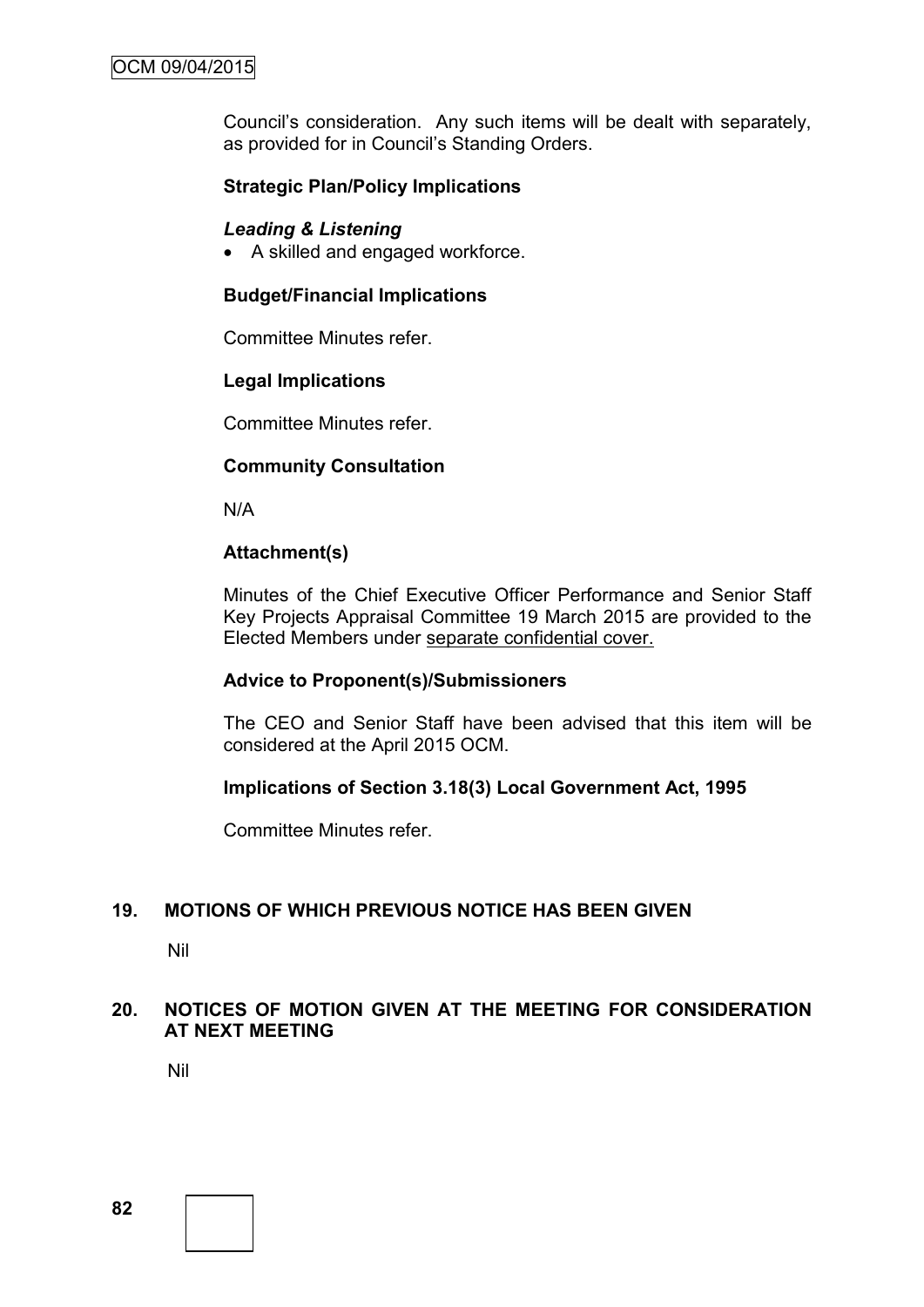Council's consideration. Any such items will be dealt with separately, as provided for in Council's Standing Orders.

**Strategic Plan/Policy Implications**

***Leading & Listening***

- A skilled and engaged workforce.

**Budget/Financial Implications**

Committee Minutes refer.

**Legal Implications**

Committee Minutes refer.

**Community Consultation**

N/A

**Attachment(s)**

Minutes of the Chief Executive Officer Performance and Senior Staff Key Projects Appraisal Committee 19 March 2015 are provided to the Elected Members under separate confidential cover.

**Advice to Proponent(s)/Submissioners**

The CEO and Senior Staff have been advised that this item will be considered at the April 2015 OCM.

**Implications of Section 3.18(3) Local Government Act, 1995**

Committee Minutes refer.

## 19. MOTIONS OF WHICH PREVIOUS NOTICE HAS BEEN GIVEN

Nil

## 20. NOTICES OF MOTION GIVEN AT THE MEETING FOR CONSIDERATION AT NEXT MEETING

Nil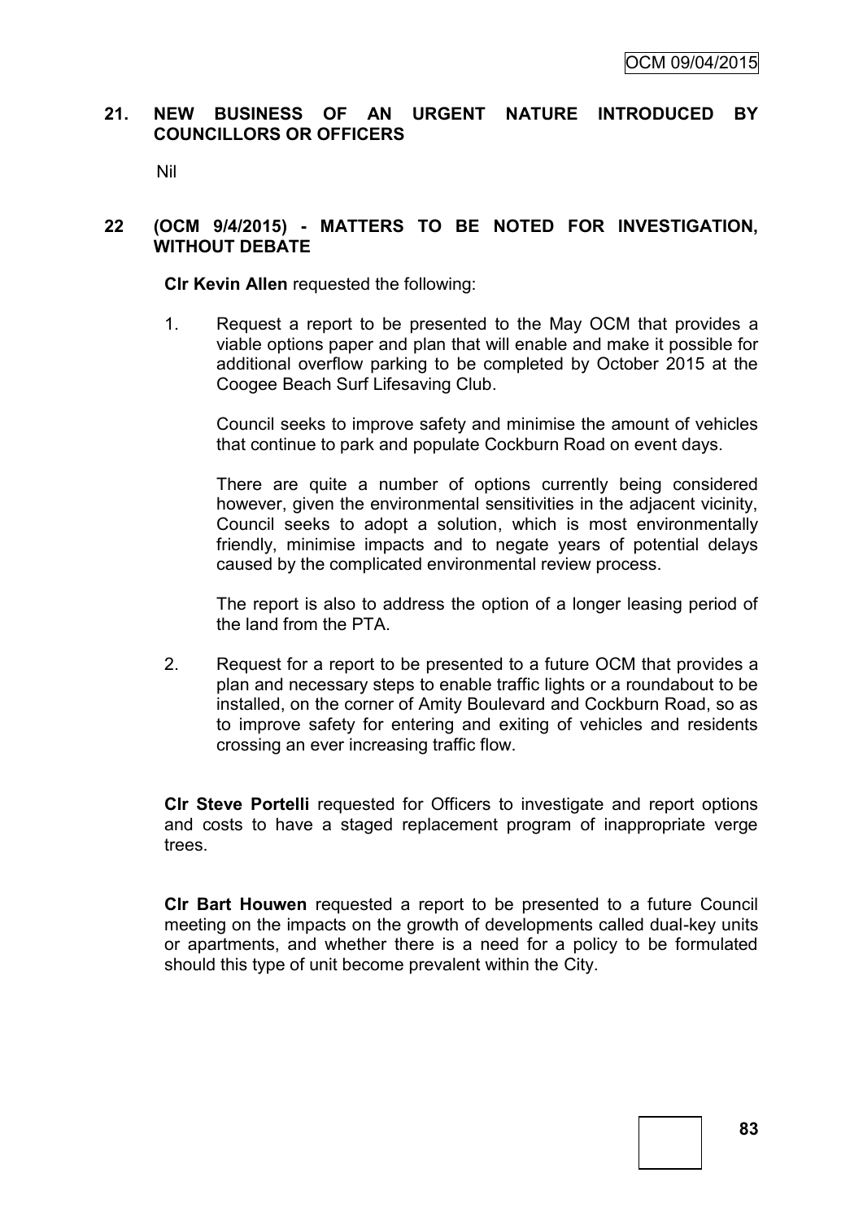## 21. NEW BUSINESS OF AN URGENT NATURE INTRODUCED BY COUNCILLORS OR OFFICERS

Nil

## 22 (OCM 9/4/2015) - MATTERS TO BE NOTED FOR INVESTIGATION, WITHOUT DEBATE

**Clr Kevin Allen** requested the following:

1. Request a report to be presented to the May OCM that provides a viable options paper and plan that will enable and make it possible for additional overflow parking to be completed by October 2015 at the Coogee Beach Surf Lifesaving Club.

   Council seeks to improve safety and minimise the amount of vehicles that continue to park and populate Cockburn Road on event days.

   There are quite a number of options currently being considered however, given the environmental sensitivities in the adjacent vicinity, Council seeks to adopt a solution, which is most environmentally friendly, minimise impacts and to negate years of potential delays caused by the complicated environmental review process.

   The report is also to address the option of a longer leasing period of the land from the PTA.

2. Request for a report to be presented to a future OCM that provides a plan and necessary steps to enable traffic lights or a roundabout to be installed, on the corner of Amity Boulevard and Cockburn Road, so as to improve safety for entering and exiting of vehicles and residents crossing an ever increasing traffic flow.

**Clr Steve Portelli** requested for Officers to investigate and report options and costs to have a staged replacement program of inappropriate verge trees.

**Clr Bart Houwen** requested a report to be presented to a future Council meeting on the impacts on the growth of developments called dual-key units or apartments, and whether there is a need for a policy to be formulated should this type of unit become prevalent within the City.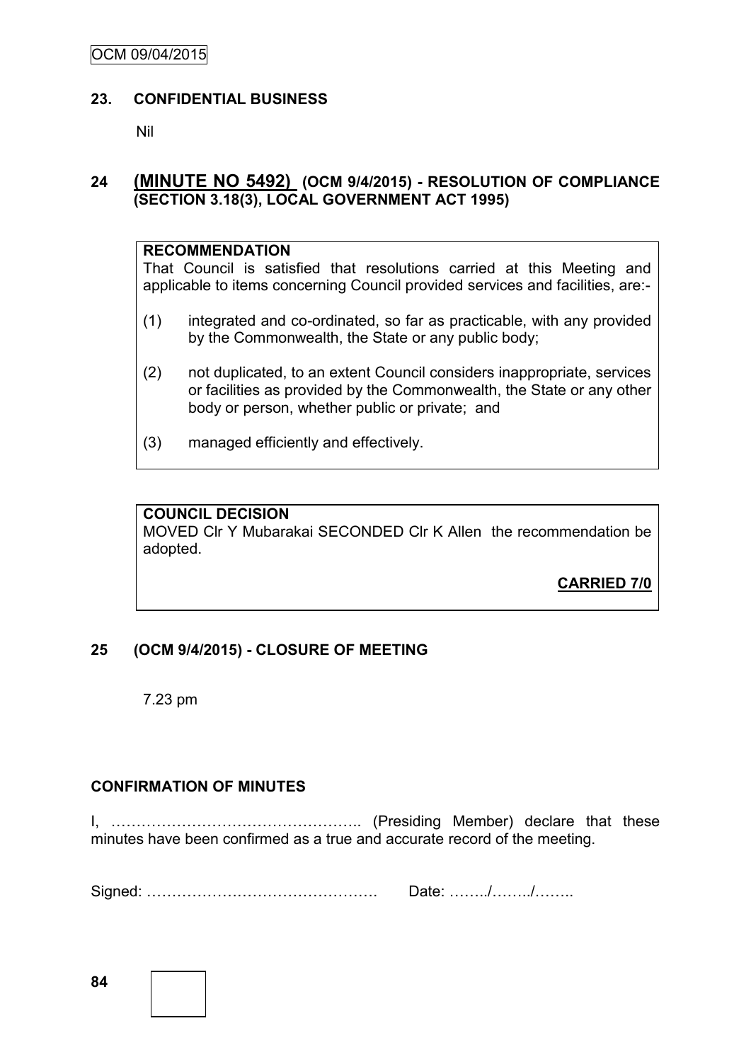## 23. CONFIDENTIAL BUSINESS

Nil

## 24 (MINUTE NO 5492) (OCM 9/4/2015) - RESOLUTION OF COMPLIANCE (SECTION 3.18(3), LOCAL GOVERNMENT ACT 1995)

**RECOMMENDATION**

That Council is satisfied that resolutions carried at this Meeting and applicable to items concerning Council provided services and facilities, are:-

(1) integrated and co-ordinated, so far as practicable, with any provided by the Commonwealth, the State or any public body;

(2) not duplicated, to an extent Council considers inappropriate, services or facilities as provided by the Commonwealth, the State or any other body or person, whether public or private; and

(3) managed efficiently and effectively.

**COUNCIL DECISION**

MOVED Clr Y Mubarakai SECONDED Clr K Allen the recommendation be adopted.

**CARRIED 7/0**

## 25 (OCM 9/4/2015) - CLOSURE OF MEETING

7.23 pm

**CONFIRMATION OF MINUTES**

I, ………………………………………….. (Presiding Member) declare that these minutes have been confirmed as a true and accurate record of the meeting.

Signed: ………………………………………. Date: ……../……../……..